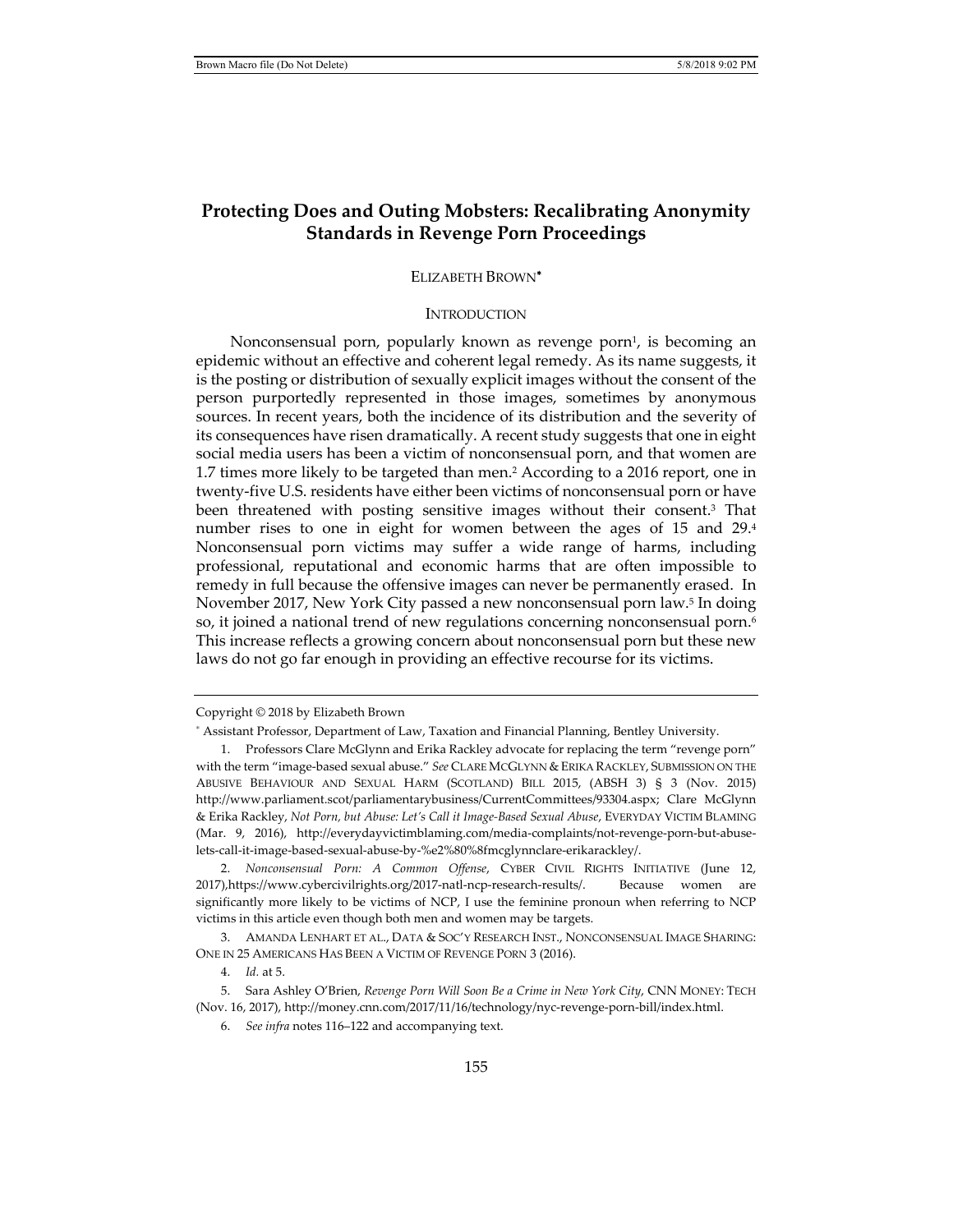# Protecting Does and Outing Mobsters: Recalibrating Anonymity Standards in Revenge Porn Proceedings

ELIZABETH BROWN[*]

## INTRODUCTION

Nonconsensual porn, popularly known as revenge porn[1], is becoming an epidemic without an effective and coherent legal remedy. As its name suggests, it is the posting or distribution of sexually explicit images without the consent of the person purportedly represented in those images, sometimes by anonymous sources. In recent years, both the incidence of its distribution and the severity of its consequences have risen dramatically. A recent study suggests that one in eight social media users has been a victim of nonconsensual porn, and that women are 1.7 times more likely to be targeted than men.[2] According to a 2016 report, one in twenty-five U.S. residents have either been victims of nonconsensual porn or have been threatened with posting sensitive images without their consent.[3] That number rises to one in eight for women between the ages of 15 and 29.[4] Nonconsensual porn victims may suffer a wide range of harms, including professional, reputational and economic harms that are often impossible to remedy in full because the offensive images can never be permanently erased. In November 2017, New York City passed a new nonconsensual porn law.[5] In doing so, it joined a national trend of new regulations concerning nonconsensual porn.[6] This increase reflects a growing concern about nonconsensual porn but these new laws do not go far enough in providing an effective recourse for its victims.

---

Copyright © 2018 by Elizabeth Brown

[*] Assistant Professor, Department of Law, Taxation and Financial Planning, Bentley University.

1. Professors Clare McGlynn and Erika Rackley advocate for replacing the term "revenge porn" with the term "image-based sexual abuse." *See* CLARE MCGLYNN & ERIKA RACKLEY, SUBMISSION ON THE ABUSIVE BEHAVIOUR AND SEXUAL HARM (SCOTLAND) BILL 2015, (ABSH 3) § 3 (Nov. 2015) http://www.parliament.scot/parliamentarybusiness/CurrentCommittees/93304.aspx; Clare McGlynn & Erika Rackley, *Not Porn, but Abuse: Let's Call it Image-Based Sexual Abuse*, EVERYDAY VICTIM BLAMING (Mar. 9, 2016), http://everydayvictimblaming.com/media-complaints/not-revenge-porn-but-abuse-lets-call-it-image-based-sexual-abuse-by-%e2%80%8fmcglynnclare-erikarackley/.

2. *Nonconsensual Porn: A Common Offense*, CYBER CIVIL RIGHTS INITIATIVE (June 12, 2017),https://www.cybercivilrights.org/2017-natl-ncp-research-results/. Because women are significantly more likely to be victims of NCP, I use the feminine pronoun when referring to NCP victims in this article even though both men and women may be targets.

3. AMANDA LENHART ET AL., DATA & SOC'Y RESEARCH INST., NONCONSENSUAL IMAGE SHARING: ONE IN 25 AMERICANS HAS BEEN A VICTIM OF REVENGE PORN 3 (2016).

4. *Id.* at 5.

5. Sara Ashley O'Brien, *Revenge Porn Will Soon Be a Crime in New York City*, CNN MONEY: TECH (Nov. 16, 2017), http://money.cnn.com/2017/11/16/technology/nyc-revenge-porn-bill/index.html.

6. *See infra* notes 116–122 and accompanying text.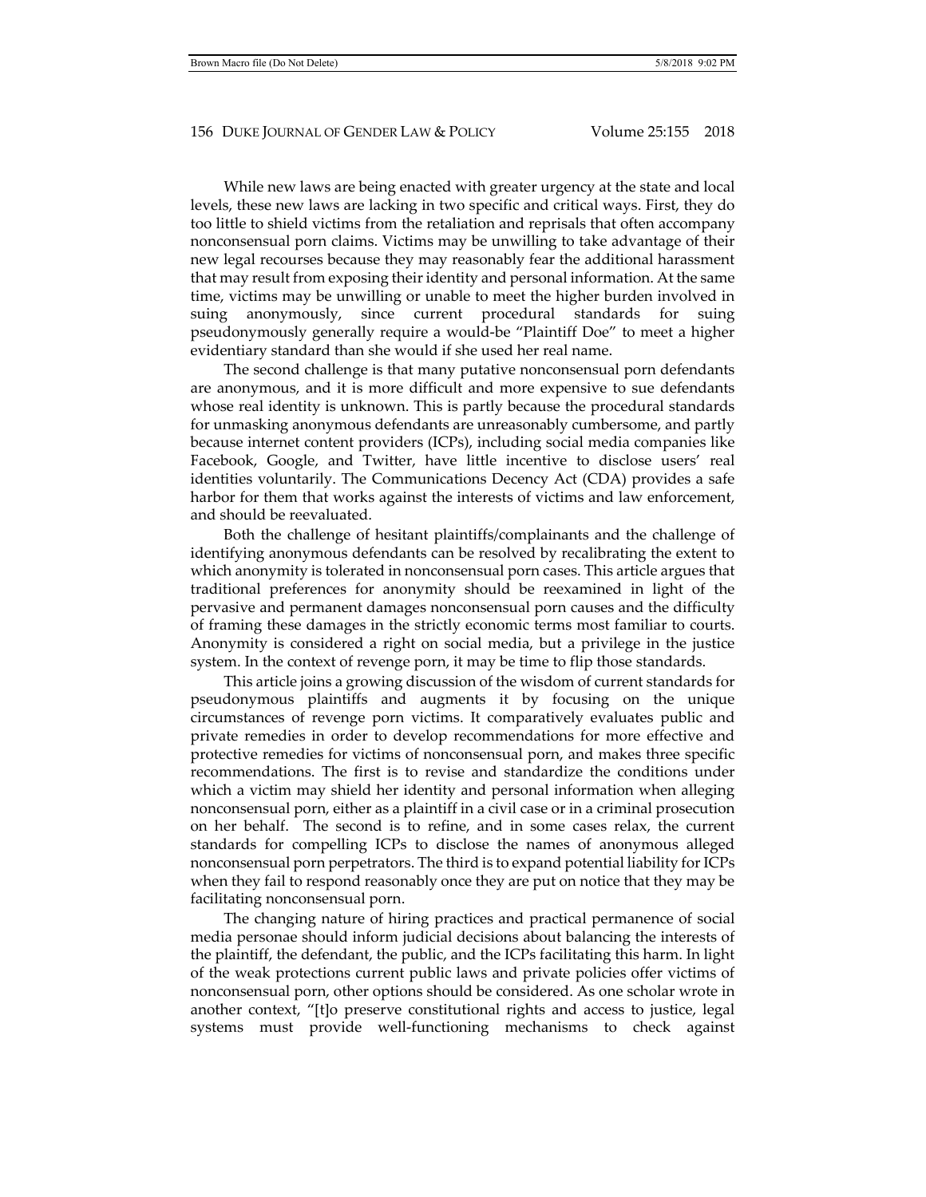While new laws are being enacted with greater urgency at the state and local levels, these new laws are lacking in two specific and critical ways. First, they do too little to shield victims from the retaliation and reprisals that often accompany nonconsensual porn claims. Victims may be unwilling to take advantage of their new legal recourses because they may reasonably fear the additional harassment that may result from exposing their identity and personal information. At the same time, victims may be unwilling or unable to meet the higher burden involved in suing anonymously, since current procedural standards for suing pseudonymously generally require a would-be "Plaintiff Doe" to meet a higher evidentiary standard than she would if she used her real name.

The second challenge is that many putative nonconsensual porn defendants are anonymous, and it is more difficult and more expensive to sue defendants whose real identity is unknown. This is partly because the procedural standards for unmasking anonymous defendants are unreasonably cumbersome, and partly because internet content providers (ICPs), including social media companies like Facebook, Google, and Twitter, have little incentive to disclose users' real identities voluntarily. The Communications Decency Act (CDA) provides a safe harbor for them that works against the interests of victims and law enforcement, and should be reevaluated.

Both the challenge of hesitant plaintiffs/complainants and the challenge of identifying anonymous defendants can be resolved by recalibrating the extent to which anonymity is tolerated in nonconsensual porn cases. This article argues that traditional preferences for anonymity should be reexamined in light of the pervasive and permanent damages nonconsensual porn causes and the difficulty of framing these damages in the strictly economic terms most familiar to courts. Anonymity is considered a right on social media, but a privilege in the justice system. In the context of revenge porn, it may be time to flip those standards.

This article joins a growing discussion of the wisdom of current standards for pseudonymous plaintiffs and augments it by focusing on the unique circumstances of revenge porn victims. It comparatively evaluates public and private remedies in order to develop recommendations for more effective and protective remedies for victims of nonconsensual porn, and makes three specific recommendations. The first is to revise and standardize the conditions under which a victim may shield her identity and personal information when alleging nonconsensual porn, either as a plaintiff in a civil case or in a criminal prosecution on her behalf. The second is to refine, and in some cases relax, the current standards for compelling ICPs to disclose the names of anonymous alleged nonconsensual porn perpetrators. The third is to expand potential liability for ICPs when they fail to respond reasonably once they are put on notice that they may be facilitating nonconsensual porn.

The changing nature of hiring practices and practical permanence of social media personae should inform judicial decisions about balancing the interests of the plaintiff, the defendant, the public, and the ICPs facilitating this harm. In light of the weak protections current public laws and private policies offer victims of nonconsensual porn, other options should be considered. As one scholar wrote in another context, "[t]o preserve constitutional rights and access to justice, legal systems must provide well-functioning mechanisms to check against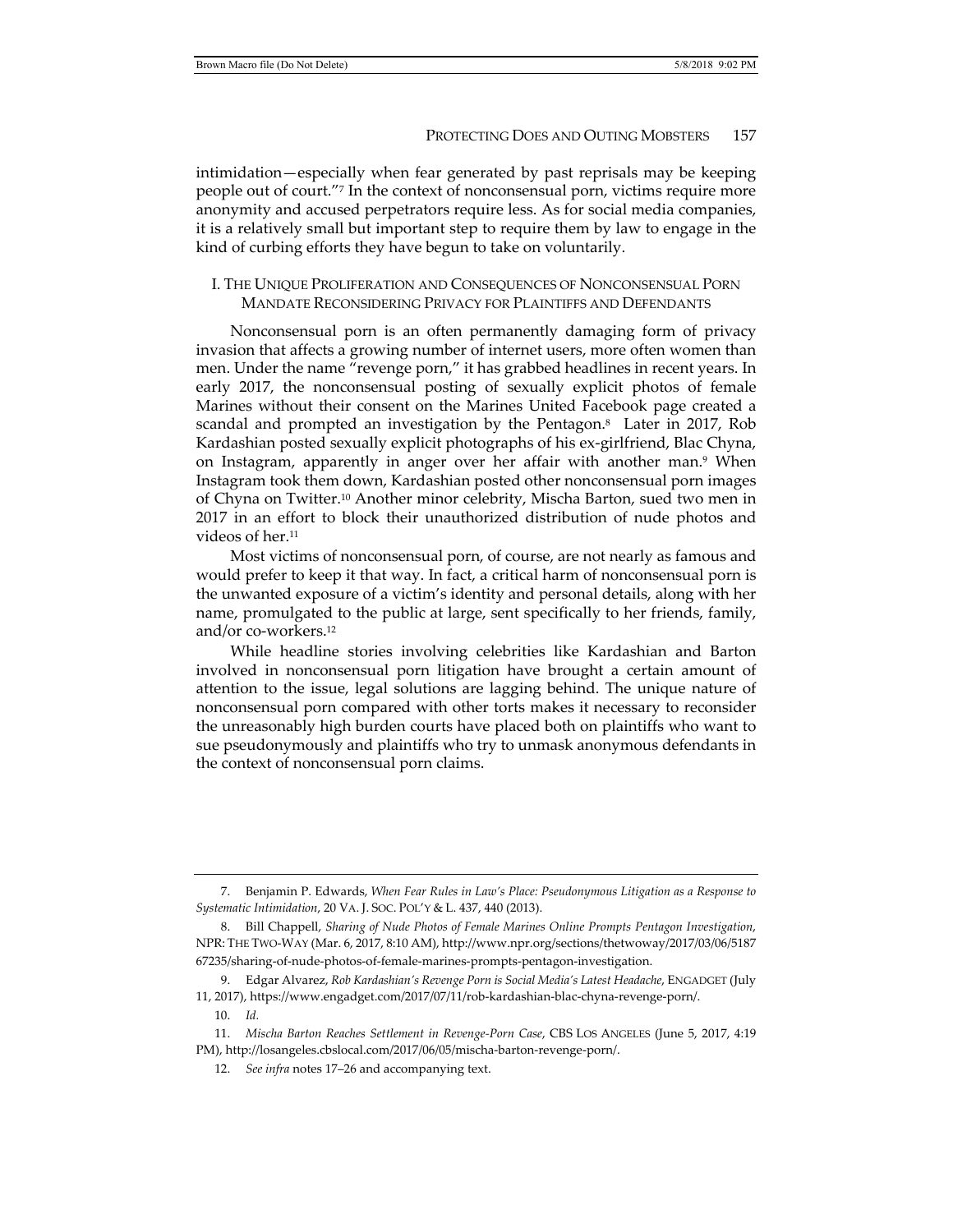intimidation—especially when fear generated by past reprisals may be keeping people out of court."[7] In the context of nonconsensual porn, victims require more anonymity and accused perpetrators require less. As for social media companies, it is a relatively small but important step to require them by law to engage in the kind of curbing efforts they have begun to take on voluntarily.

## I. THE UNIQUE PROLIFERATION AND CONSEQUENCES OF NONCONSENSUAL PORN MANDATE RECONSIDERING PRIVACY FOR PLAINTIFFS AND DEFENDANTS

Nonconsensual porn is an often permanently damaging form of privacy invasion that affects a growing number of internet users, more often women than men. Under the name "revenge porn," it has grabbed headlines in recent years. In early 2017, the nonconsensual posting of sexually explicit photos of female Marines without their consent on the Marines United Facebook page created a scandal and prompted an investigation by the Pentagon.[8] Later in 2017, Rob Kardashian posted sexually explicit photographs of his ex-girlfriend, Blac Chyna, on Instagram, apparently in anger over her affair with another man.[9] When Instagram took them down, Kardashian posted other nonconsensual porn images of Chyna on Twitter.[10] Another minor celebrity, Mischa Barton, sued two men in 2017 in an effort to block their unauthorized distribution of nude photos and videos of her.[11]

Most victims of nonconsensual porn, of course, are not nearly as famous and would prefer to keep it that way. In fact, a critical harm of nonconsensual porn is the unwanted exposure of a victim's identity and personal details, along with her name, promulgated to the public at large, sent specifically to her friends, family, and/or co-workers.[12]

While headline stories involving celebrities like Kardashian and Barton involved in nonconsensual porn litigation have brought a certain amount of attention to the issue, legal solutions are lagging behind. The unique nature of nonconsensual porn compared with other torts makes it necessary to reconsider the unreasonably high burden courts have placed both on plaintiffs who want to sue pseudonymously and plaintiffs who try to unmask anonymous defendants in the context of nonconsensual porn claims.

---

7. Benjamin P. Edwards, *When Fear Rules in Law's Place: Pseudonymous Litigation as a Response to Systematic Intimidation*, 20 VA. J. SOC. POL'Y & L. 437, 440 (2013).

8. Bill Chappell, *Sharing of Nude Photos of Female Marines Online Prompts Pentagon Investigation*, NPR: THE TWO-WAY (Mar. 6, 2017, 8:10 AM), http://www.npr.org/sections/thetwoway/2017/03/06/518767235/sharing-of-nude-photos-of-female-marines-prompts-pentagon-investigation.

9. Edgar Alvarez, *Rob Kardashian's Revenge Porn is Social Media's Latest Headache*, ENGADGET (July 11, 2017), https://www.engadget.com/2017/07/11/rob-kardashian-blac-chyna-revenge-porn/.

10. *Id.*

11. *Mischa Barton Reaches Settlement in Revenge-Porn Case*, CBS LOS ANGELES (June 5, 2017, 4:19 PM), http://losangeles.cbslocal.com/2017/06/05/mischa-barton-revenge-porn/.

12. *See infra* notes 17–26 and accompanying text.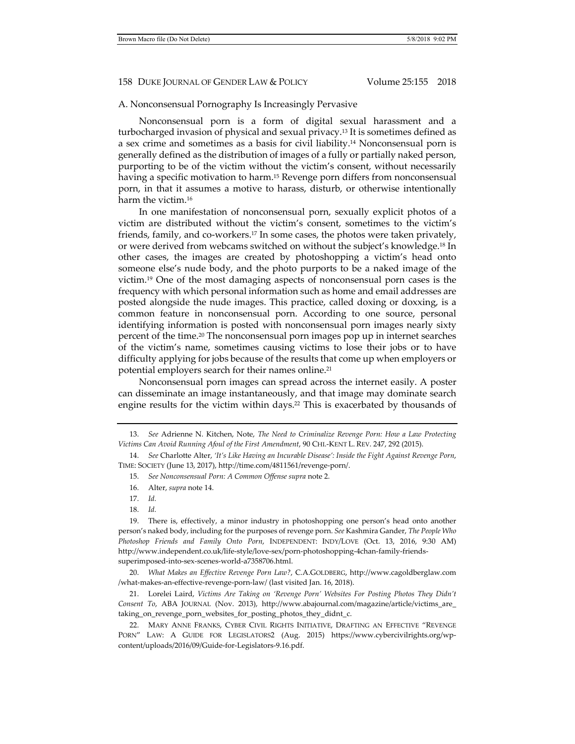### A. Nonconsensual Pornography Is Increasingly Pervasive

Nonconsensual porn is a form of digital sexual harassment and a turbocharged invasion of physical and sexual privacy.[13] It is sometimes defined as a sex crime and sometimes as a basis for civil liability.[14] Nonconsensual porn is generally defined as the distribution of images of a fully or partially naked person, purporting to be of the victim without the victim's consent, without necessarily having a specific motivation to harm.[15] Revenge porn differs from nonconsensual porn, in that it assumes a motive to harass, disturb, or otherwise intentionally harm the victim.[16]

In one manifestation of nonconsensual porn, sexually explicit photos of a victim are distributed without the victim's consent, sometimes to the victim's friends, family, and co-workers.[17] In some cases, the photos were taken privately, or were derived from webcams switched on without the subject's knowledge.[18] In other cases, the images are created by photoshopping a victim's head onto someone else's nude body, and the photo purports to be a naked image of the victim.[19] One of the most damaging aspects of nonconsensual porn cases is the frequency with which personal information such as home and email addresses are posted alongside the nude images. This practice, called doxing or doxxing, is a common feature in nonconsensual porn. According to one source, personal identifying information is posted with nonconsensual porn images nearly sixty percent of the time.[20] The nonconsensual porn images pop up in internet searches of the victim's name, sometimes causing victims to lose their jobs or to have difficulty applying for jobs because of the results that come up when employers or potential employers search for their names online.[21]

Nonconsensual porn images can spread across the internet easily. A poster can disseminate an image instantaneously, and that image may dominate search engine results for the victim within days.[22] This is exacerbated by thousands of

---

13. *See* Adrienne N. Kitchen, Note, *The Need to Criminalize Revenge Porn: How a Law Protecting Victims Can Avoid Running Afoul of the First Amendment*, 90 CHI.-KENT L. REV. 247, 292 (2015).

14. *See* Charlotte Alter, *'It's Like Having an Incurable Disease': Inside the Fight Against Revenge Porn*, TIME: SOCIETY (June 13, 2017), http://time.com/4811561/revenge-porn/.

15. *See Nonconsensual Porn: A Common Offense supra* note 2.

16. Alter, *supra* note 14.

17. *Id.*

18. *Id.*

19. There is, effectively, a minor industry in photoshopping one person's head onto another person's naked body, including for the purposes of revenge porn. *See* Kashmira Gander, *The People Who Photoshop Friends and Family Onto Porn*, INDEPENDENT: INDY/LOVE (Oct. 13, 2016, 9:30 AM) http://www.independent.co.uk/life-style/love-sex/porn-photoshopping-4chan-family-friends-superimposed-into-sex-scenes-world-a7358706.html.

20. *What Makes an Effective Revenge Porn Law?*, C.A.GOLDBERG, http://www.cagoldberglaw.com/what-makes-an-effective-revenge-porn-law/ (last visited Jan. 16, 2018).

21. Lorelei Laird, *Victims Are Taking on 'Revenge Porn' Websites For Posting Photos They Didn't Consent To*, ABA JOURNAL (Nov. 2013), http://www.abajournal.com/magazine/article/victims_are_taking_on_revenge_porn_websites_for_posting_photos_they_didnt_c.

22. MARY ANNE FRANKS, CYBER CIVIL RIGHTS INITIATIVE, DRAFTING AN EFFECTIVE "REVENGE PORN" LAW: A GUIDE FOR LEGISLATORS2 (Aug. 2015) https://www.cybercivilrights.org/wp-content/uploads/2016/09/Guide-for-Legislators-9.16.pdf.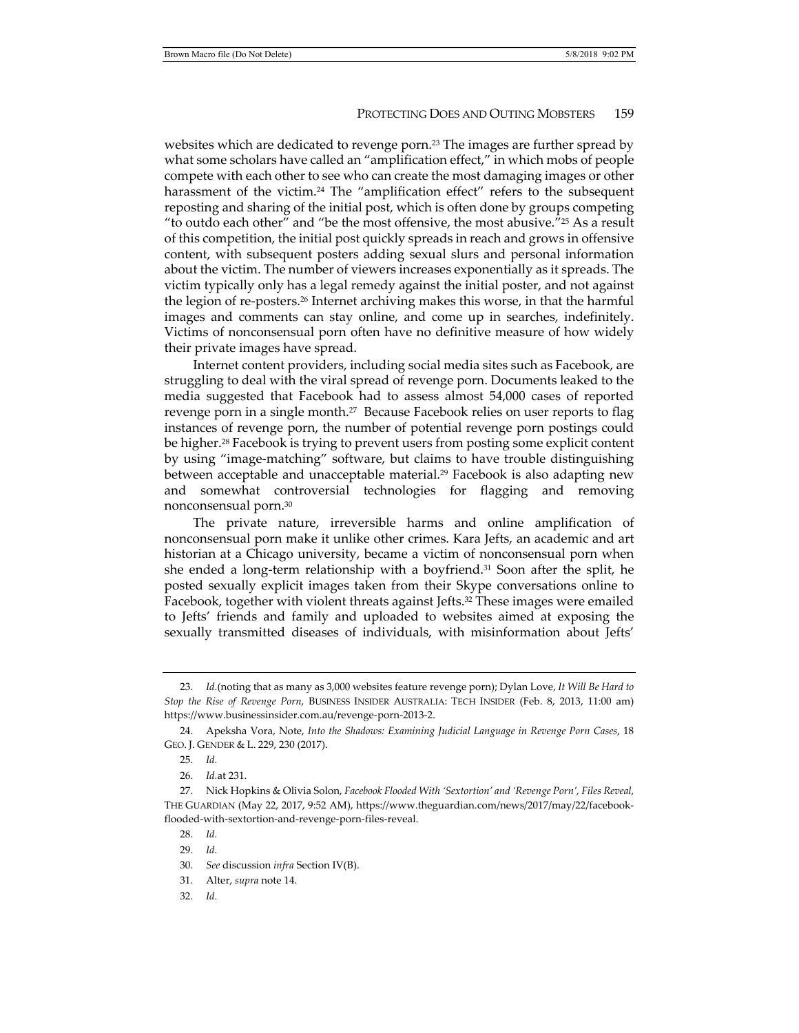websites which are dedicated to revenge porn.[23] The images are further spread by what some scholars have called an "amplification effect," in which mobs of people compete with each other to see who can create the most damaging images or other harassment of the victim.[24] The "amplification effect" refers to the subsequent reposting and sharing of the initial post, which is often done by groups competing "to outdo each other" and "be the most offensive, the most abusive."[25] As a result of this competition, the initial post quickly spreads in reach and grows in offensive content, with subsequent posters adding sexual slurs and personal information about the victim. The number of viewers increases exponentially as it spreads. The victim typically only has a legal remedy against the initial poster, and not against the legion of re-posters.[26] Internet archiving makes this worse, in that the harmful images and comments can stay online, and come up in searches, indefinitely. Victims of nonconsensual porn often have no definitive measure of how widely their private images have spread.

Internet content providers, including social media sites such as Facebook, are struggling to deal with the viral spread of revenge porn. Documents leaked to the media suggested that Facebook had to assess almost 54,000 cases of reported revenge porn in a single month.[27] Because Facebook relies on user reports to flag instances of revenge porn, the number of potential revenge porn postings could be higher.[28] Facebook is trying to prevent users from posting some explicit content by using "image-matching" software, but claims to have trouble distinguishing between acceptable and unacceptable material.[29] Facebook is also adapting new and somewhat controversial technologies for flagging and removing nonconsensual porn.[30]

The private nature, irreversible harms and online amplification of nonconsensual porn make it unlike other crimes. Kara Jefts, an academic and art historian at a Chicago university, became a victim of nonconsensual porn when she ended a long-term relationship with a boyfriend.[31] Soon after the split, he posted sexually explicit images taken from their Skype conversations online to Facebook, together with violent threats against Jefts.[32] These images were emailed to Jefts' friends and family and uploaded to websites aimed at exposing the sexually transmitted diseases of individuals, with misinformation about Jefts'

---

23. *Id.*(noting that as many as 3,000 websites feature revenge porn); Dylan Love, *It Will Be Hard to Stop the Rise of Revenge Porn*, BUSINESS INSIDER AUSTRALIA: TECH INSIDER (Feb. 8, 2013, 11:00 am) https://www.businessinsider.com.au/revenge-porn-2013-2.

24. Apeksha Vora, Note, *Into the Shadows: Examining Judicial Language in Revenge Porn Cases*, 18 GEO. J. GENDER & L. 229, 230 (2017).

25. *Id.*

26. *Id.*at 231.

27. Nick Hopkins & Olivia Solon, *Facebook Flooded With 'Sextortion' and 'Revenge Porn', Files Reveal*, THE GUARDIAN (May 22, 2017, 9:52 AM), https://www.theguardian.com/news/2017/may/22/facebook-flooded-with-sextortion-and-revenge-porn-files-reveal.

28. *Id.*

29. *Id.*

30. *See* discussion *infra* Section IV(B).

31. Alter, *supra* note 14.

32. *Id.*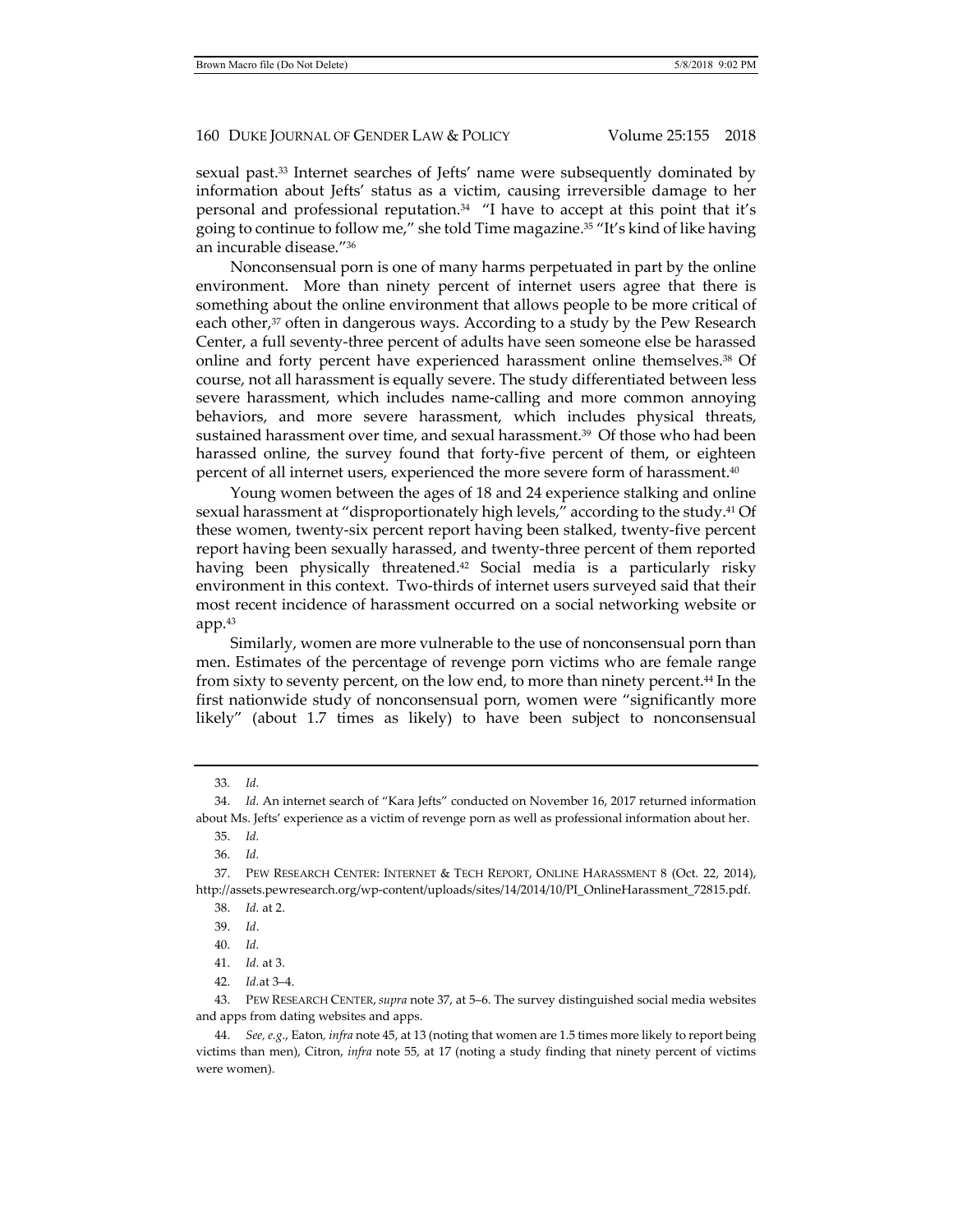sexual past.[33] Internet searches of Jefts' name were subsequently dominated by information about Jefts' status as a victim, causing irreversible damage to her personal and professional reputation.[34] "I have to accept at this point that it's going to continue to follow me," she told Time magazine.[35] "It's kind of like having an incurable disease."[36]

Nonconsensual porn is one of many harms perpetuated in part by the online environment. More than ninety percent of internet users agree that there is something about the online environment that allows people to be more critical of each other,[37] often in dangerous ways. According to a study by the Pew Research Center, a full seventy-three percent of adults have seen someone else be harassed online and forty percent have experienced harassment online themselves.[38] Of course, not all harassment is equally severe. The study differentiated between less severe harassment, which includes name-calling and more common annoying behaviors, and more severe harassment, which includes physical threats, sustained harassment over time, and sexual harassment.[39] Of those who had been harassed online, the survey found that forty-five percent of them, or eighteen percent of all internet users, experienced the more severe form of harassment.[40]

Young women between the ages of 18 and 24 experience stalking and online sexual harassment at "disproportionately high levels," according to the study.[41] Of these women, twenty-six percent report having been stalked, twenty-five percent report having been sexually harassed, and twenty-three percent of them reported having been physically threatened.[42] Social media is a particularly risky environment in this context. Two-thirds of internet users surveyed said that their most recent incidence of harassment occurred on a social networking website or app.[43]

Similarly, women are more vulnerable to the use of nonconsensual porn than men. Estimates of the percentage of revenge porn victims who are female range from sixty to seventy percent, on the low end, to more than ninety percent.[44] In the first nationwide study of nonconsensual porn, women were "significantly more likely" (about 1.7 times as likely) to have been subject to nonconsensual

---

33. *Id.*

34. *Id.* An internet search of "Kara Jefts" conducted on November 16, 2017 returned information about Ms. Jefts' experience as a victim of revenge porn as well as professional information about her.

35. *Id.*

36. *Id.*

37. PEW RESEARCH CENTER: INTERNET & TECH REPORT, ONLINE HARASSMENT 8 (Oct. 22, 2014), http://assets.pewresearch.org/wp-content/uploads/sites/14/2014/10/PI_OnlineHarassment_72815.pdf.

38. *Id.* at 2.

39. *Id*.

40. *Id.*

41. *Id.* at 3.

42. *Id.*at 3–4.

43. PEW RESEARCH CENTER, *supra* note 37, at 5–6. The survey distinguished social media websites and apps from dating websites and apps.

44. *See, e.g.*, Eaton, *infra* note 45, at 13 (noting that women are 1.5 times more likely to report being victims than men), Citron, *infra* note 55, at 17 (noting a study finding that ninety percent of victims were women).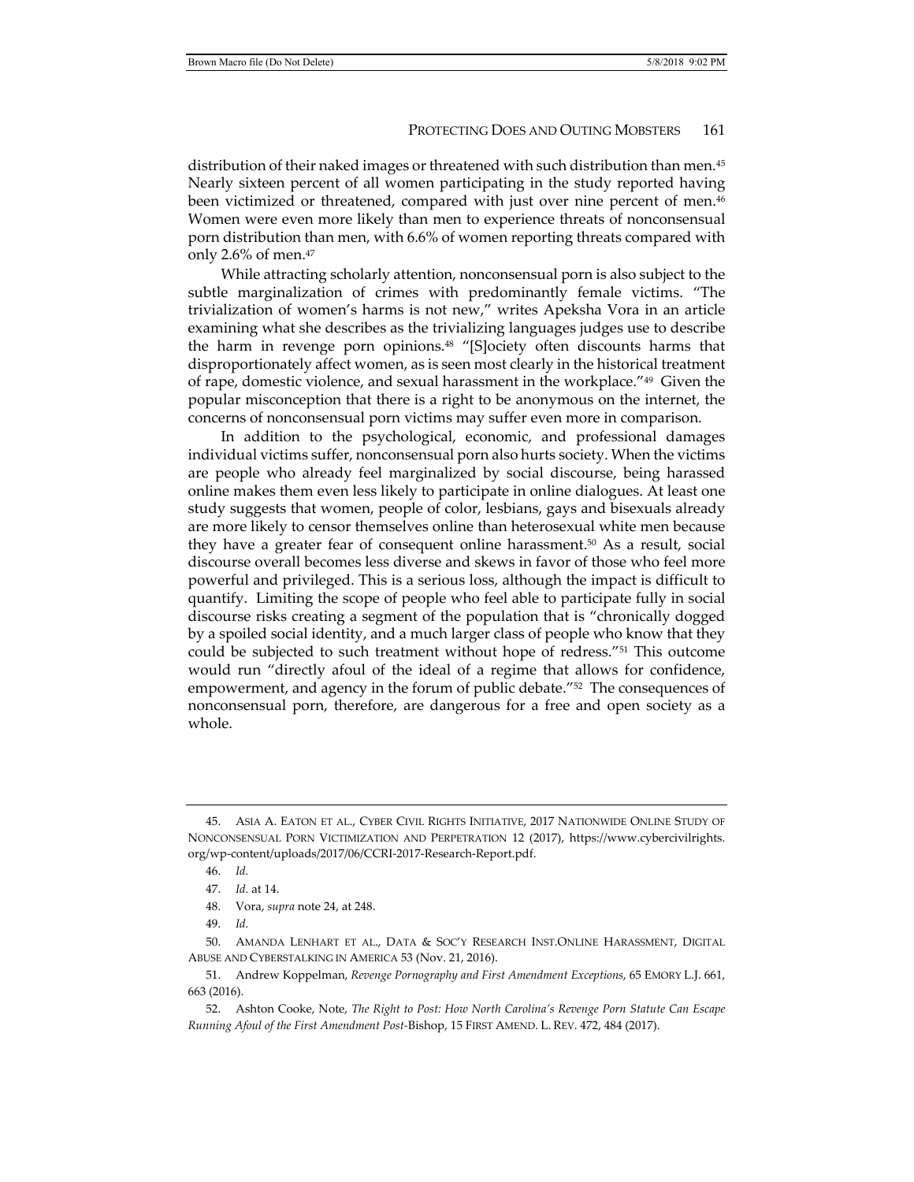distribution of their naked images or threatened with such distribution than men.[45] Nearly sixteen percent of all women participating in the study reported having been victimized or threatened, compared with just over nine percent of men.[46] Women were even more likely than men to experience threats of nonconsensual porn distribution than men, with 6.6% of women reporting threats compared with only 2.6% of men.[47]

While attracting scholarly attention, nonconsensual porn is also subject to the subtle marginalization of crimes with predominantly female victims. "The trivialization of women's harms is not new," writes Apeksha Vora in an article examining what she describes as the trivializing languages judges use to describe the harm in revenge porn opinions.[48] "[S]ociety often discounts harms that disproportionately affect women, as is seen most clearly in the historical treatment of rape, domestic violence, and sexual harassment in the workplace."[49] Given the popular misconception that there is a right to be anonymous on the internet, the concerns of nonconsensual porn victims may suffer even more in comparison.

In addition to the psychological, economic, and professional damages individual victims suffer, nonconsensual porn also hurts society. When the victims are people who already feel marginalized by social discourse, being harassed online makes them even less likely to participate in online dialogues. At least one study suggests that women, people of color, lesbians, gays and bisexuals already are more likely to censor themselves online than heterosexual white men because they have a greater fear of consequent online harassment.[50] As a result, social discourse overall becomes less diverse and skews in favor of those who feel more powerful and privileged. This is a serious loss, although the impact is difficult to quantify. Limiting the scope of people who feel able to participate fully in social discourse risks creating a segment of the population that is "chronically dogged by a spoiled social identity, and a much larger class of people who know that they could be subjected to such treatment without hope of redress."[51] This outcome would run "directly afoul of the ideal of a regime that allows for confidence, empowerment, and agency in the forum of public debate."[52] The consequences of nonconsensual porn, therefore, are dangerous for a free and open society as a whole.

---

45. ASIA A. EATON ET AL., CYBER CIVIL RIGHTS INITIATIVE, 2017 NATIONWIDE ONLINE STUDY OF NONCONSENSUAL PORN VICTIMIZATION AND PERPETRATION 12 (2017), https://www.cybercivilrights.org/wp-content/uploads/2017/06/CCRI-2017-Research-Report.pdf.

46. *Id.*

47. *Id.* at 14.

48. Vora, *supra* note 24, at 248.

49. *Id.*

50. AMANDA LENHART ET AL., DATA & SOC'Y RESEARCH INST.ONLINE HARASSMENT, DIGITAL ABUSE AND CYBERSTALKING IN AMERICA 53 (Nov. 21, 2016).

51. Andrew Koppelman, *Revenge Pornography and First Amendment Exceptions*, 65 EMORY L.J. 661, 663 (2016).

52. Ashton Cooke, Note, *The Right to Post: How North Carolina's Revenge Porn Statute Can Escape Running Afoul of the First Amendment Post-*Bishop, 15 FIRST AMEND. L. REV. 472, 484 (2017).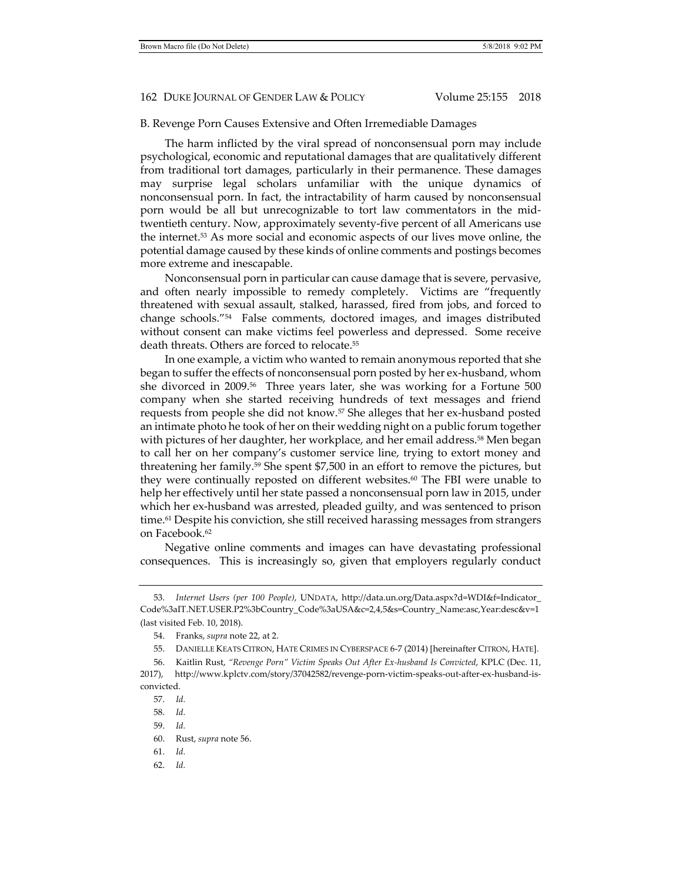### B. Revenge Porn Causes Extensive and Often Irremediable Damages

The harm inflicted by the viral spread of nonconsensual porn may include psychological, economic and reputational damages that are qualitatively different from traditional tort damages, particularly in their permanence. These damages may surprise legal scholars unfamiliar with the unique dynamics of nonconsensual porn. In fact, the intractability of harm caused by nonconsensual porn would be all but unrecognizable to tort law commentators in the mid-twentieth century. Now, approximately seventy-five percent of all Americans use the internet.[53] As more social and economic aspects of our lives move online, the potential damage caused by these kinds of online comments and postings becomes more extreme and inescapable.

Nonconsensual porn in particular can cause damage that is severe, pervasive, and often nearly impossible to remedy completely. Victims are "frequently threatened with sexual assault, stalked, harassed, fired from jobs, and forced to change schools."[54] False comments, doctored images, and images distributed without consent can make victims feel powerless and depressed. Some receive death threats. Others are forced to relocate.[55]

In one example, a victim who wanted to remain anonymous reported that she began to suffer the effects of nonconsensual porn posted by her ex-husband, whom she divorced in 2009.[56] Three years later, she was working for a Fortune 500 company when she started receiving hundreds of text messages and friend requests from people she did not know.[57] She alleges that her ex-husband posted an intimate photo he took of her on their wedding night on a public forum together with pictures of her daughter, her workplace, and her email address.[58] Men began to call her on her company's customer service line, trying to extort money and threatening her family.[59] She spent $7,500 in an effort to remove the pictures, but they were continually reposted on different websites.[60] The FBI were unable to help her effectively until her state passed a nonconsensual porn law in 2015, under which her ex-husband was arrested, pleaded guilty, and was sentenced to prison time.[61] Despite his conviction, she still received harassing messages from strangers on Facebook.[62]

Negative online comments and images can have devastating professional consequences. This is increasingly so, given that employers regularly conduct

---

53. *Internet Users (per 100 People)*, UNDATA, http://data.un.org/Data.aspx?d=WDI&f=Indicator_Code%3aIT.NET.USER.P2%3bCountry_Code%3aUSA&c=2,4,5&s=Country_Name:asc,Year:desc&v=1 (last visited Feb. 10, 2018).

54. Franks, *supra* note 22, at 2.

55. DANIELLE KEATS CITRON, HATE CRIMES IN CYBERSPACE 6-7 (2014) [hereinafter CITRON, HATE].

56. Kaitlin Rust, *"Revenge Porn" Victim Speaks Out After Ex-husband Is Convicted*, KPLC (Dec. 11, 2017), http://www.kplctv.com/story/37042582/revenge-porn-victim-speaks-out-after-ex-husband-is-convicted.

57. *Id.*

58. *Id.*

59. *Id.*

60. Rust, *supra* note 56.

61. *Id.*

62. *Id.*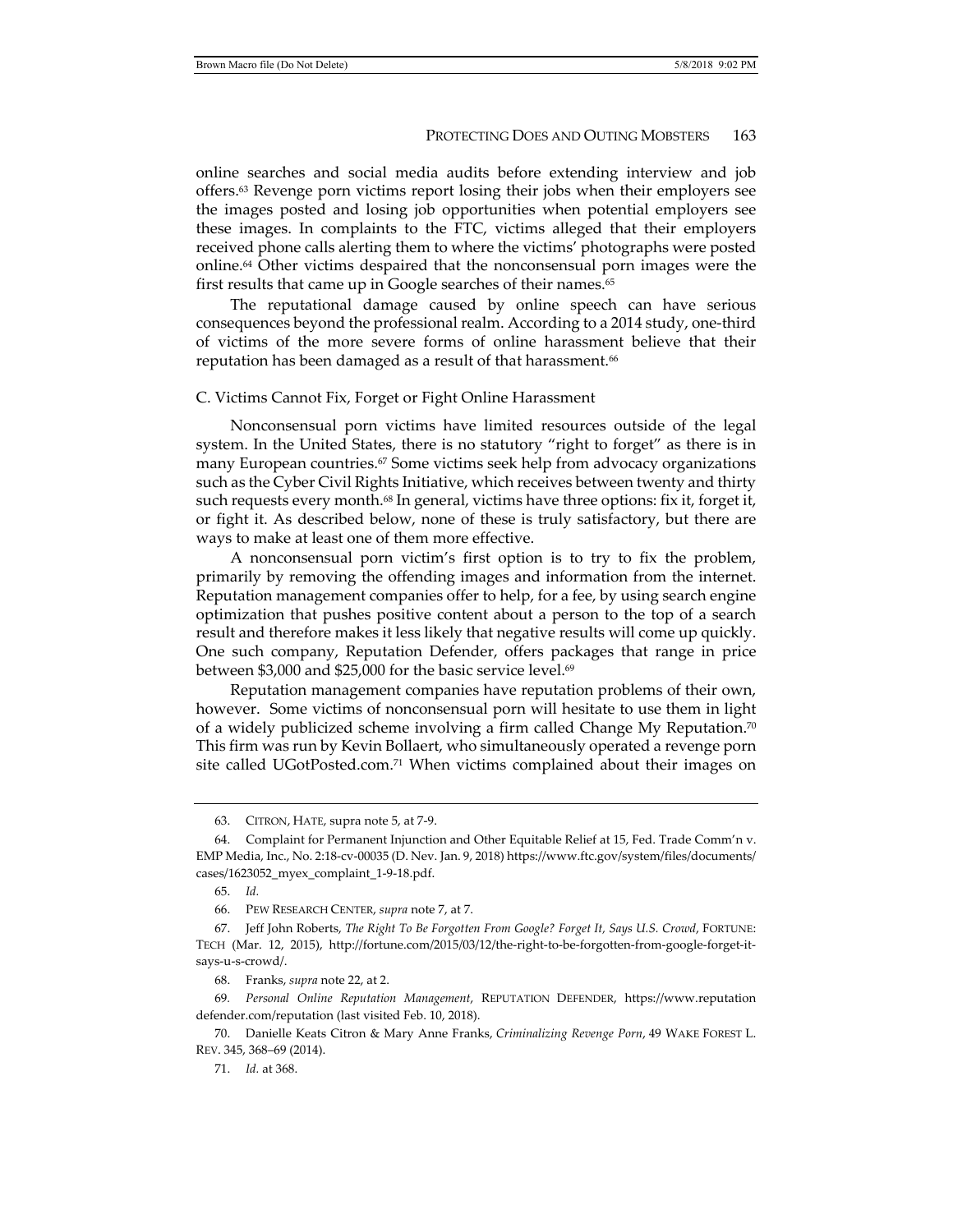online searches and social media audits before extending interview and job offers.[63] Revenge porn victims report losing their jobs when their employers see the images posted and losing job opportunities when potential employers see these images. In complaints to the FTC, victims alleged that their employers received phone calls alerting them to where the victims' photographs were posted online.[64] Other victims despaired that the nonconsensual porn images were the first results that came up in Google searches of their names.[65]

The reputational damage caused by online speech can have serious consequences beyond the professional realm. According to a 2014 study, one-third of victims of the more severe forms of online harassment believe that their reputation has been damaged as a result of that harassment.[66]

### C. Victims Cannot Fix, Forget or Fight Online Harassment

Nonconsensual porn victims have limited resources outside of the legal system. In the United States, there is no statutory "right to forget" as there is in many European countries.[67] Some victims seek help from advocacy organizations such as the Cyber Civil Rights Initiative, which receives between twenty and thirty such requests every month.[68] In general, victims have three options: fix it, forget it, or fight it. As described below, none of these is truly satisfactory, but there are ways to make at least one of them more effective.

A nonconsensual porn victim's first option is to try to fix the problem, primarily by removing the offending images and information from the internet. Reputation management companies offer to help, for a fee, by using search engine optimization that pushes positive content about a person to the top of a search result and therefore makes it less likely that negative results will come up quickly. One such company, Reputation Defender, offers packages that range in price between $3,000 and $25,000 for the basic service level.[69]

Reputation management companies have reputation problems of their own, however. Some victims of nonconsensual porn will hesitate to use them in light of a widely publicized scheme involving a firm called Change My Reputation.[70] This firm was run by Kevin Bollaert, who simultaneously operated a revenge porn site called UGotPosted.com.[71] When victims complained about their images on

---

63. CITRON, HATE, supra note 5, at 7-9.

64. Complaint for Permanent Injunction and Other Equitable Relief at 15, Fed. Trade Comm'n v. EMP Media, Inc., No. 2:18-cv-00035 (D. Nev. Jan. 9, 2018) https://www.ftc.gov/system/files/documents/cases/1623052_myex_complaint_1-9-18.pdf.

65. *Id.*

66. PEW RESEARCH CENTER, *supra* note 7, at 7.

67. Jeff John Roberts, *The Right To Be Forgotten From Google? Forget It, Says U.S. Crowd*, FORTUNE: TECH (Mar. 12, 2015), http://fortune.com/2015/03/12/the-right-to-be-forgotten-from-google-forget-it-says-u-s-crowd/.

68. Franks, *supra* note 22, at 2.

69. *Personal Online Reputation Management*, REPUTATION DEFENDER, https://www.reputationdefender.com/reputation (last visited Feb. 10, 2018).

70. Danielle Keats Citron & Mary Anne Franks, *Criminalizing Revenge Porn*, 49 WAKE FOREST L. REV. 345, 368–69 (2014).

71. *Id.* at 368.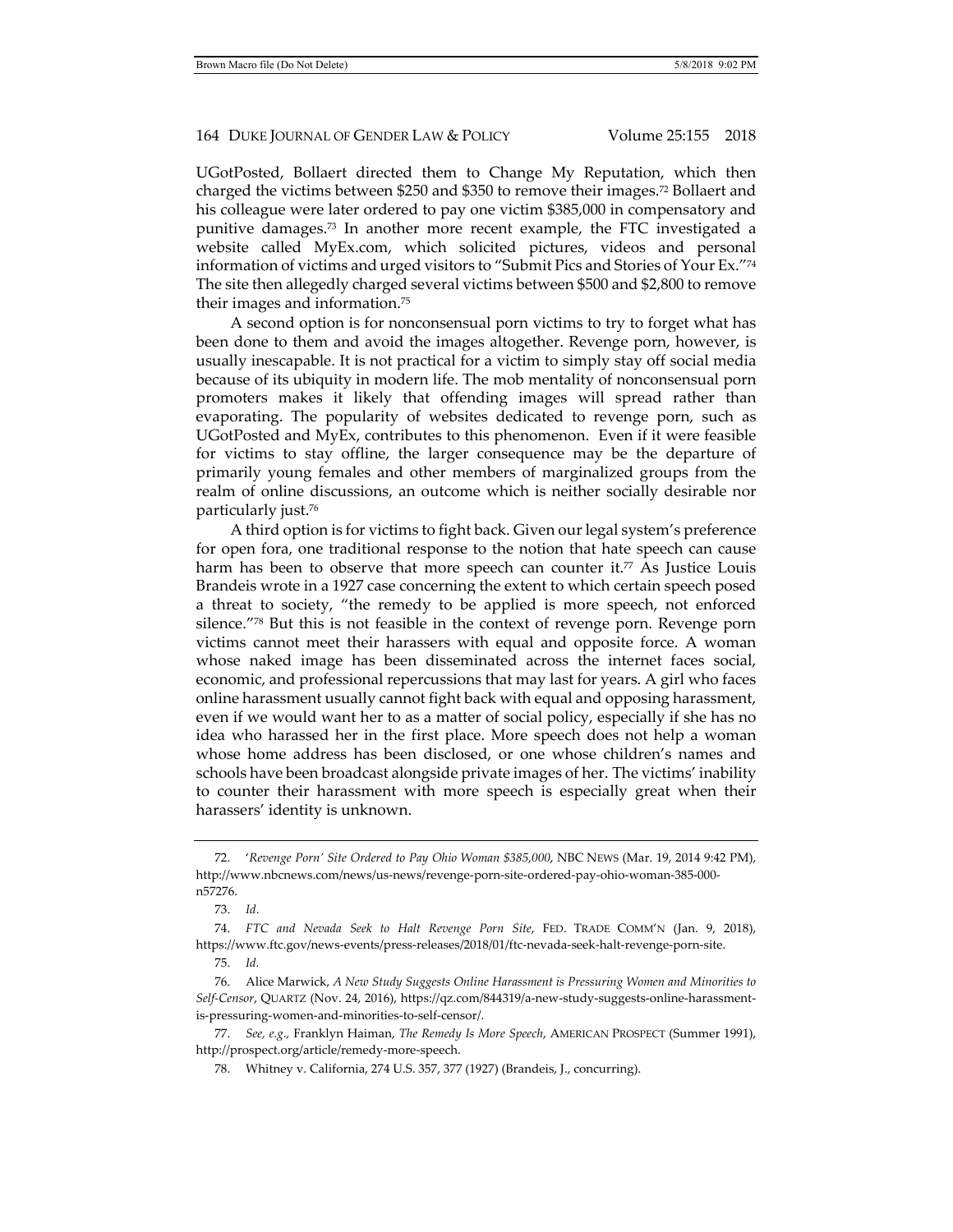UGotPosted, Bollaert directed them to Change My Reputation, which then charged the victims between $250 and $350 to remove their images.[72] Bollaert and his colleague were later ordered to pay one victim $385,000 in compensatory and punitive damages.[73] In another more recent example, the FTC investigated a website called MyEx.com, which solicited pictures, videos and personal information of victims and urged visitors to "Submit Pics and Stories of Your Ex."[74] The site then allegedly charged several victims between $500 and $2,800 to remove their images and information.[75]

A second option is for nonconsensual porn victims to try to forget what has been done to them and avoid the images altogether. Revenge porn, however, is usually inescapable. It is not practical for a victim to simply stay off social media because of its ubiquity in modern life. The mob mentality of nonconsensual porn promoters makes it likely that offending images will spread rather than evaporating. The popularity of websites dedicated to revenge porn, such as UGotPosted and MyEx, contributes to this phenomenon. Even if it were feasible for victims to stay offline, the larger consequence may be the departure of primarily young females and other members of marginalized groups from the realm of online discussions, an outcome which is neither socially desirable nor particularly just.[76]

A third option is for victims to fight back. Given our legal system's preference for open fora, one traditional response to the notion that hate speech can cause harm has been to observe that more speech can counter it.[77] As Justice Louis Brandeis wrote in a 1927 case concerning the extent to which certain speech posed a threat to society, "the remedy to be applied is more speech, not enforced silence."[78] But this is not feasible in the context of revenge porn. Revenge porn victims cannot meet their harassers with equal and opposite force. A woman whose naked image has been disseminated across the internet faces social, economic, and professional repercussions that may last for years. A girl who faces online harassment usually cannot fight back with equal and opposing harassment, even if we would want her to as a matter of social policy, especially if she has no idea who harassed her in the first place. More speech does not help a woman whose home address has been disclosed, or one whose children's names and schools have been broadcast alongside private images of her. The victims' inability to counter their harassment with more speech is especially great when their harassers' identity is unknown.

---

72. '*Revenge Porn' Site Ordered to Pay Ohio Woman $385,000*, NBC NEWS (Mar. 19, 2014 9:42 PM), http://www.nbcnews.com/news/us-news/revenge-porn-site-ordered-pay-ohio-woman-385-000-n57276.

73. *Id*.

74. *FTC and Nevada Seek to Halt Revenge Porn Site*, FED. TRADE COMM'N (Jan. 9, 2018), https://www.ftc.gov/news-events/press-releases/2018/01/ftc-nevada-seek-halt-revenge-porn-site.

75. *Id.*

76. Alice Marwick, *A New Study Suggests Online Harassment is Pressuring Women and Minorities to Self-Censor*, QUARTZ (Nov. 24, 2016), https://qz.com/844319/a-new-study-suggests-online-harassment-is-pressuring-women-and-minorities-to-self-censor/.

77. *See, e.g.,* Franklyn Haiman, *The Remedy Is More Speech*, AMERICAN PROSPECT (Summer 1991), http://prospect.org/article/remedy-more-speech.

78. Whitney v. California, 274 U.S. 357, 377 (1927) (Brandeis, J., concurring).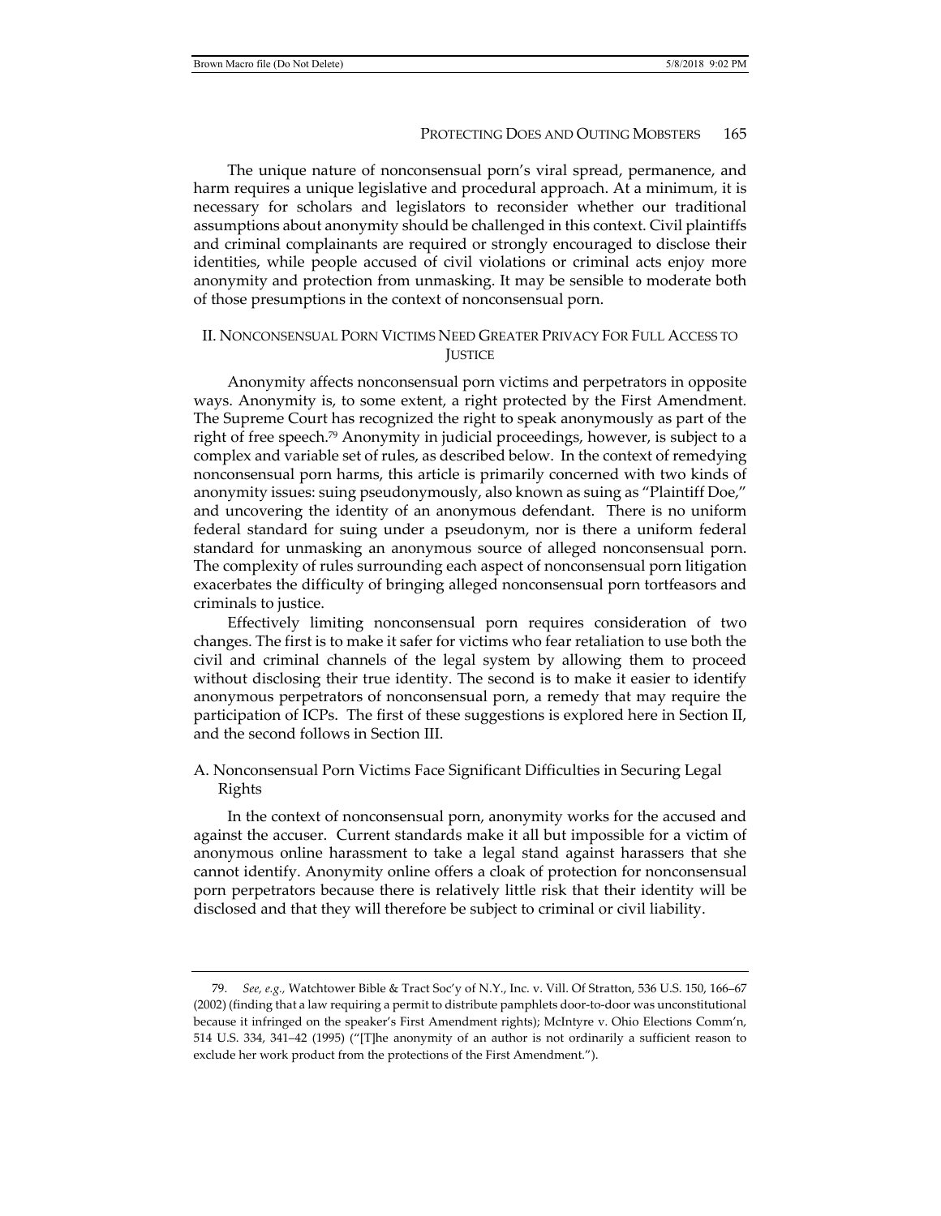The unique nature of nonconsensual porn's viral spread, permanence, and harm requires a unique legislative and procedural approach. At a minimum, it is necessary for scholars and legislators to reconsider whether our traditional assumptions about anonymity should be challenged in this context. Civil plaintiffs and criminal complainants are required or strongly encouraged to disclose their identities, while people accused of civil violations or criminal acts enjoy more anonymity and protection from unmasking. It may be sensible to moderate both of those presumptions in the context of nonconsensual porn.

## II. Nonconsensual Porn Victims Need Greater Privacy For Full Access to Justice

Anonymity affects nonconsensual porn victims and perpetrators in opposite ways. Anonymity is, to some extent, a right protected by the First Amendment. The Supreme Court has recognized the right to speak anonymously as part of the right of free speech.[79] Anonymity in judicial proceedings, however, is subject to a complex and variable set of rules, as described below. In the context of remedying nonconsensual porn harms, this article is primarily concerned with two kinds of anonymity issues: suing pseudonymously, also known as suing as "Plaintiff Doe," and uncovering the identity of an anonymous defendant. There is no uniform federal standard for suing under a pseudonym, nor is there a uniform federal standard for unmasking an anonymous source of alleged nonconsensual porn. The complexity of rules surrounding each aspect of nonconsensual porn litigation exacerbates the difficulty of bringing alleged nonconsensual porn tortfeasors and criminals to justice.

Effectively limiting nonconsensual porn requires consideration of two changes. The first is to make it safer for victims who fear retaliation to use both the civil and criminal channels of the legal system by allowing them to proceed without disclosing their true identity. The second is to make it easier to identify anonymous perpetrators of nonconsensual porn, a remedy that may require the participation of ICPs. The first of these suggestions is explored here in Section II, and the second follows in Section III.

### A. Nonconsensual Porn Victims Face Significant Difficulties in Securing Legal Rights

In the context of nonconsensual porn, anonymity works for the accused and against the accuser. Current standards make it all but impossible for a victim of anonymous online harassment to take a legal stand against harassers that she cannot identify. Anonymity online offers a cloak of protection for nonconsensual porn perpetrators because there is relatively little risk that their identity will be disclosed and that they will therefore be subject to criminal or civil liability.

---

79. *See, e.g.*, Watchtower Bible & Tract Soc'y of N.Y., Inc. v. Vill. Of Stratton, 536 U.S. 150, 166–67 (2002) (finding that a law requiring a permit to distribute pamphlets door-to-door was unconstitutional because it infringed on the speaker's First Amendment rights); McIntyre v. Ohio Elections Comm'n, 514 U.S. 334, 341–42 (1995) ("[T]he anonymity of an author is not ordinarily a sufficient reason to exclude her work product from the protections of the First Amendment.").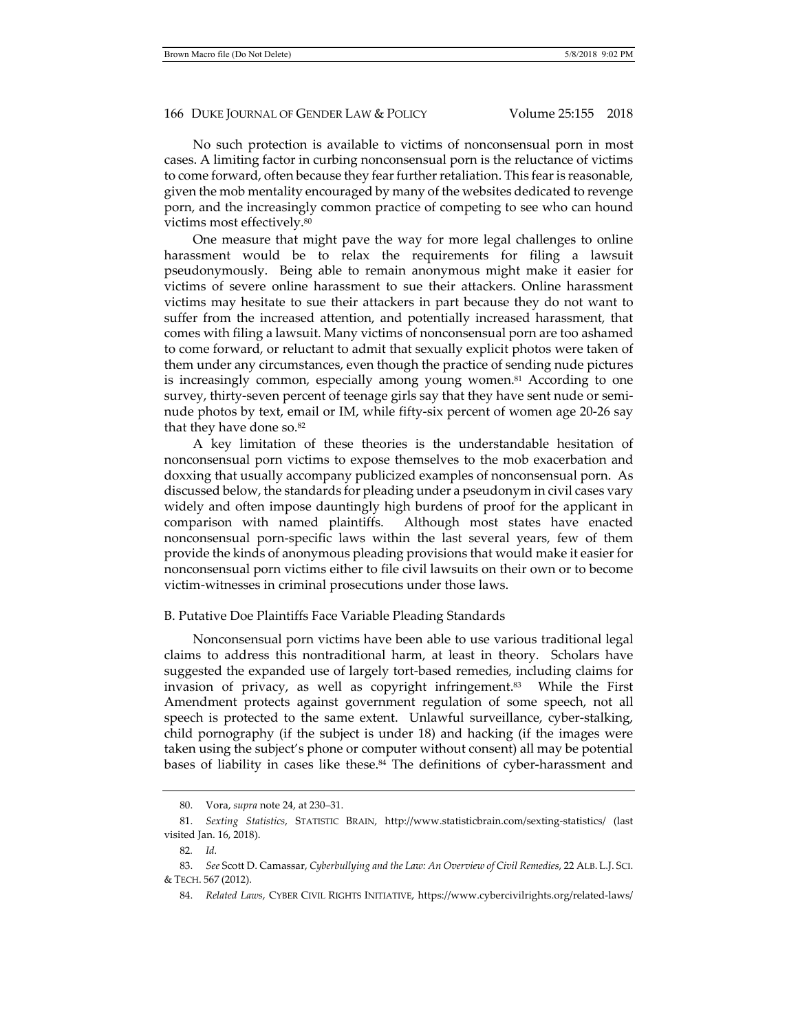No such protection is available to victims of nonconsensual porn in most cases. A limiting factor in curbing nonconsensual porn is the reluctance of victims to come forward, often because they fear further retaliation. This fear is reasonable, given the mob mentality encouraged by many of the websites dedicated to revenge porn, and the increasingly common practice of competing to see who can hound victims most effectively.[80]

One measure that might pave the way for more legal challenges to online harassment would be to relax the requirements for filing a lawsuit pseudonymously. Being able to remain anonymous might make it easier for victims of severe online harassment to sue their attackers. Online harassment victims may hesitate to sue their attackers in part because they do not want to suffer from the increased attention, and potentially increased harassment, that comes with filing a lawsuit. Many victims of nonconsensual porn are too ashamed to come forward, or reluctant to admit that sexually explicit photos were taken of them under any circumstances, even though the practice of sending nude pictures is increasingly common, especially among young women.[81] According to one survey, thirty-seven percent of teenage girls say that they have sent nude or semi-nude photos by text, email or IM, while fifty-six percent of women age 20-26 say that they have done so.[82]

A key limitation of these theories is the understandable hesitation of nonconsensual porn victims to expose themselves to the mob exacerbation and doxxing that usually accompany publicized examples of nonconsensual porn. As discussed below, the standards for pleading under a pseudonym in civil cases vary widely and often impose dauntingly high burdens of proof for the applicant in comparison with named plaintiffs. Although most states have enacted nonconsensual porn-specific laws within the last several years, few of them provide the kinds of anonymous pleading provisions that would make it easier for nonconsensual porn victims either to file civil lawsuits on their own or to become victim-witnesses in criminal prosecutions under those laws.

### B. Putative Doe Plaintiffs Face Variable Pleading Standards

Nonconsensual porn victims have been able to use various traditional legal claims to address this nontraditional harm, at least in theory. Scholars have suggested the expanded use of largely tort-based remedies, including claims for invasion of privacy, as well as copyright infringement.[83] While the First Amendment protects against government regulation of some speech, not all speech is protected to the same extent. Unlawful surveillance, cyber-stalking, child pornography (if the subject is under 18) and hacking (if the images were taken using the subject's phone or computer without consent) all may be potential bases of liability in cases like these.[84] The definitions of cyber-harassment and

---

80. Vora, *supra* note 24, at 230–31.

81. *Sexting Statistics*, STATISTIC BRAIN, http://www.statisticbrain.com/sexting-statistics/ (last visited Jan. 16, 2018).

82. *Id.*

83. *See* Scott D. Camassar, *Cyberbullying and the Law: An Overview of Civil Remedies*, 22 ALB. L.J. SCI. & TECH. 567 (2012).

84. *Related Laws*, CYBER CIVIL RIGHTS INITIATIVE, https://www.cybercivilrights.org/related-laws/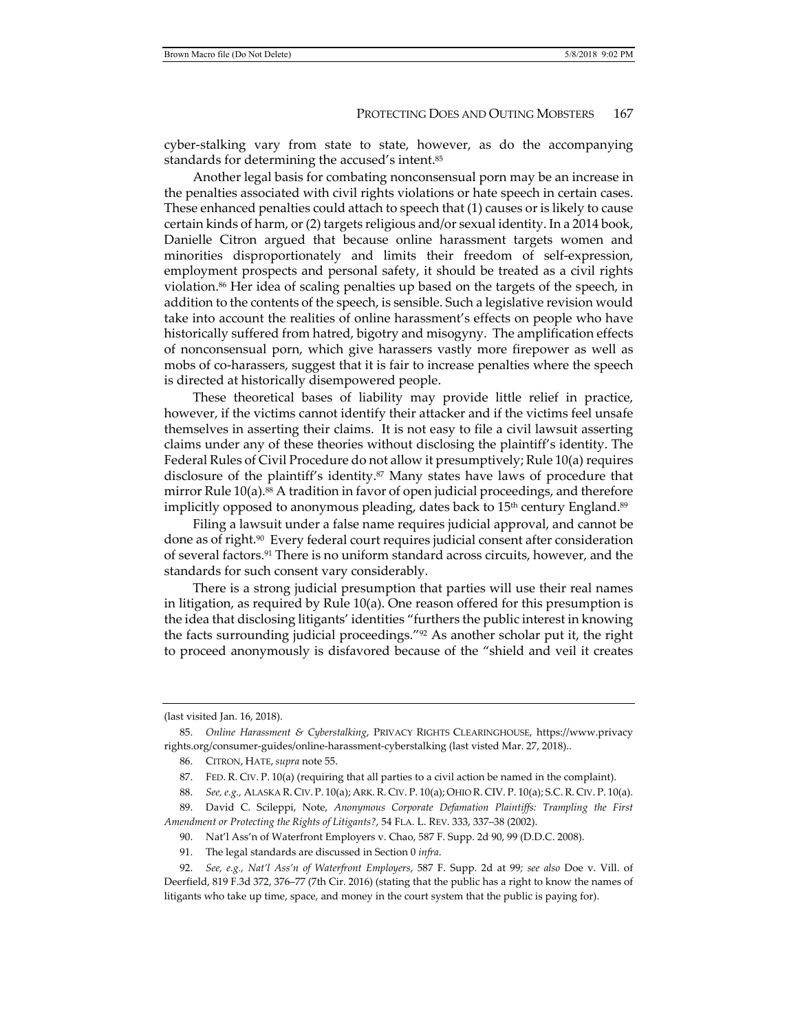cyber-stalking vary from state to state, however, as do the accompanying standards for determining the accused's intent.[85]

Another legal basis for combating nonconsensual porn may be an increase in the penalties associated with civil rights violations or hate speech in certain cases. These enhanced penalties could attach to speech that (1) causes or is likely to cause certain kinds of harm, or (2) targets religious and/or sexual identity. In a 2014 book, Danielle Citron argued that because online harassment targets women and minorities disproportionately and limits their freedom of self-expression, employment prospects and personal safety, it should be treated as a civil rights violation.[86] Her idea of scaling penalties up based on the targets of the speech, in addition to the contents of the speech, is sensible. Such a legislative revision would take into account the realities of online harassment's effects on people who have historically suffered from hatred, bigotry and misogyny. The amplification effects of nonconsensual porn, which give harassers vastly more firepower as well as mobs of co-harassers, suggest that it is fair to increase penalties where the speech is directed at historically disempowered people.

These theoretical bases of liability may provide little relief in practice, however, if the victims cannot identify their attacker and if the victims feel unsafe themselves in asserting their claims. It is not easy to file a civil lawsuit asserting claims under any of these theories without disclosing the plaintiff's identity. The Federal Rules of Civil Procedure do not allow it presumptively; Rule 10(a) requires disclosure of the plaintiff's identity.[87] Many states have laws of procedure that mirror Rule 10(a).[88] A tradition in favor of open judicial proceedings, and therefore implicitly opposed to anonymous pleading, dates back to 15th century England.[89]

Filing a lawsuit under a false name requires judicial approval, and cannot be done as of right.[90] Every federal court requires judicial consent after consideration of several factors.[91] There is no uniform standard across circuits, however, and the standards for such consent vary considerably.

There is a strong judicial presumption that parties will use their real names in litigation, as required by Rule 10(a). One reason offered for this presumption is the idea that disclosing litigants' identities "furthers the public interest in knowing the facts surrounding judicial proceedings."[92] As another scholar put it, the right to proceed anonymously is disfavored because of the "shield and veil it creates

---

(last visited Jan. 16, 2018).

85. *Online Harassment & Cyberstalking*, PRIVACY RIGHTS CLEARINGHOUSE, https://www.privacyrights.org/consumer-guides/online-harassment-cyberstalking (last visted Mar. 27, 2018)..

86. CITRON, HATE, *supra* note 55.

87. FED. R. CIV. P. 10(a) (requiring that all parties to a civil action be named in the complaint).

88. *See, e.g.,* ALASKA R. CIV. P. 10(a); ARK. R. CIV. P. 10(a); OHIO R. CIV. P. 10(a); S.C. R. CIV. P. 10(a).

89. David C. Scileppi, Note, *Anonymous Corporate Defamation Plaintiffs: Trampling the First Amendment or Protecting the Rights of Litigants?*, 54 FLA. L. REV. 333, 337–38 (2002).

90. Nat'l Ass'n of Waterfront Employers v. Chao, 587 F. Supp. 2d 90, 99 (D.D.C. 2008).

91. The legal standards are discussed in Section 0 *infra*.

92. *See, e.g., Nat'l Ass'n of Waterfront Employers*, 587 F. Supp. 2d at 99; *see also* Doe v. Vill. of Deerfield, 819 F.3d 372, 376–77 (7th Cir. 2016) (stating that the public has a right to know the names of litigants who take up time, space, and money in the court system that the public is paying for).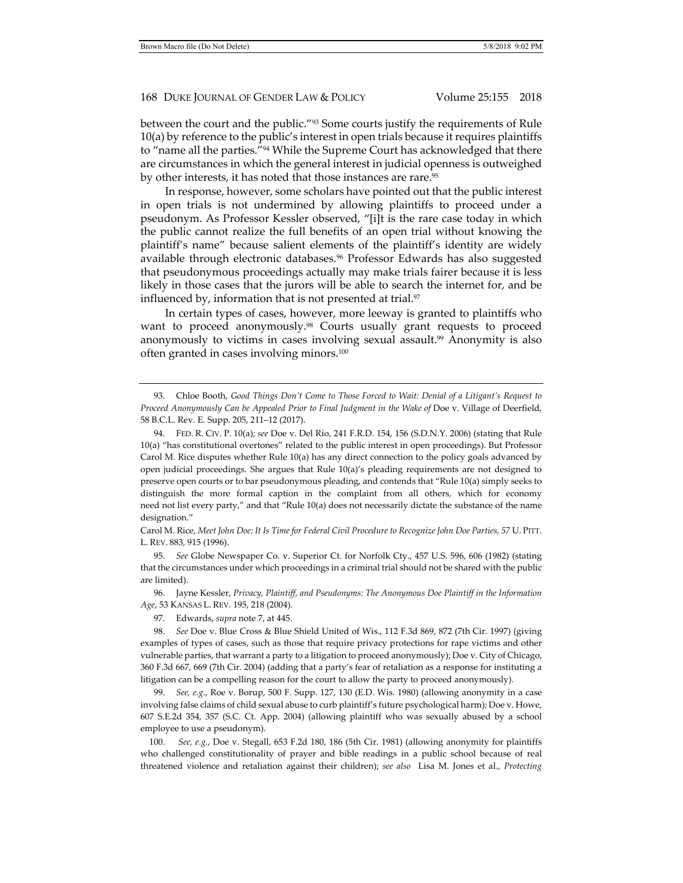between the court and the public."[93] Some courts justify the requirements of Rule 10(a) by reference to the public's interest in open trials because it requires plaintiffs to "name all the parties."[94] While the Supreme Court has acknowledged that there are circumstances in which the general interest in judicial openness is outweighed by other interests, it has noted that those instances are rare.[95]

In response, however, some scholars have pointed out that the public interest in open trials is not undermined by allowing plaintiffs to proceed under a pseudonym. As Professor Kessler observed, "[i]t is the rare case today in which the public cannot realize the full benefits of an open trial without knowing the plaintiff's name" because salient elements of the plaintiff's identity are widely available through electronic databases.[96] Professor Edwards has also suggested that pseudonymous proceedings actually may make trials fairer because it is less likely in those cases that the jurors will be able to search the internet for, and be influenced by, information that is not presented at trial.[97]

In certain types of cases, however, more leeway is granted to plaintiffs who want to proceed anonymously.[98] Courts usually grant requests to proceed anonymously to victims in cases involving sexual assault.[99] Anonymity is also often granted in cases involving minors.[100]

---

93. Chloe Booth, *Good Things Don't Come to Those Forced to Wait: Denial of a Litigant's Request to Proceed Anonymously Can be Appealed Prior to Final Judgment in the Wake of* Doe v. Village of Deerfield, 58 B.C.L. Rev. E. Supp. 205, 211–12 (2017).

94. FED. R. CIV. P. 10(a); *see* Doe v. Del Rio, 241 F.R.D. 154, 156 (S.D.N.Y. 2006) (stating that Rule 10(a) "has constitutional overtones" related to the public interest in open proceedings). But Professor Carol M. Rice disputes whether Rule 10(a) has any direct connection to the policy goals advanced by open judicial proceedings. She argues that Rule 10(a)'s pleading requirements are not designed to preserve open courts or to bar pseudonymous pleading, and contends that "Rule 10(a) simply seeks to distinguish the more formal caption in the complaint from all others, which for economy need not list every party," and that "Rule 10(a) does not necessarily dictate the substance of the name designation."

Carol M. Rice, *Meet John Doe: It Is Time for Federal Civil Procedure to Recognize John Doe Parties,* 57 U. PITT. L. REV. 883, 915 (1996).

95. *See* Globe Newspaper Co. v. Superior Ct. for Norfolk Cty., 457 U.S. 596, 606 (1982) (stating that the circumstances under which proceedings in a criminal trial should not be shared with the public are limited).

96. Jayne Kessler, *Privacy, Plaintiff, and Pseudonyms: The Anonymous Doe Plaintiff in the Information Age*, 53 KANSAS L. REV. 195, 218 (2004).

97. Edwards, *supra* note 7, at 445.

98. *See* Doe v. Blue Cross & Blue Shield United of Wis., 112 F.3d 869, 872 (7th Cir. 1997) (giving examples of types of cases, such as those that require privacy protections for rape victims and other vulnerable parties, that warrant a party to a litigation to proceed anonymously); Doe v. City of Chicago, 360 F.3d 667, 669 (7th Cir. 2004) (adding that a party's fear of retaliation as a response for instituting a litigation can be a compelling reason for the court to allow the party to proceed anonymously).

99. *See, e.g.*, Roe v. Borup, 500 F. Supp. 127, 130 (E.D. Wis. 1980) (allowing anonymity in a case involving false claims of child sexual abuse to curb plaintiff's future psychological harm); Doe v. Howe, 607 S.E.2d 354, 357 (S.C. Ct. App. 2004) (allowing plaintiff who was sexually abused by a school employee to use a pseudonym).

100. *See, e.g.*, Doe v. Stegall, 653 F.2d 180, 186 (5th Cir. 1981) (allowing anonymity for plaintiffs who challenged constitutionality of prayer and bible readings in a public school because of real threatened violence and retaliation against their children); *see also* Lisa M. Jones et al., *Protecting*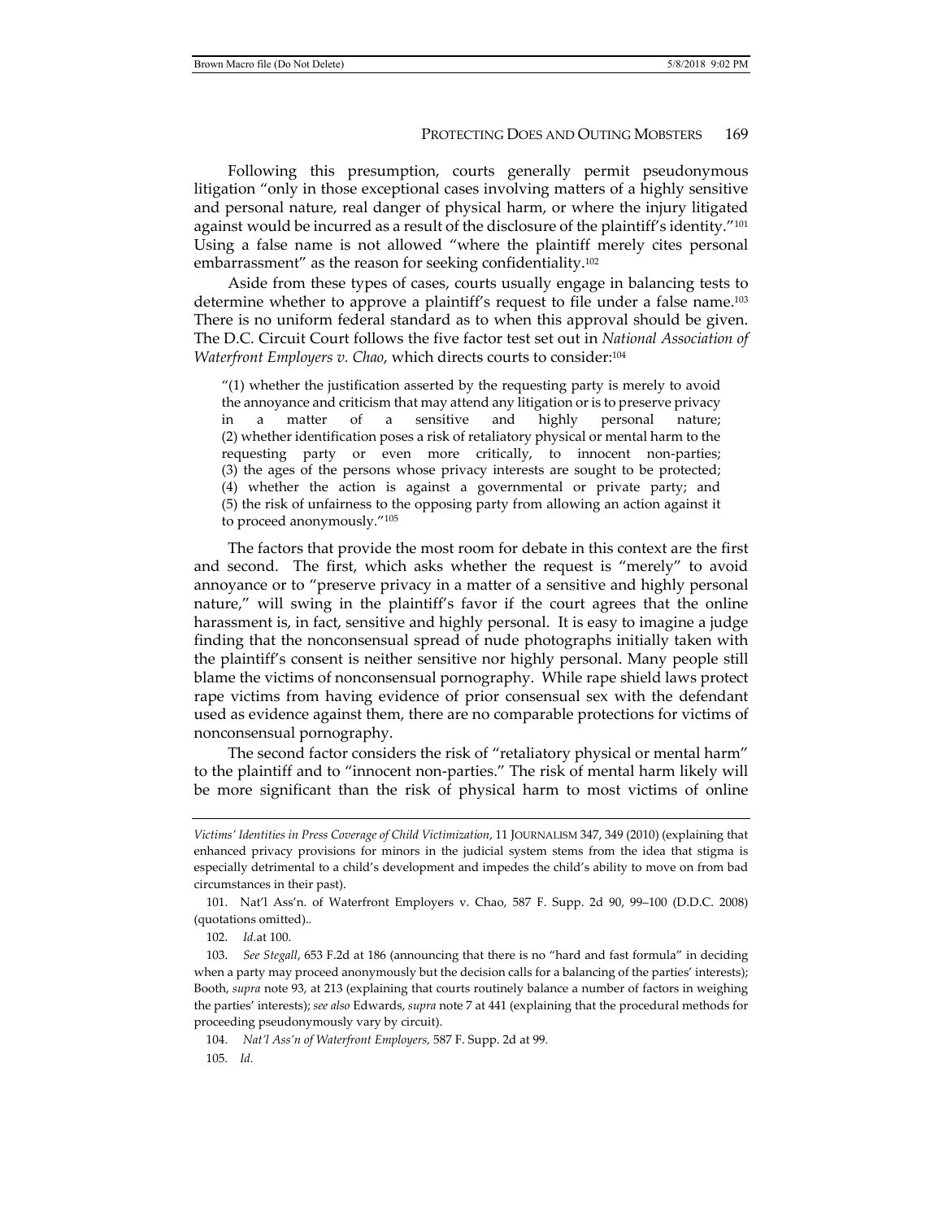Following this presumption, courts generally permit pseudonymous litigation "only in those exceptional cases involving matters of a highly sensitive and personal nature, real danger of physical harm, or where the injury litigated against would be incurred as a result of the disclosure of the plaintiff's identity."[101] Using a false name is not allowed "where the plaintiff merely cites personal embarrassment" as the reason for seeking confidentiality.[102]

Aside from these types of cases, courts usually engage in balancing tests to determine whether to approve a plaintiff's request to file under a false name.[103] There is no uniform federal standard as to when this approval should be given. The D.C. Circuit Court follows the five factor test set out in *National Association of Waterfront Employers v. Chao*, which directs courts to consider:[104]

> "(1) whether the justification asserted by the requesting party is merely to avoid the annoyance and criticism that may attend any litigation or is to preserve privacy in a matter of a sensitive and highly personal nature; (2) whether identification poses a risk of retaliatory physical or mental harm to the requesting party or even more critically, to innocent non-parties; (3) the ages of the persons whose privacy interests are sought to be protected; (4) whether the action is against a governmental or private party; and (5) the risk of unfairness to the opposing party from allowing an action against it to proceed anonymously."[105]

The factors that provide the most room for debate in this context are the first and second. The first, which asks whether the request is "merely" to avoid annoyance or to "preserve privacy in a matter of a sensitive and highly personal nature," will swing in the plaintiff's favor if the court agrees that the online harassment is, in fact, sensitive and highly personal. It is easy to imagine a judge finding that the nonconsensual spread of nude photographs initially taken with the plaintiff's consent is neither sensitive nor highly personal. Many people still blame the victims of nonconsensual pornography. While rape shield laws protect rape victims from having evidence of prior consensual sex with the defendant used as evidence against them, there are no comparable protections for victims of nonconsensual pornography.

The second factor considers the risk of "retaliatory physical or mental harm" to the plaintiff and to "innocent non-parties." The risk of mental harm likely will be more significant than the risk of physical harm to most victims of online

---

*Victims' Identities in Press Coverage of Child Victimization*, 11 JOURNALISM 347, 349 (2010) (explaining that enhanced privacy provisions for minors in the judicial system stems from the idea that stigma is especially detrimental to a child's development and impedes the child's ability to move on from bad circumstances in their past).

101. Nat'l Ass'n. of Waterfront Employers v. Chao, 587 F. Supp. 2d 90, 99–100 (D.D.C. 2008) (quotations omitted)..

102. *Id.*at 100.

103. *See Stegall*, 653 F.2d at 186 (announcing that there is no "hard and fast formula" in deciding when a party may proceed anonymously but the decision calls for a balancing of the parties' interests); Booth, *supra* note 93, at 213 (explaining that courts routinely balance a number of factors in weighing the parties' interests); *see also* Edwards, *supra* note 7 at 441 (explaining that the procedural methods for proceeding pseudonymously vary by circuit).

104. *Nat'l Ass'n of Waterfront Employers,* 587 F. Supp. 2d at 99.

105. *Id.*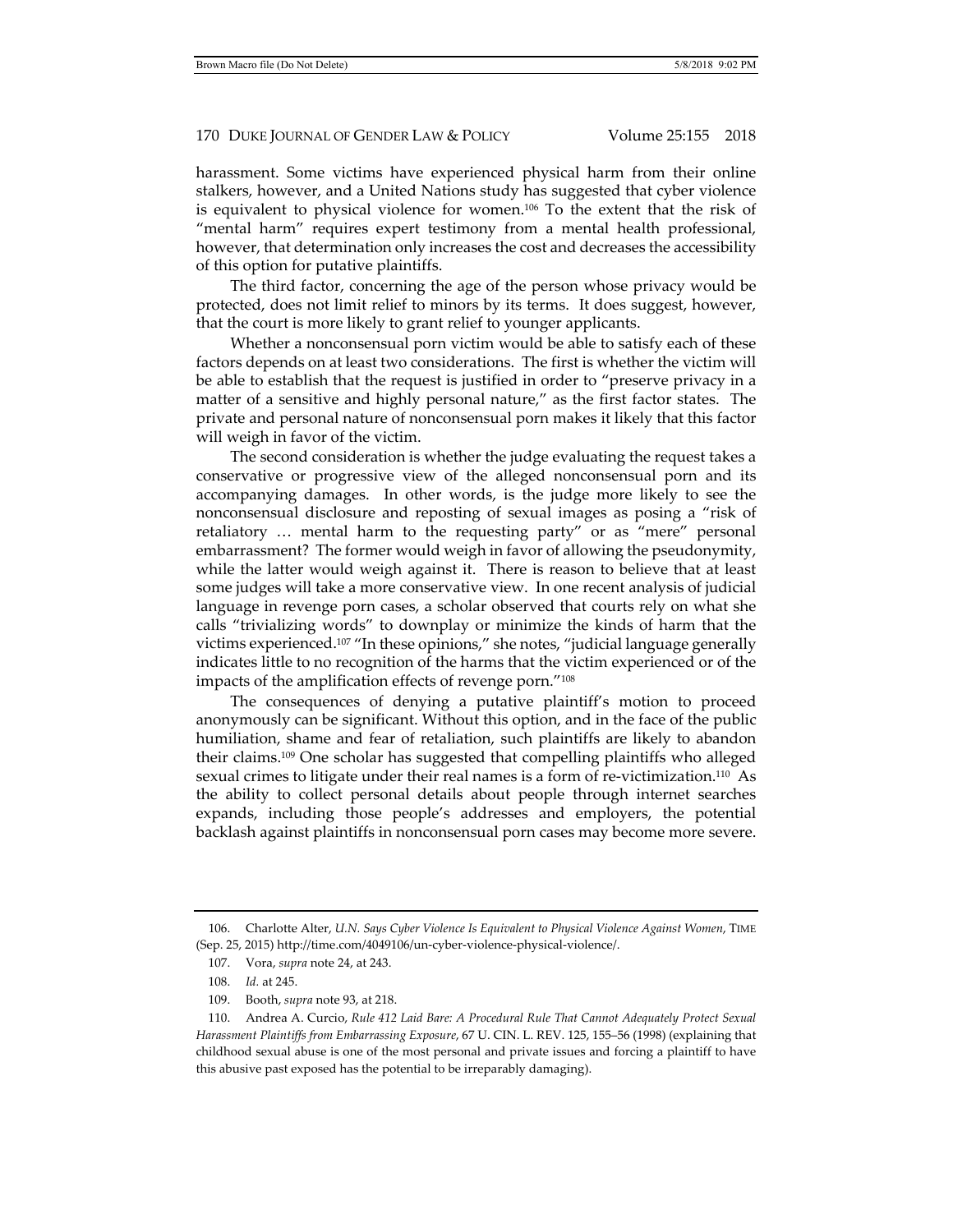harassment. Some victims have experienced physical harm from their online stalkers, however, and a United Nations study has suggested that cyber violence is equivalent to physical violence for women.[106] To the extent that the risk of "mental harm" requires expert testimony from a mental health professional, however, that determination only increases the cost and decreases the accessibility of this option for putative plaintiffs.

The third factor, concerning the age of the person whose privacy would be protected, does not limit relief to minors by its terms. It does suggest, however, that the court is more likely to grant relief to younger applicants.

Whether a nonconsensual porn victim would be able to satisfy each of these factors depends on at least two considerations. The first is whether the victim will be able to establish that the request is justified in order to "preserve privacy in a matter of a sensitive and highly personal nature," as the first factor states. The private and personal nature of nonconsensual porn makes it likely that this factor will weigh in favor of the victim.

The second consideration is whether the judge evaluating the request takes a conservative or progressive view of the alleged nonconsensual porn and its accompanying damages. In other words, is the judge more likely to see the nonconsensual disclosure and reposting of sexual images as posing a "risk of retaliatory … mental harm to the requesting party" or as "mere" personal embarrassment? The former would weigh in favor of allowing the pseudonymity, while the latter would weigh against it. There is reason to believe that at least some judges will take a more conservative view. In one recent analysis of judicial language in revenge porn cases, a scholar observed that courts rely on what she calls "trivializing words" to downplay or minimize the kinds of harm that the victims experienced.[107] "In these opinions," she notes, "judicial language generally indicates little to no recognition of the harms that the victim experienced or of the impacts of the amplification effects of revenge porn."[108]

The consequences of denying a putative plaintiff's motion to proceed anonymously can be significant. Without this option, and in the face of the public humiliation, shame and fear of retaliation, such plaintiffs are likely to abandon their claims.[109] One scholar has suggested that compelling plaintiffs who alleged sexual crimes to litigate under their real names is a form of re-victimization.[110] As the ability to collect personal details about people through internet searches expands, including those people's addresses and employers, the potential backlash against plaintiffs in nonconsensual porn cases may become more severe.

---

106. Charlotte Alter, *U.N. Says Cyber Violence Is Equivalent to Physical Violence Against Women*, TIME (Sep. 25, 2015) http://time.com/4049106/un-cyber-violence-physical-violence/.

107. Vora, *supra* note 24, at 243.

108. *Id.* at 245.

109. Booth, *supra* note 93, at 218.

110. Andrea A. Curcio, *Rule 412 Laid Bare: A Procedural Rule That Cannot Adequately Protect Sexual Harassment Plaintiffs from Embarrassing Exposure*, 67 U. CIN. L. REV. 125, 155–56 (1998) (explaining that childhood sexual abuse is one of the most personal and private issues and forcing a plaintiff to have this abusive past exposed has the potential to be irreparably damaging).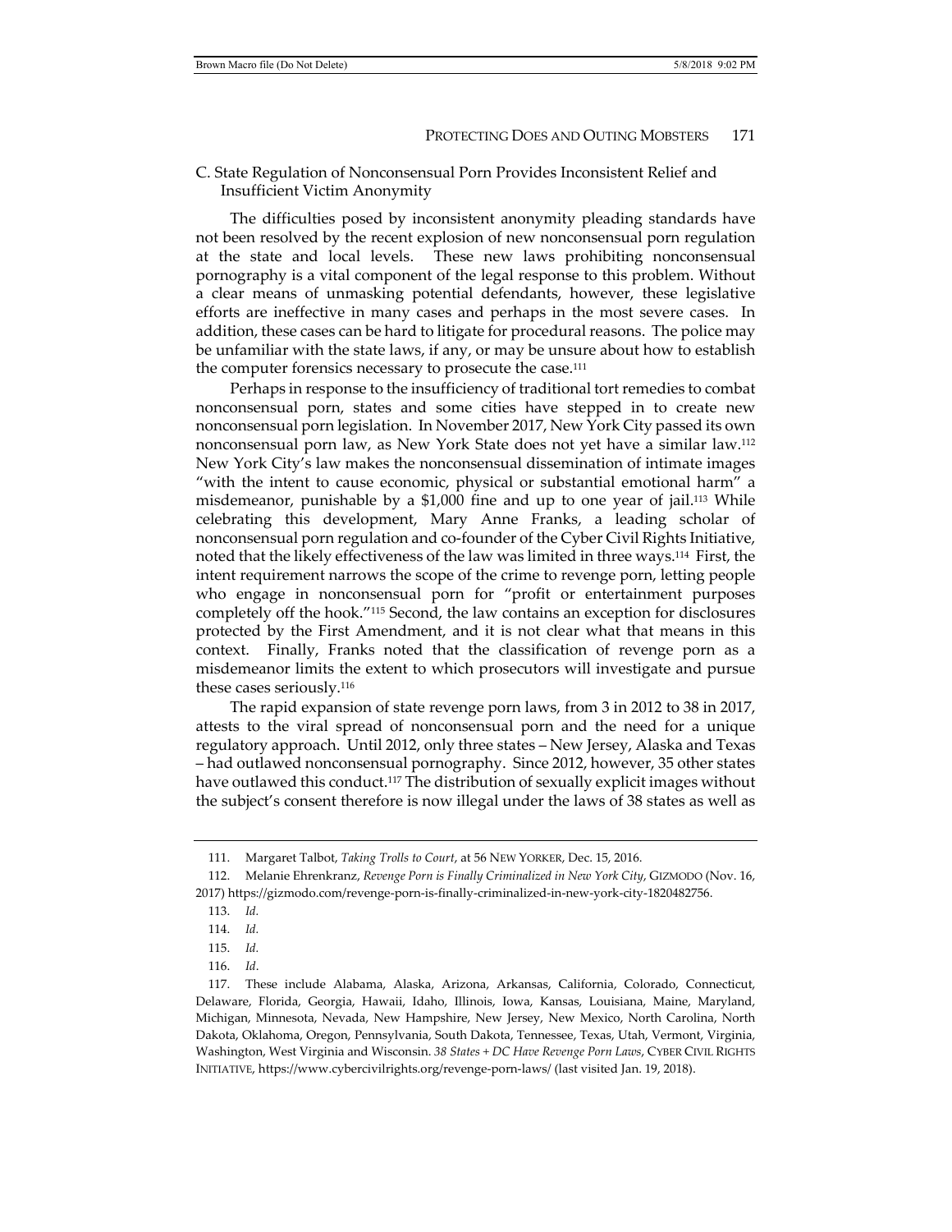### C. State Regulation of Nonconsensual Porn Provides Inconsistent Relief and Insufficient Victim Anonymity

The difficulties posed by inconsistent anonymity pleading standards have not been resolved by the recent explosion of new nonconsensual porn regulation at the state and local levels. These new laws prohibiting nonconsensual pornography is a vital component of the legal response to this problem. Without a clear means of unmasking potential defendants, however, these legislative efforts are ineffective in many cases and perhaps in the most severe cases. In addition, these cases can be hard to litigate for procedural reasons. The police may be unfamiliar with the state laws, if any, or may be unsure about how to establish the computer forensics necessary to prosecute the case.[111]

Perhaps in response to the insufficiency of traditional tort remedies to combat nonconsensual porn, states and some cities have stepped in to create new nonconsensual porn legislation. In November 2017, New York City passed its own nonconsensual porn law, as New York State does not yet have a similar law.[112] New York City's law makes the nonconsensual dissemination of intimate images "with the intent to cause economic, physical or substantial emotional harm" a misdemeanor, punishable by a $1,000 fine and up to one year of jail.[113] While celebrating this development, Mary Anne Franks, a leading scholar of nonconsensual porn regulation and co-founder of the Cyber Civil Rights Initiative, noted that the likely effectiveness of the law was limited in three ways.[114] First, the intent requirement narrows the scope of the crime to revenge porn, letting people who engage in nonconsensual porn for "profit or entertainment purposes completely off the hook."[115] Second, the law contains an exception for disclosures protected by the First Amendment, and it is not clear what that means in this context. Finally, Franks noted that the classification of revenge porn as a misdemeanor limits the extent to which prosecutors will investigate and pursue these cases seriously.[116]

The rapid expansion of state revenge porn laws, from 3 in 2012 to 38 in 2017, attests to the viral spread of nonconsensual porn and the need for a unique regulatory approach. Until 2012, only three states – New Jersey, Alaska and Texas – had outlawed nonconsensual pornography. Since 2012, however, 35 other states have outlawed this conduct.[117] The distribution of sexually explicit images without the subject's consent therefore is now illegal under the laws of 38 states as well as

---

111. Margaret Talbot, *Taking Trolls to Court*, at 56 NEW YORKER, Dec. 15, 2016.

112. Melanie Ehrenkranz, *Revenge Porn is Finally Criminalized in New York City*, GIZMODO (Nov. 16, 2017) https://gizmodo.com/revenge-porn-is-finally-criminalized-in-new-york-city-1820482756.

113. *Id.*

114. *Id.*

115. *Id.*

116. *Id.*

117. These include Alabama, Alaska, Arizona, Arkansas, California, Colorado, Connecticut, Delaware, Florida, Georgia, Hawaii, Idaho, Illinois, Iowa, Kansas, Louisiana, Maine, Maryland, Michigan, Minnesota, Nevada, New Hampshire, New Jersey, New Mexico, North Carolina, North Dakota, Oklahoma, Oregon, Pennsylvania, South Dakota, Tennessee, Texas, Utah, Vermont, Virginia, Washington, West Virginia and Wisconsin. *38 States + DC Have Revenge Porn Laws*, CYBER CIVIL RIGHTS INITIATIVE, https://www.cybercivilrights.org/revenge-porn-laws/ (last visited Jan. 19, 2018).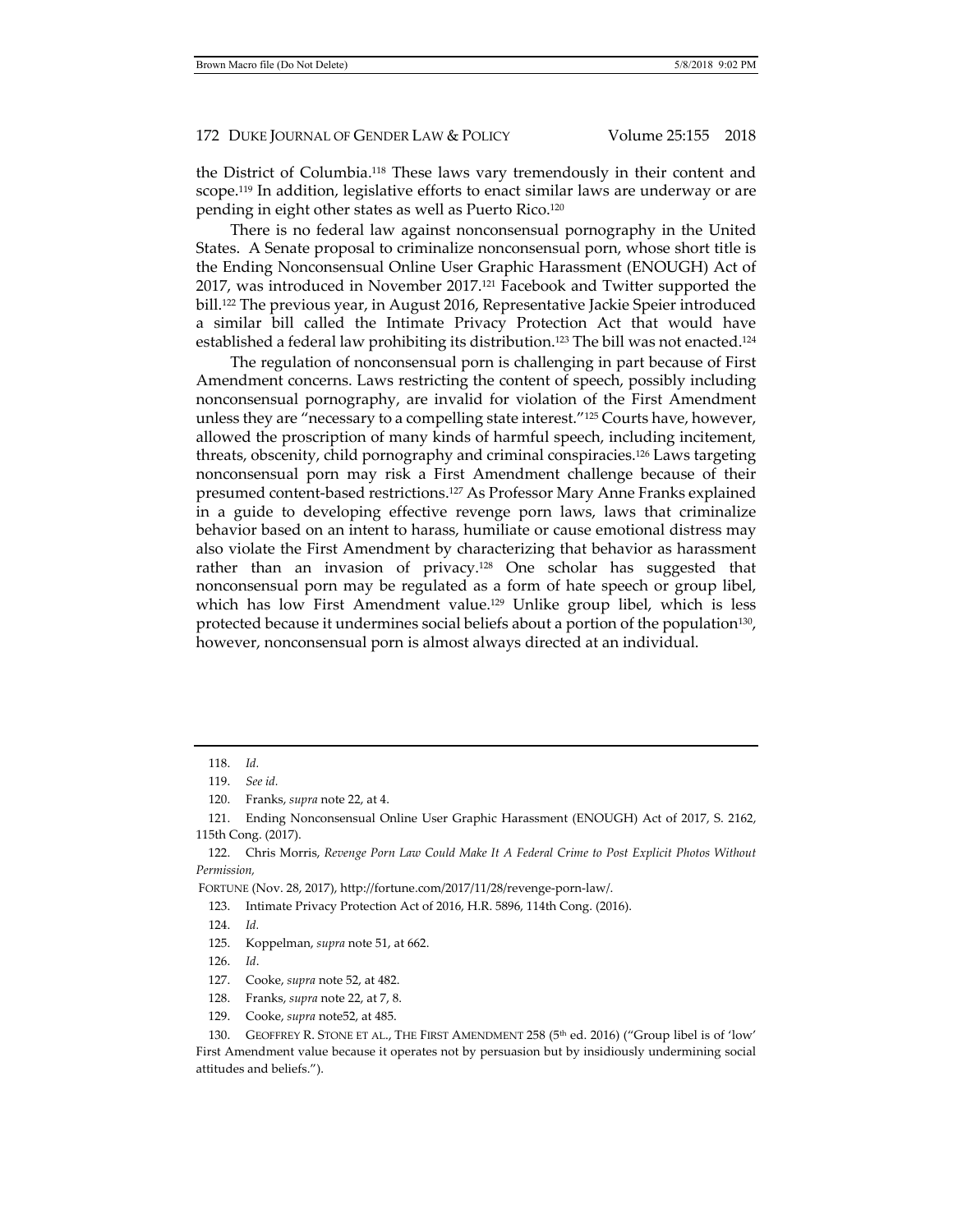the District of Columbia.[118] These laws vary tremendously in their content and scope.[119] In addition, legislative efforts to enact similar laws are underway or are pending in eight other states as well as Puerto Rico.[120]

There is no federal law against nonconsensual pornography in the United States. A Senate proposal to criminalize nonconsensual porn, whose short title is the Ending Nonconsensual Online User Graphic Harassment (ENOUGH) Act of 2017, was introduced in November 2017.[121] Facebook and Twitter supported the bill.[122] The previous year, in August 2016, Representative Jackie Speier introduced a similar bill called the Intimate Privacy Protection Act that would have established a federal law prohibiting its distribution.[123] The bill was not enacted.[124]

The regulation of nonconsensual porn is challenging in part because of First Amendment concerns. Laws restricting the content of speech, possibly including nonconsensual pornography, are invalid for violation of the First Amendment unless they are "necessary to a compelling state interest."[125] Courts have, however, allowed the proscription of many kinds of harmful speech, including incitement, threats, obscenity, child pornography and criminal conspiracies.[126] Laws targeting nonconsensual porn may risk a First Amendment challenge because of their presumed content-based restrictions.[127] As Professor Mary Anne Franks explained in a guide to developing effective revenge porn laws, laws that criminalize behavior based on an intent to harass, humiliate or cause emotional distress may also violate the First Amendment by characterizing that behavior as harassment rather than an invasion of privacy.[128] One scholar has suggested that nonconsensual porn may be regulated as a form of hate speech or group libel, which has low First Amendment value.[129] Unlike group libel, which is less protected because it undermines social beliefs about a portion of the population[130], however, nonconsensual porn is almost always directed at an individual.

---

118. *Id.*

119. *See id.*

120. Franks, *supra* note 22, at 4.

121. Ending Nonconsensual Online User Graphic Harassment (ENOUGH) Act of 2017, S. 2162, 115th Cong. (2017).

122. Chris Morris, *Revenge Porn Law Could Make It A Federal Crime to Post Explicit Photos Without Permission*, FORTUNE (Nov. 28, 2017), http://fortune.com/2017/11/28/revenge-porn-law/.

123. Intimate Privacy Protection Act of 2016, H.R. 5896, 114th Cong. (2016).

124. *Id.*

125. Koppelman, *supra* note 51, at 662.

126. *Id*.

127. Cooke, *supra* note 52, at 482.

128. Franks, *supra* note 22, at 7, 8.

129. Cooke, *supra* note52, at 485.

130. GEOFFREY R. STONE ET AL., THE FIRST AMENDMENT 258 (5th ed. 2016) ("Group libel is of 'low' First Amendment value because it operates not by persuasion but by insidiously undermining social attitudes and beliefs.").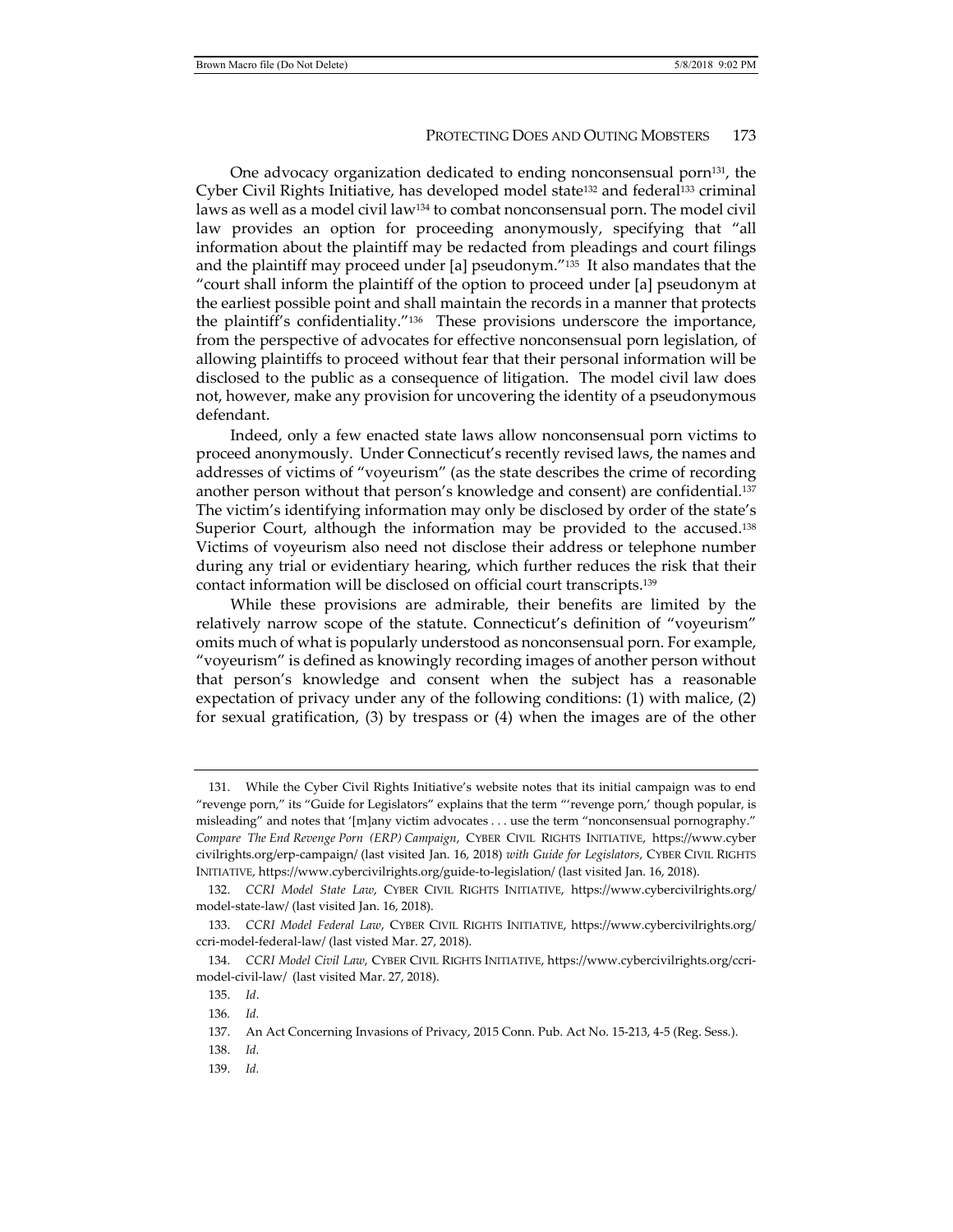One advocacy organization dedicated to ending nonconsensual porn[131], the Cyber Civil Rights Initiative, has developed model state[132] and federal[133] criminal laws as well as a model civil law[134] to combat nonconsensual porn. The model civil law provides an option for proceeding anonymously, specifying that "all information about the plaintiff may be redacted from pleadings and court filings and the plaintiff may proceed under [a] pseudonym."[135] It also mandates that the "court shall inform the plaintiff of the option to proceed under [a] pseudonym at the earliest possible point and shall maintain the records in a manner that protects the plaintiff's confidentiality."[136] These provisions underscore the importance, from the perspective of advocates for effective nonconsensual porn legislation, of allowing plaintiffs to proceed without fear that their personal information will be disclosed to the public as a consequence of litigation. The model civil law does not, however, make any provision for uncovering the identity of a pseudonymous defendant.

Indeed, only a few enacted state laws allow nonconsensual porn victims to proceed anonymously. Under Connecticut's recently revised laws, the names and addresses of victims of "voyeurism" (as the state describes the crime of recording another person without that person's knowledge and consent) are confidential.[137] The victim's identifying information may only be disclosed by order of the state's Superior Court, although the information may be provided to the accused.[138] Victims of voyeurism also need not disclose their address or telephone number during any trial or evidentiary hearing, which further reduces the risk that their contact information will be disclosed on official court transcripts.[139]

While these provisions are admirable, their benefits are limited by the relatively narrow scope of the statute. Connecticut's definition of "voyeurism" omits much of what is popularly understood as nonconsensual porn. For example, "voyeurism" is defined as knowingly recording images of another person without that person's knowledge and consent when the subject has a reasonable expectation of privacy under any of the following conditions: (1) with malice, (2) for sexual gratification, (3) by trespass or (4) when the images are of the other

---

131. While the Cyber Civil Rights Initiative's website notes that its initial campaign was to end "revenge porn," its "Guide for Legislators" explains that the term "'revenge porn,' though popular, is misleading" and notes that '[m]any victim advocates . . . use the term "nonconsensual pornography." *Compare The End Revenge Porn (ERP) Campaign*, CYBER CIVIL RIGHTS INITIATIVE, https://www.cybercivilrights.org/erp-campaign/ (last visited Jan. 16, 2018) *with Guide for Legislators*, CYBER CIVIL RIGHTS INITIATIVE, https://www.cybercivilrights.org/guide-to-legislation/ (last visited Jan. 16, 2018).

132. *CCRI Model State Law*, CYBER CIVIL RIGHTS INITIATIVE, https://www.cybercivilrights.org/model-state-law/ (last visited Jan. 16, 2018).

133. *CCRI Model Federal Law*, CYBER CIVIL RIGHTS INITIATIVE, https://www.cybercivilrights.org/ccri-model-federal-law/ (last visted Mar. 27, 2018).

134. *CCRI Model Civil Law*, CYBER CIVIL RIGHTS INITIATIVE, https://www.cybercivilrights.org/ccri-model-civil-law/ (last visited Mar. 27, 2018).

135. *Id*.

136. *Id*.

137. An Act Concerning Invasions of Privacy, 2015 Conn. Pub. Act No. 15-213, 4-5 (Reg. Sess.).

138. *Id*.

139. *Id*.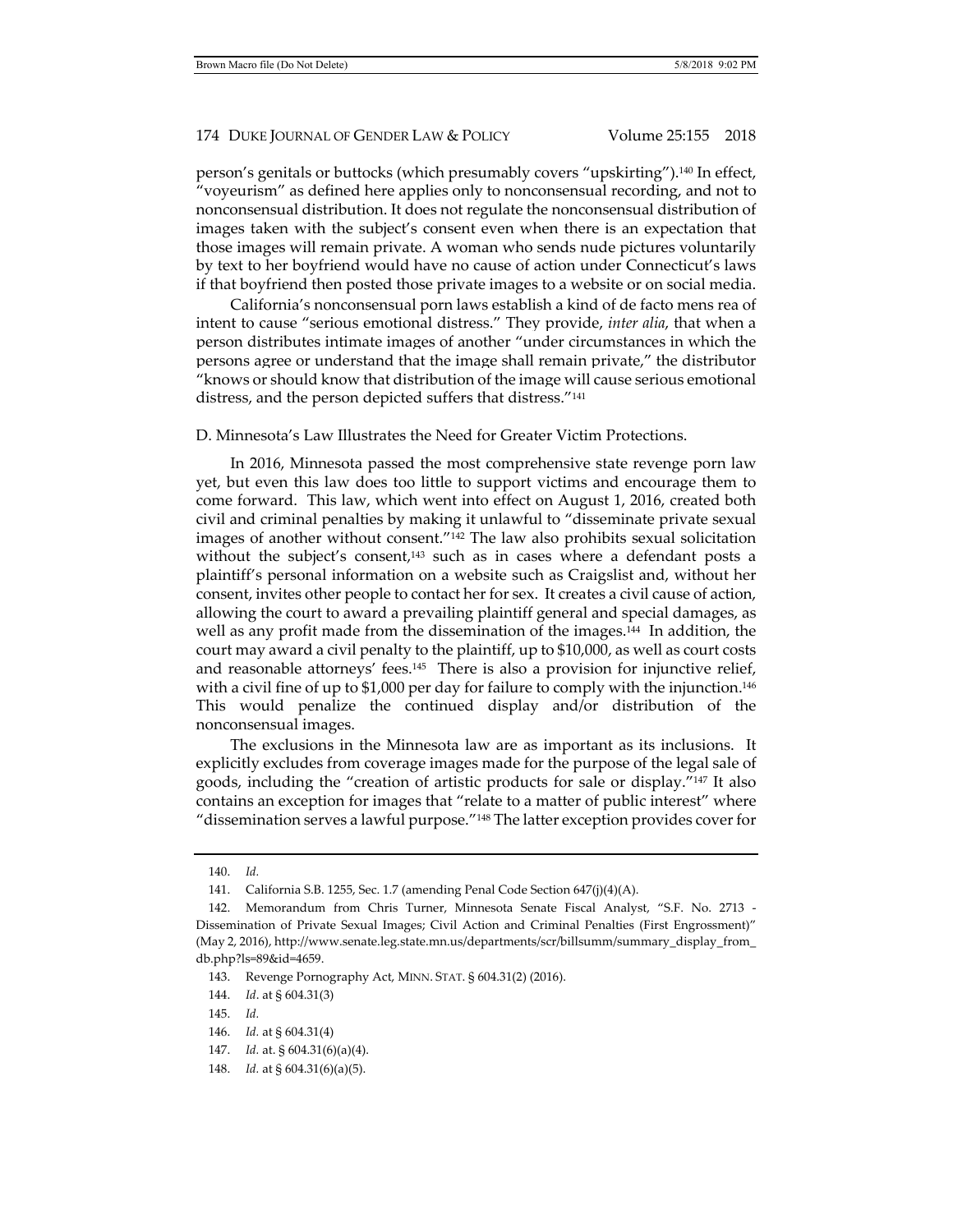person's genitals or buttocks (which presumably covers "upskirting").[140] In effect, "voyeurism" as defined here applies only to nonconsensual recording, and not to nonconsensual distribution. It does not regulate the nonconsensual distribution of images taken with the subject's consent even when there is an expectation that those images will remain private. A woman who sends nude pictures voluntarily by text to her boyfriend would have no cause of action under Connecticut's laws if that boyfriend then posted those private images to a website or on social media.

California's nonconsensual porn laws establish a kind of de facto mens rea of intent to cause "serious emotional distress." They provide, *inter alia*, that when a person distributes intimate images of another "under circumstances in which the persons agree or understand that the image shall remain private," the distributor "knows or should know that distribution of the image will cause serious emotional distress, and the person depicted suffers that distress."[141]

### D. Minnesota's Law Illustrates the Need for Greater Victim Protections.

In 2016, Minnesota passed the most comprehensive state revenge porn law yet, but even this law does too little to support victims and encourage them to come forward. This law, which went into effect on August 1, 2016, created both civil and criminal penalties by making it unlawful to "disseminate private sexual images of another without consent."[142] The law also prohibits sexual solicitation without the subject's consent,[143] such as in cases where a defendant posts a plaintiff's personal information on a website such as Craigslist and, without her consent, invites other people to contact her for sex. It creates a civil cause of action, allowing the court to award a prevailing plaintiff general and special damages, as well as any profit made from the dissemination of the images.[144] In addition, the court may award a civil penalty to the plaintiff, up to $10,000, as well as court costs and reasonable attorneys' fees.[145] There is also a provision for injunctive relief, with a civil fine of up to $1,000 per day for failure to comply with the injunction.[146] This would penalize the continued display and/or distribution of the nonconsensual images.

The exclusions in the Minnesota law are as important as its inclusions. It explicitly excludes from coverage images made for the purpose of the legal sale of goods, including the "creation of artistic products for sale or display."[147] It also contains an exception for images that "relate to a matter of public interest" where "dissemination serves a lawful purpose."[148] The latter exception provides cover for

---

140. *Id.*

141. California S.B. 1255, Sec. 1.7 (amending Penal Code Section 647(j)(4)(A).

142. Memorandum from Chris Turner, Minnesota Senate Fiscal Analyst, "S.F. No. 2713 - Dissemination of Private Sexual Images; Civil Action and Criminal Penalties (First Engrossment)" (May 2, 2016), http://www.senate.leg.state.mn.us/departments/scr/billsumm/summary_display_from_db.php?ls=89&id=4659.

143. Revenge Pornography Act, MINN. STAT. § 604.31(2) (2016).

144. *Id*. at § 604.31(3)

145. *Id.*

146. *Id.* at § 604.31(4)

147. *Id.* at. § 604.31(6)(a)(4).

148. *Id.* at § 604.31(6)(a)(5).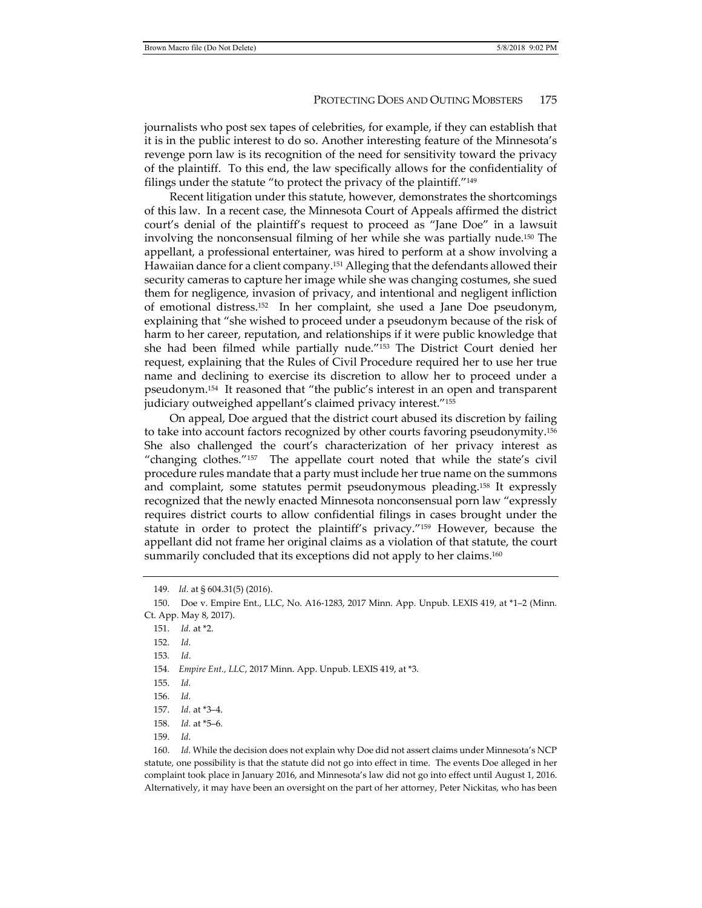journalists who post sex tapes of celebrities, for example, if they can establish that it is in the public interest to do so. Another interesting feature of the Minnesota's revenge porn law is its recognition of the need for sensitivity toward the privacy of the plaintiff. To this end, the law specifically allows for the confidentiality of filings under the statute "to protect the privacy of the plaintiff."[149]

Recent litigation under this statute, however, demonstrates the shortcomings of this law. In a recent case, the Minnesota Court of Appeals affirmed the district court's denial of the plaintiff's request to proceed as "Jane Doe" in a lawsuit involving the nonconsensual filming of her while she was partially nude.[150] The appellant, a professional entertainer, was hired to perform at a show involving a Hawaiian dance for a client company.[151] Alleging that the defendants allowed their security cameras to capture her image while she was changing costumes, she sued them for negligence, invasion of privacy, and intentional and negligent infliction of emotional distress.[152] In her complaint, she used a Jane Doe pseudonym, explaining that "she wished to proceed under a pseudonym because of the risk of harm to her career, reputation, and relationships if it were public knowledge that she had been filmed while partially nude."[153] The District Court denied her request, explaining that the Rules of Civil Procedure required her to use her true name and declining to exercise its discretion to allow her to proceed under a pseudonym.[154] It reasoned that "the public's interest in an open and transparent judiciary outweighed appellant's claimed privacy interest."[155]

On appeal, Doe argued that the district court abused its discretion by failing to take into account factors recognized by other courts favoring pseudonymity.[156] She also challenged the court's characterization of her privacy interest as "changing clothes."[157] The appellate court noted that while the state's civil procedure rules mandate that a party must include her true name on the summons and complaint, some statutes permit pseudonymous pleading.[158] It expressly recognized that the newly enacted Minnesota nonconsensual porn law "expressly requires district courts to allow confidential filings in cases brought under the statute in order to protect the plaintiff's privacy."[159] However, because the appellant did not frame her original claims as a violation of that statute, the court summarily concluded that its exceptions did not apply to her claims.[160]

---

149. *Id.* at § 604.31(5) (2016).

150. Doe v. Empire Ent., LLC, No. A16-1283, 2017 Minn. App. Unpub. LEXIS 419, at *1–2 (Minn. Ct. App. May 8, 2017).

151. *Id.* at *2.

152. *Id.*

153. *Id*.

154. *Empire Ent., LLC*, 2017 Minn. App. Unpub. LEXIS 419, at *3.

155. *Id.*

156. *Id.*

157. *Id.* at *3–4.

158. *Id.* at *5–6.

159. *Id.*

160. *Id.* While the decision does not explain why Doe did not assert claims under Minnesota's NCP statute, one possibility is that the statute did not go into effect in time. The events Doe alleged in her complaint took place in January 2016, and Minnesota's law did not go into effect until August 1, 2016. Alternatively, it may have been an oversight on the part of her attorney, Peter Nickitas, who has been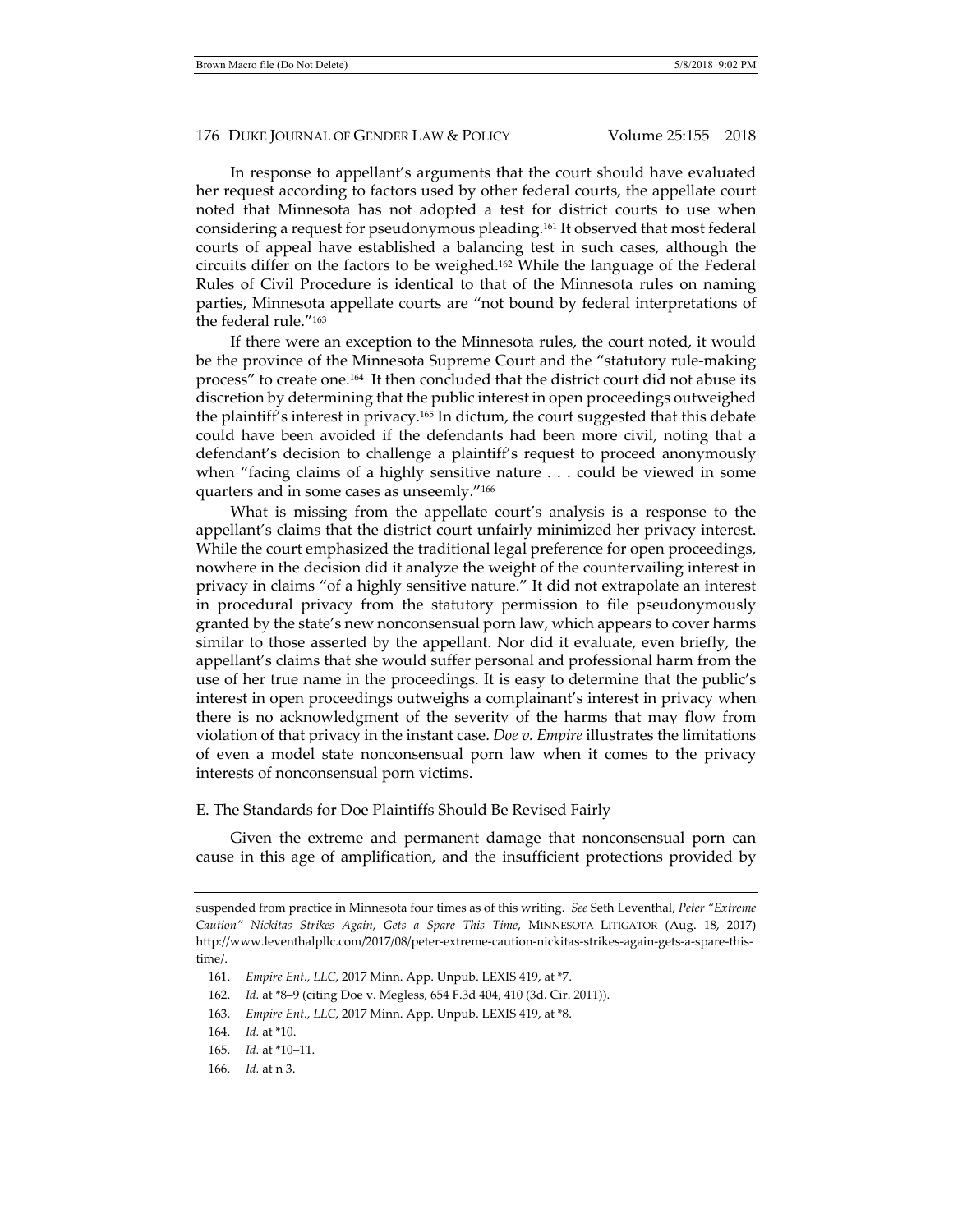In response to appellant's arguments that the court should have evaluated her request according to factors used by other federal courts, the appellate court noted that Minnesota has not adopted a test for district courts to use when considering a request for pseudonymous pleading.[161] It observed that most federal courts of appeal have established a balancing test in such cases, although the circuits differ on the factors to be weighed.[162] While the language of the Federal Rules of Civil Procedure is identical to that of the Minnesota rules on naming parties, Minnesota appellate courts are "not bound by federal interpretations of the federal rule."[163]

If there were an exception to the Minnesota rules, the court noted, it would be the province of the Minnesota Supreme Court and the "statutory rule-making process" to create one.[164] It then concluded that the district court did not abuse its discretion by determining that the public interest in open proceedings outweighed the plaintiff's interest in privacy.[165] In dictum, the court suggested that this debate could have been avoided if the defendants had been more civil, noting that a defendant's decision to challenge a plaintiff's request to proceed anonymously when "facing claims of a highly sensitive nature . . . could be viewed in some quarters and in some cases as unseemly."[166]

What is missing from the appellate court's analysis is a response to the appellant's claims that the district court unfairly minimized her privacy interest. While the court emphasized the traditional legal preference for open proceedings, nowhere in the decision did it analyze the weight of the countervailing interest in privacy in claims "of a highly sensitive nature." It did not extrapolate an interest in procedural privacy from the statutory permission to file pseudonymously granted by the state's new nonconsensual porn law, which appears to cover harms similar to those asserted by the appellant. Nor did it evaluate, even briefly, the appellant's claims that she would suffer personal and professional harm from the use of her true name in the proceedings. It is easy to determine that the public's interest in open proceedings outweighs a complainant's interest in privacy when there is no acknowledgment of the severity of the harms that may flow from violation of that privacy in the instant case. *Doe v. Empire* illustrates the limitations of even a model state nonconsensual porn law when it comes to the privacy interests of nonconsensual porn victims.

### E. The Standards for Doe Plaintiffs Should Be Revised Fairly

Given the extreme and permanent damage that nonconsensual porn can cause in this age of amplification, and the insufficient protections provided by

---

suspended from practice in Minnesota four times as of this writing. *See* Seth Leventhal, *Peter "Extreme Caution" Nickitas Strikes Again, Gets a Spare This Time*, MINNESOTA LITIGATOR (Aug. 18, 2017) http://www.leventhalpllc.com/2017/08/peter-extreme-caution-nickitas-strikes-again-gets-a-spare-this-time/.

161. *Empire Ent., LLC*, 2017 Minn. App. Unpub. LEXIS 419, at *7.

162. *Id.* at *8–9 (citing Doe v. Megless, 654 F.3d 404, 410 (3d. Cir. 2011)).

163. *Empire Ent., LLC*, 2017 Minn. App. Unpub. LEXIS 419, at *8.

164. *Id.* at *10.

165. *Id.* at *10–11.

166. *Id.* at n 3.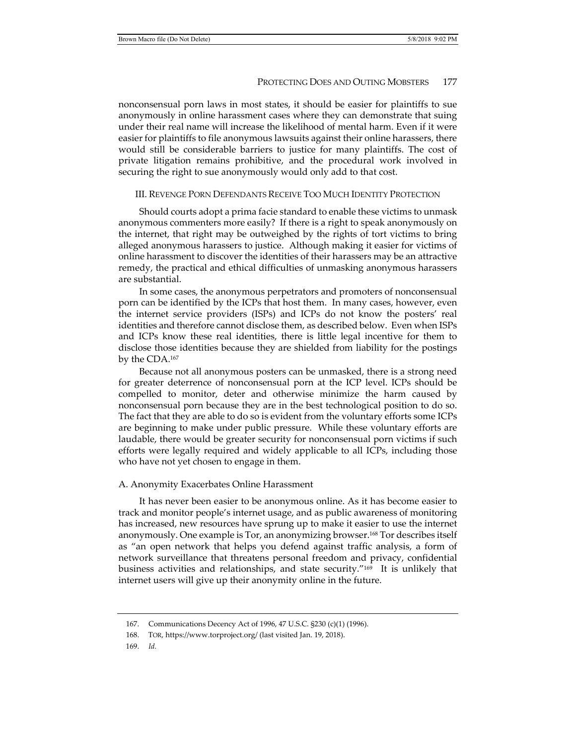nonconsensual porn laws in most states, it should be easier for plaintiffs to sue anonymously in online harassment cases where they can demonstrate that suing under their real name will increase the likelihood of mental harm. Even if it were easier for plaintiffs to file anonymous lawsuits against their online harassers, there would still be considerable barriers to justice for many plaintiffs. The cost of private litigation remains prohibitive, and the procedural work involved in securing the right to sue anonymously would only add to that cost.

## III. REVENGE PORN DEFENDANTS RECEIVE TOO MUCH IDENTITY PROTECTION

Should courts adopt a prima facie standard to enable these victims to unmask anonymous commenters more easily? If there is a right to speak anonymously on the internet, that right may be outweighed by the rights of tort victims to bring alleged anonymous harassers to justice. Although making it easier for victims of online harassment to discover the identities of their harassers may be an attractive remedy, the practical and ethical difficulties of unmasking anonymous harassers are substantial.

In some cases, the anonymous perpetrators and promoters of nonconsensual porn can be identified by the ICPs that host them. In many cases, however, even the internet service providers (ISPs) and ICPs do not know the posters' real identities and therefore cannot disclose them, as described below. Even when ISPs and ICPs know these real identities, there is little legal incentive for them to disclose those identities because they are shielded from liability for the postings by the CDA.[167]

Because not all anonymous posters can be unmasked, there is a strong need for greater deterrence of nonconsensual porn at the ICP level. ICPs should be compelled to monitor, deter and otherwise minimize the harm caused by nonconsensual porn because they are in the best technological position to do so. The fact that they are able to do so is evident from the voluntary efforts some ICPs are beginning to make under public pressure. While these voluntary efforts are laudable, there would be greater security for nonconsensual porn victims if such efforts were legally required and widely applicable to all ICPs, including those who have not yet chosen to engage in them.

### A. Anonymity Exacerbates Online Harassment

It has never been easier to be anonymous online. As it has become easier to track and monitor people's internet usage, and as public awareness of monitoring has increased, new resources have sprung up to make it easier to use the internet anonymously. One example is Tor, an anonymizing browser.[168] Tor describes itself as "an open network that helps you defend against traffic analysis, a form of network surveillance that threatens personal freedom and privacy, confidential business activities and relationships, and state security."[169] It is unlikely that internet users will give up their anonymity online in the future.

167. Communications Decency Act of 1996, 47 U.S.C. §230 (c)(1) (1996).

168. TOR, https://www.torproject.org/ (last visited Jan. 19, 2018).

169. *Id.*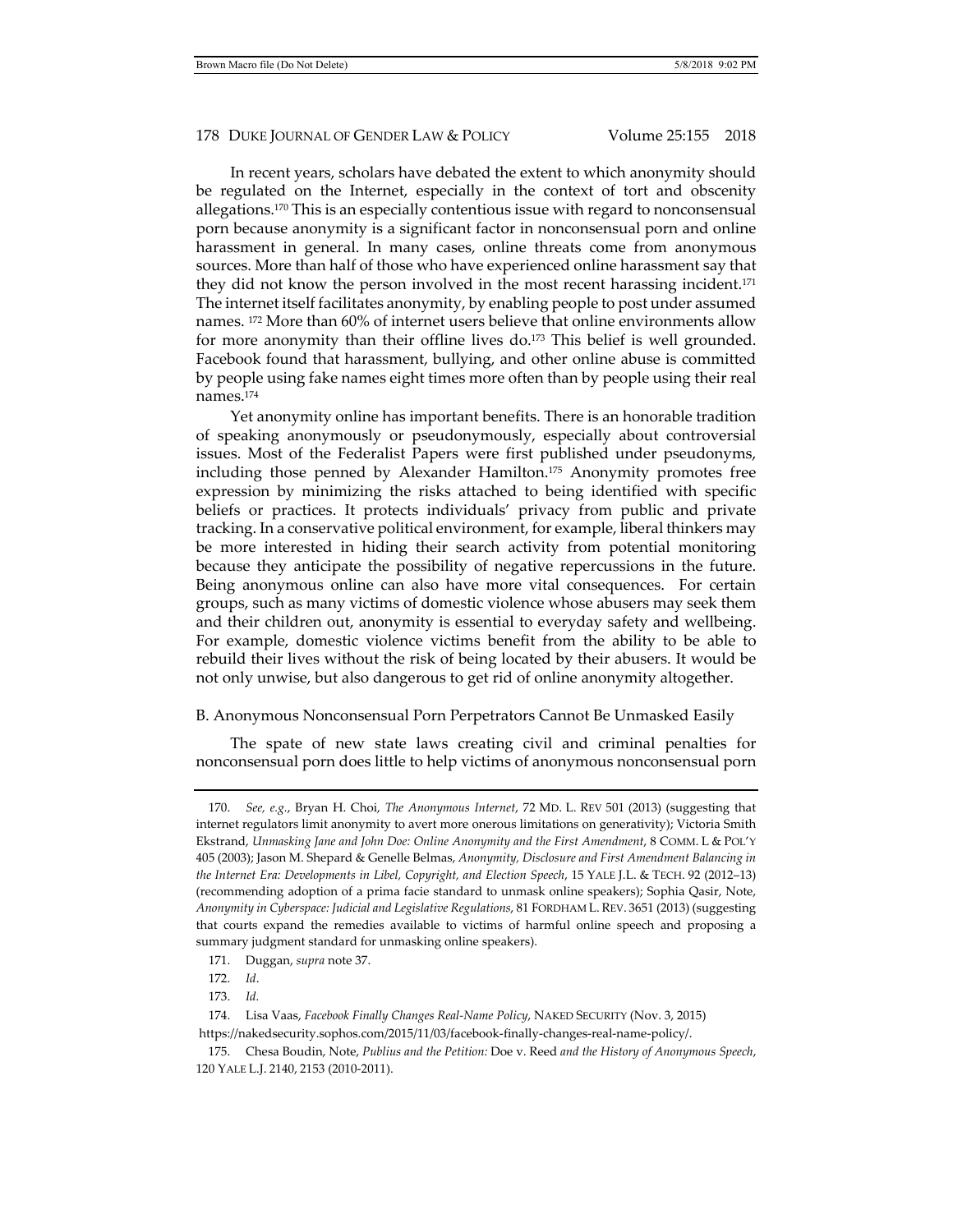In recent years, scholars have debated the extent to which anonymity should be regulated on the Internet, especially in the context of tort and obscenity allegations.[170] This is an especially contentious issue with regard to nonconsensual porn because anonymity is a significant factor in nonconsensual porn and online harassment in general. In many cases, online threats come from anonymous sources. More than half of those who have experienced online harassment say that they did not know the person involved in the most recent harassing incident.[171] The internet itself facilitates anonymity, by enabling people to post under assumed names. [172] More than 60% of internet users believe that online environments allow for more anonymity than their offline lives do.[173] This belief is well grounded. Facebook found that harassment, bullying, and other online abuse is committed by people using fake names eight times more often than by people using their real names.[174]

Yet anonymity online has important benefits. There is an honorable tradition of speaking anonymously or pseudonymously, especially about controversial issues. Most of the Federalist Papers were first published under pseudonyms, including those penned by Alexander Hamilton.[175] Anonymity promotes free expression by minimizing the risks attached to being identified with specific beliefs or practices. It protects individuals' privacy from public and private tracking. In a conservative political environment, for example, liberal thinkers may be more interested in hiding their search activity from potential monitoring because they anticipate the possibility of negative repercussions in the future. Being anonymous online can also have more vital consequences. For certain groups, such as many victims of domestic violence whose abusers may seek them and their children out, anonymity is essential to everyday safety and wellbeing. For example, domestic violence victims benefit from the ability to be able to rebuild their lives without the risk of being located by their abusers. It would be not only unwise, but also dangerous to get rid of online anonymity altogether.

### B. Anonymous Nonconsensual Porn Perpetrators Cannot Be Unmasked Easily

The spate of new state laws creating civil and criminal penalties for nonconsensual porn does little to help victims of anonymous nonconsensual porn

---

170. *See, e.g.*, Bryan H. Choi, *The Anonymous Internet*, 72 MD. L. REV 501 (2013) (suggesting that internet regulators limit anonymity to avert more onerous limitations on generativity); Victoria Smith Ekstrand, *Unmasking Jane and John Doe: Online Anonymity and the First Amendment*, 8 COMM. L & POL'Y 405 (2003); Jason M. Shepard & Genelle Belmas, *Anonymity, Disclosure and First Amendment Balancing in the Internet Era: Developments in Libel, Copyright, and Election Speech*, 15 YALE J.L. & TECH. 92 (2012–13) (recommending adoption of a prima facie standard to unmask online speakers); Sophia Qasir, Note, *Anonymity in Cyberspace: Judicial and Legislative Regulations*, 81 FORDHAM L. REV. 3651 (2013) (suggesting that courts expand the remedies available to victims of harmful online speech and proposing a summary judgment standard for unmasking online speakers).

171. Duggan, *supra* note 37.

172. *Id*.

173. *Id*.

174. Lisa Vaas, *Facebook Finally Changes Real-Name Policy*, NAKED SECURITY (Nov. 3, 2015) https://nakedsecurity.sophos.com/2015/11/03/facebook-finally-changes-real-name-policy/.

175. Chesa Boudin, Note, *Publius and the Petition:* Doe v. Reed *and the History of Anonymous Speech*, 120 YALE L.J. 2140, 2153 (2010-2011).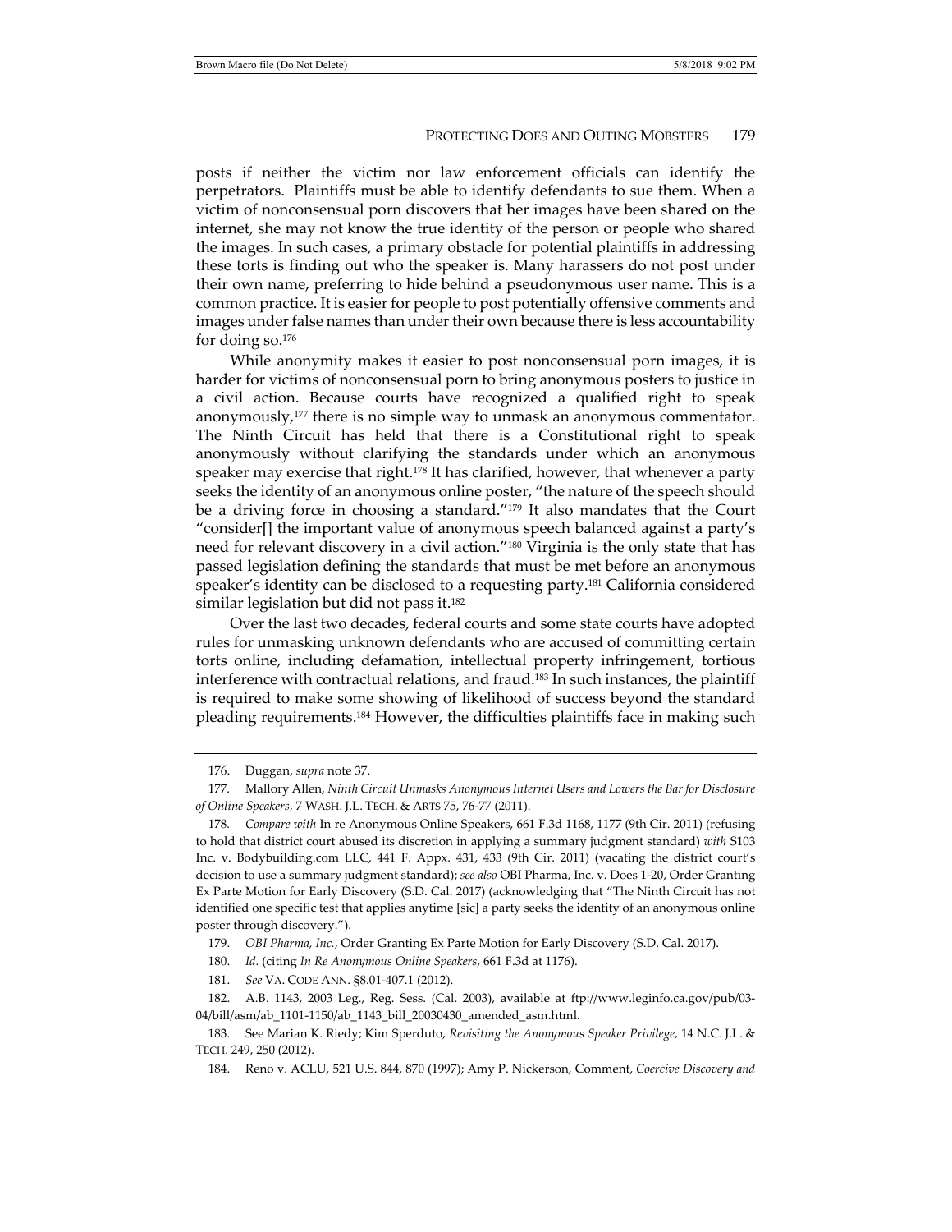posts if neither the victim nor law enforcement officials can identify the perpetrators. Plaintiffs must be able to identify defendants to sue them. When a victim of nonconsensual porn discovers that her images have been shared on the internet, she may not know the true identity of the person or people who shared the images. In such cases, a primary obstacle for potential plaintiffs in addressing these torts is finding out who the speaker is. Many harassers do not post under their own name, preferring to hide behind a pseudonymous user name. This is a common practice. It is easier for people to post potentially offensive comments and images under false names than under their own because there is less accountability for doing so.[176]

While anonymity makes it easier to post nonconsensual porn images, it is harder for victims of nonconsensual porn to bring anonymous posters to justice in a civil action. Because courts have recognized a qualified right to speak anonymously,[177] there is no simple way to unmask an anonymous commentator. The Ninth Circuit has held that there is a Constitutional right to speak anonymously without clarifying the standards under which an anonymous speaker may exercise that right.[178] It has clarified, however, that whenever a party seeks the identity of an anonymous online poster, "the nature of the speech should be a driving force in choosing a standard."[179] It also mandates that the Court "consider[] the important value of anonymous speech balanced against a party's need for relevant discovery in a civil action."[180] Virginia is the only state that has passed legislation defining the standards that must be met before an anonymous speaker's identity can be disclosed to a requesting party.[181] California considered similar legislation but did not pass it.[182]

Over the last two decades, federal courts and some state courts have adopted rules for unmasking unknown defendants who are accused of committing certain torts online, including defamation, intellectual property infringement, tortious interference with contractual relations, and fraud.[183] In such instances, the plaintiff is required to make some showing of likelihood of success beyond the standard pleading requirements.[184] However, the difficulties plaintiffs face in making such

---

176. Duggan, *supra* note 37.

177. Mallory Allen, *Ninth Circuit Unmasks Anonymous Internet Users and Lowers the Bar for Disclosure of Online Speakers*, 7 WASH. J.L. TECH. & ARTS 75, 76-77 (2011).

178. *Compare with* In re Anonymous Online Speakers, 661 F.3d 1168, 1177 (9th Cir. 2011) (refusing to hold that district court abused its discretion in applying a summary judgment standard) *with* S103 Inc. v. Bodybuilding.com LLC, 441 F. Appx. 431, 433 (9th Cir. 2011) (vacating the district court's decision to use a summary judgment standard); *see also* OBI Pharma, Inc. v. Does 1-20, Order Granting Ex Parte Motion for Early Discovery (S.D. Cal. 2017) (acknowledging that "The Ninth Circuit has not identified one specific test that applies anytime [sic] a party seeks the identity of an anonymous online poster through discovery.").

179. *OBI Pharma, Inc.*, Order Granting Ex Parte Motion for Early Discovery (S.D. Cal. 2017).

180. *Id.* (citing *In Re Anonymous Online Speakers*, 661 F.3d at 1176).

181. *See* VA. CODE ANN. §8.01-407.1 (2012).

182. A.B. 1143, 2003 Leg., Reg. Sess. (Cal. 2003), available at ftp://www.leginfo.ca.gov/pub/03-04/bill/asm/ab_1101-1150/ab_1143_bill_20030430_amended_asm.html.

183. See Marian K. Riedy; Kim Sperduto, *Revisiting the Anonymous Speaker Privilege*, 14 N.C. J.L. & TECH. 249, 250 (2012).

184. Reno v. ACLU, 521 U.S. 844, 870 (1997); Amy P. Nickerson, Comment, *Coercive Discovery and*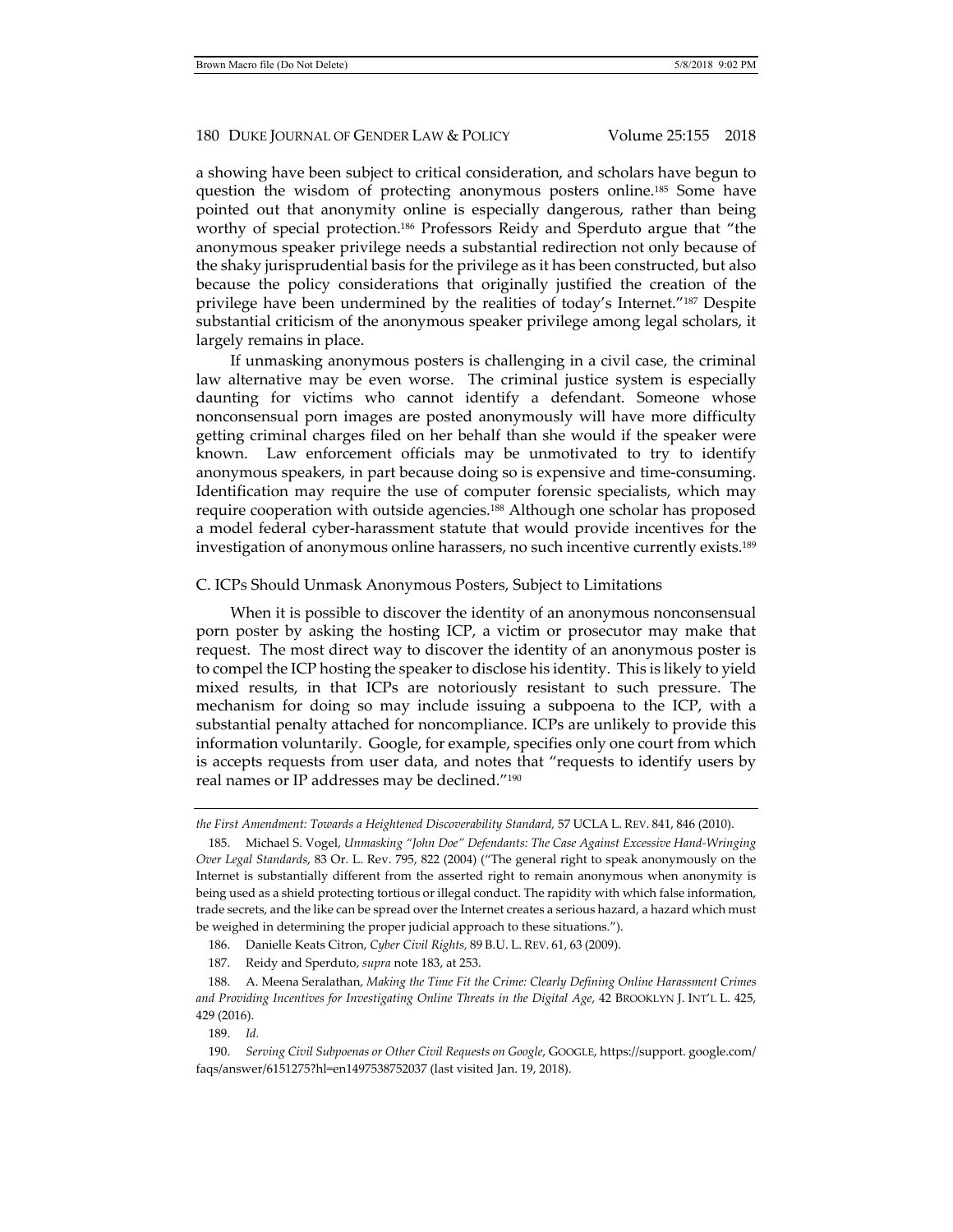a showing have been subject to critical consideration, and scholars have begun to question the wisdom of protecting anonymous posters online.[185] Some have pointed out that anonymity online is especially dangerous, rather than being worthy of special protection.[186] Professors Reidy and Sperduto argue that "the anonymous speaker privilege needs a substantial redirection not only because of the shaky jurisprudential basis for the privilege as it has been constructed, but also because the policy considerations that originally justified the creation of the privilege have been undermined by the realities of today's Internet."[187] Despite substantial criticism of the anonymous speaker privilege among legal scholars, it largely remains in place.

If unmasking anonymous posters is challenging in a civil case, the criminal law alternative may be even worse. The criminal justice system is especially daunting for victims who cannot identify a defendant. Someone whose nonconsensual porn images are posted anonymously will have more difficulty getting criminal charges filed on her behalf than she would if the speaker were known. Law enforcement officials may be unmotivated to try to identify anonymous speakers, in part because doing so is expensive and time-consuming. Identification may require the use of computer forensic specialists, which may require cooperation with outside agencies.[188] Although one scholar has proposed a model federal cyber-harassment statute that would provide incentives for the investigation of anonymous online harassers, no such incentive currently exists.[189]

### C. ICPs Should Unmask Anonymous Posters, Subject to Limitations

When it is possible to discover the identity of an anonymous nonconsensual porn poster by asking the hosting ICP, a victim or prosecutor may make that request. The most direct way to discover the identity of an anonymous poster is to compel the ICP hosting the speaker to disclose his identity. This is likely to yield mixed results, in that ICPs are notoriously resistant to such pressure. The mechanism for doing so may include issuing a subpoena to the ICP, with a substantial penalty attached for noncompliance. ICPs are unlikely to provide this information voluntarily. Google, for example, specifies only one court from which is accepts requests from user data, and notes that "requests to identify users by real names or IP addresses may be declined."[190]

---

*the First Amendment: Towards a Heightened Discoverability Standard*, 57 UCLA L. REV. 841, 846 (2010).

185. Michael S. Vogel, *Unmasking "John Doe" Defendants: The Case Against Excessive Hand-Wringing Over Legal Standards*, 83 Or. L. Rev. 795, 822 (2004) ("The general right to speak anonymously on the Internet is substantially different from the asserted right to remain anonymous when anonymity is being used as a shield protecting tortious or illegal conduct. The rapidity with which false information, trade secrets, and the like can be spread over the Internet creates a serious hazard, a hazard which must be weighed in determining the proper judicial approach to these situations.").

186. Danielle Keats Citron, *Cyber Civil Rights*, 89 B.U. L. REV. 61, 63 (2009).

187. Reidy and Sperduto, *supra* note 183, at 253.

188. A. Meena Seralathan, *Making the Time Fit the Crime: Clearly Defining Online Harassment Crimes and Providing Incentives for Investigating Online Threats in the Digital Age*, 42 BROOKLYN J. INT'L L. 425, 429 (2016).

189. *Id.*

190. *Serving Civil Subpoenas or Other Civil Requests on Google*, GOOGLE, https://support. google.com/faqs/answer/6151275?hl=en1497538752037 (last visited Jan. 19, 2018).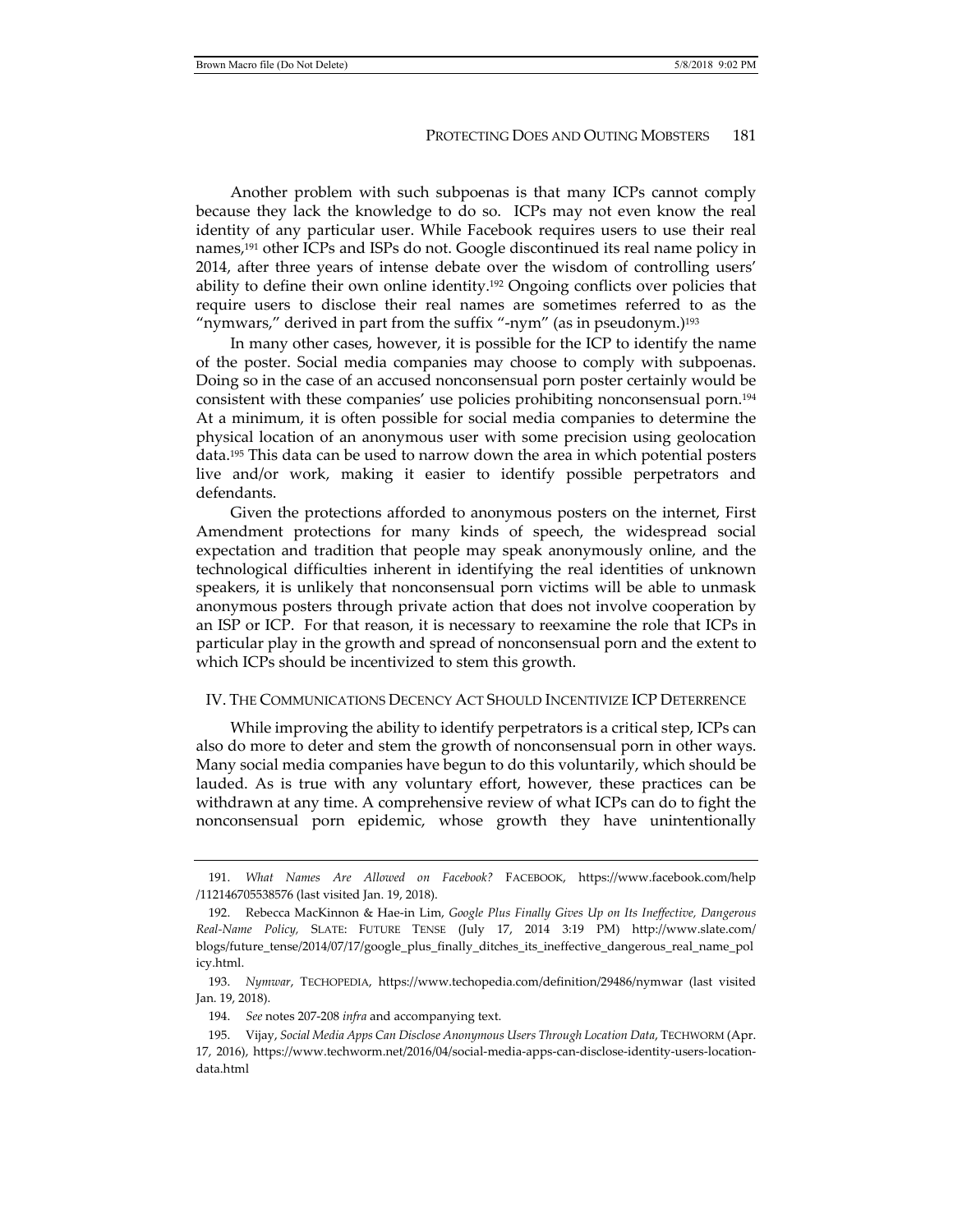Another problem with such subpoenas is that many ICPs cannot comply because they lack the knowledge to do so. ICPs may not even know the real identity of any particular user. While Facebook requires users to use their real names,[191] other ICPs and ISPs do not. Google discontinued its real name policy in 2014, after three years of intense debate over the wisdom of controlling users' ability to define their own online identity.[192] Ongoing conflicts over policies that require users to disclose their real names are sometimes referred to as the "nymwars," derived in part from the suffix "-nym" (as in pseudonym.)[193]

In many other cases, however, it is possible for the ICP to identify the name of the poster. Social media companies may choose to comply with subpoenas. Doing so in the case of an accused nonconsensual porn poster certainly would be consistent with these companies' use policies prohibiting nonconsensual porn.[194] At a minimum, it is often possible for social media companies to determine the physical location of an anonymous user with some precision using geolocation data.[195] This data can be used to narrow down the area in which potential posters live and/or work, making it easier to identify possible perpetrators and defendants.

Given the protections afforded to anonymous posters on the internet, First Amendment protections for many kinds of speech, the widespread social expectation and tradition that people may speak anonymously online, and the technological difficulties inherent in identifying the real identities of unknown speakers, it is unlikely that nonconsensual porn victims will be able to unmask anonymous posters through private action that does not involve cooperation by an ISP or ICP. For that reason, it is necessary to reexamine the role that ICPs in particular play in the growth and spread of nonconsensual porn and the extent to which ICPs should be incentivized to stem this growth.

## IV. The Communications Decency Act Should Incentivize ICP Deterrence

While improving the ability to identify perpetrators is a critical step, ICPs can also do more to deter and stem the growth of nonconsensual porn in other ways. Many social media companies have begun to do this voluntarily, which should be lauded. As is true with any voluntary effort, however, these practices can be withdrawn at any time. A comprehensive review of what ICPs can do to fight the nonconsensual porn epidemic, whose growth they have unintentionally

---

191. *What Names Are Allowed on Facebook?* FACEBOOK, https://www.facebook.com/help/112146705538576 (last visited Jan. 19, 2018).

192. Rebecca MacKinnon & Hae-in Lim, *Google Plus Finally Gives Up on Its Ineffective, Dangerous Real-Name Policy,* SLATE: FUTURE TENSE (July 17, 2014 3:19 PM) http://www.slate.com/blogs/future_tense/2014/07/17/google_plus_finally_ditches_its_ineffective_dangerous_real_name_policy.html.

193. *Nymwar*, TECHOPEDIA, https://www.techopedia.com/definition/29486/nymwar (last visited Jan. 19, 2018).

194. *See* notes 207-208 *infra* and accompanying text.

195. Vijay, *Social Media Apps Can Disclose Anonymous Users Through Location Data*, TECHWORM (Apr. 17, 2016), https://www.techworm.net/2016/04/social-media-apps-can-disclose-identity-users-location-data.html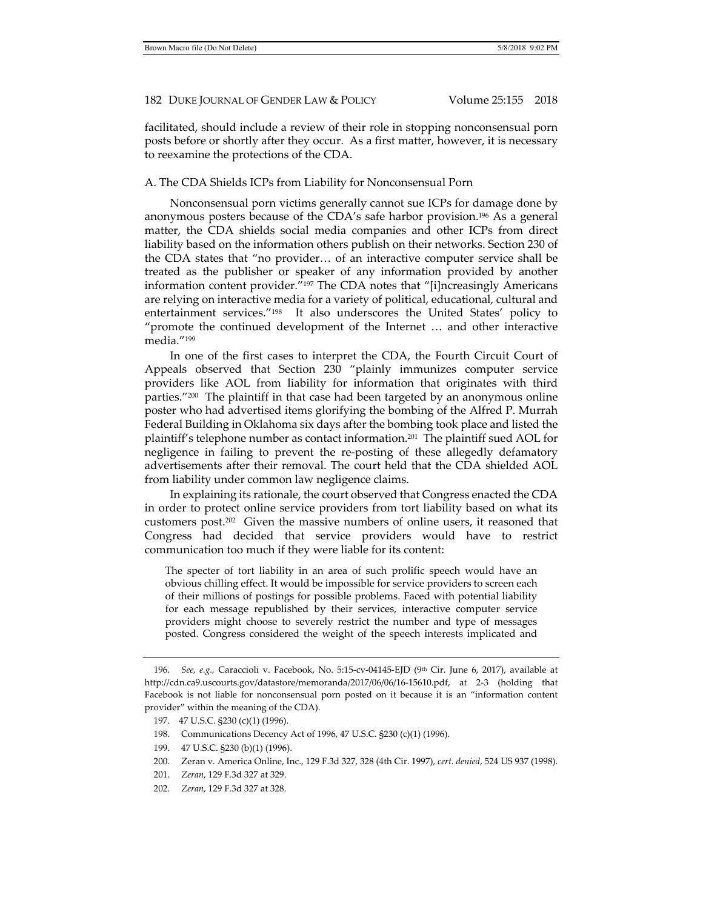facilitated, should include a review of their role in stopping nonconsensual porn posts before or shortly after they occur. As a first matter, however, it is necessary to reexamine the protections of the CDA.

### A. The CDA Shields ICPs from Liability for Nonconsensual Porn

Nonconsensual porn victims generally cannot sue ICPs for damage done by anonymous posters because of the CDA's safe harbor provision.[196] As a general matter, the CDA shields social media companies and other ICPs from direct liability based on the information others publish on their networks. Section 230 of the CDA states that "no provider… of an interactive computer service shall be treated as the publisher or speaker of any information provided by another information content provider."[197] The CDA notes that "[i]ncreasingly Americans are relying on interactive media for a variety of political, educational, cultural and entertainment services."[198] It also underscores the United States' policy to "promote the continued development of the Internet … and other interactive media."[199]

In one of the first cases to interpret the CDA, the Fourth Circuit Court of Appeals observed that Section 230 "plainly immunizes computer service providers like AOL from liability for information that originates with third parties."[200] The plaintiff in that case had been targeted by an anonymous online poster who had advertised items glorifying the bombing of the Alfred P. Murrah Federal Building in Oklahoma six days after the bombing took place and listed the plaintiff's telephone number as contact information.[201] The plaintiff sued AOL for negligence in failing to prevent the re-posting of these allegedly defamatory advertisements after their removal. The court held that the CDA shielded AOL from liability under common law negligence claims.

In explaining its rationale, the court observed that Congress enacted the CDA in order to protect online service providers from tort liability based on what its customers post.[202] Given the massive numbers of online users, it reasoned that Congress had decided that service providers would have to restrict communication too much if they were liable for its content:

> The specter of tort liability in an area of such prolific speech would have an obvious chilling effect. It would be impossible for service providers to screen each of their millions of postings for possible problems. Faced with potential liability for each message republished by their services, interactive computer service providers might choose to severely restrict the number and type of messages posted. Congress considered the weight of the speech interests implicated and

---

196. *See, e.g.,* Caraccioli v. Facebook, No. 5:15-cv-04145-EJD (9th Cir. June 6, 2017), available at http://cdn.ca9.uscourts.gov/datastore/memoranda/2017/06/06/16-15610.pdf, at 2-3 (holding that Facebook is not liable for nonconsensual porn posted on it because it is an "information content provider" within the meaning of the CDA).

197. 47 U.S.C. §230 (c)(1) (1996).

198. Communications Decency Act of 1996, 47 U.S.C. §230 (c)(1) (1996).

199. 47 U.S.C. §230 (b)(1) (1996).

200. Zeran v. America Online, Inc., 129 F.3d 327, 328 (4th Cir. 1997), *cert. denied*, 524 US 937 (1998).

201. *Zeran*, 129 F.3d 327 at 329.

202. *Zeran*, 129 F.3d 327 at 328.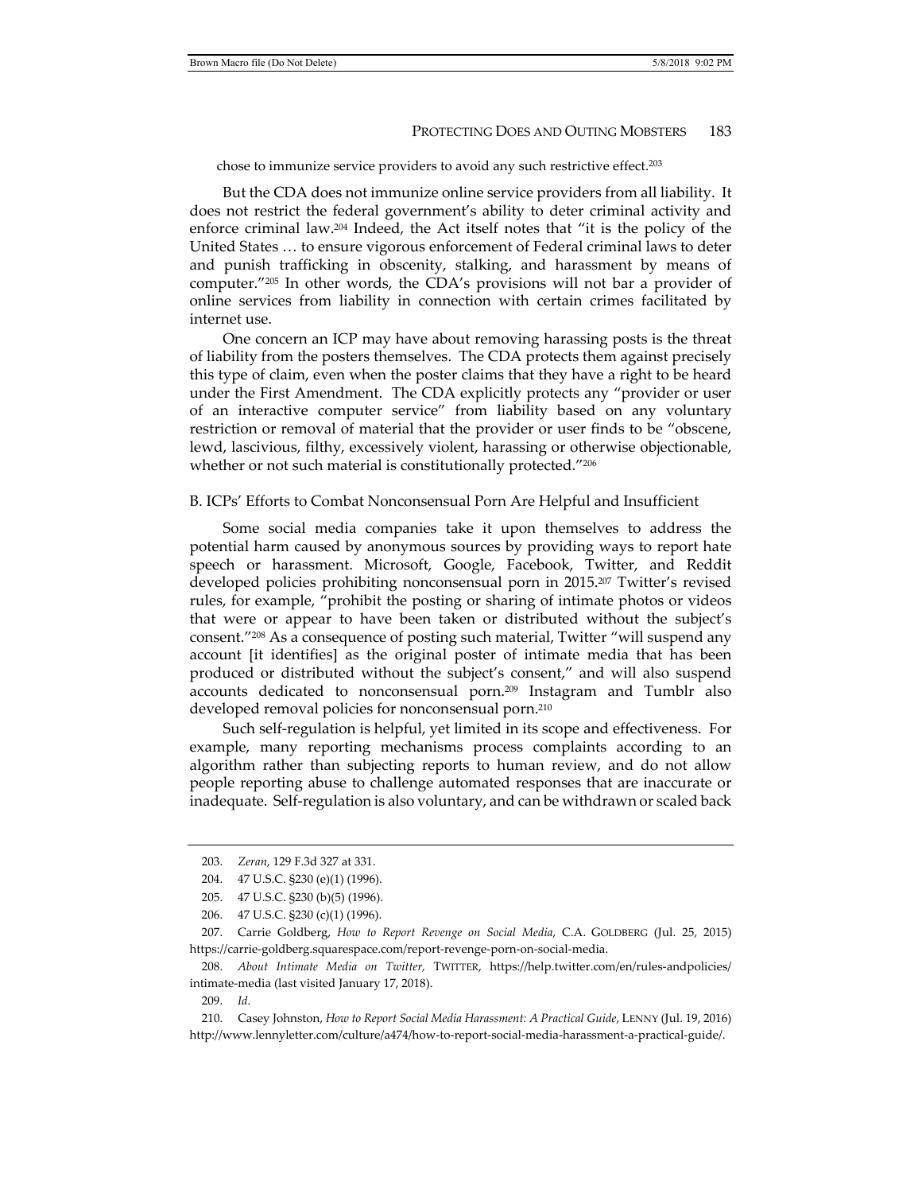chose to immunize service providers to avoid any such restrictive effect.[203]

But the CDA does not immunize online service providers from all liability. It does not restrict the federal government's ability to deter criminal activity and enforce criminal law.[204] Indeed, the Act itself notes that "it is the policy of the United States … to ensure vigorous enforcement of Federal criminal laws to deter and punish trafficking in obscenity, stalking, and harassment by means of computer."[205] In other words, the CDA's provisions will not bar a provider of online services from liability in connection with certain crimes facilitated by internet use.

One concern an ICP may have about removing harassing posts is the threat of liability from the posters themselves. The CDA protects them against precisely this type of claim, even when the poster claims that they have a right to be heard under the First Amendment. The CDA explicitly protects any "provider or user of an interactive computer service" from liability based on any voluntary restriction or removal of material that the provider or user finds to be "obscene, lewd, lascivious, filthy, excessively violent, harassing or otherwise objectionable, whether or not such material is constitutionally protected."[206]

### B. ICPs' Efforts to Combat Nonconsensual Porn Are Helpful and Insufficient

Some social media companies take it upon themselves to address the potential harm caused by anonymous sources by providing ways to report hate speech or harassment. Microsoft, Google, Facebook, Twitter, and Reddit developed policies prohibiting nonconsensual porn in 2015.[207] Twitter's revised rules, for example, "prohibit the posting or sharing of intimate photos or videos that were or appear to have been taken or distributed without the subject's consent."[208] As a consequence of posting such material, Twitter "will suspend any account [it identifies] as the original poster of intimate media that has been produced or distributed without the subject's consent," and will also suspend accounts dedicated to nonconsensual porn.[209] Instagram and Tumblr also developed removal policies for nonconsensual porn.[210]

Such self-regulation is helpful, yet limited in its scope and effectiveness. For example, many reporting mechanisms process complaints according to an algorithm rather than subjecting reports to human review, and do not allow people reporting abuse to challenge automated responses that are inaccurate or inadequate. Self-regulation is also voluntary, and can be withdrawn or scaled back

---

203. *Zeran*, 129 F.3d 327 at 331.

204. 47 U.S.C. §230 (e)(1) (1996).

205. 47 U.S.C. §230 (b)(5) (1996).

206. 47 U.S.C. §230 (c)(1) (1996).

207. Carrie Goldberg, *How to Report Revenge on Social Media*, C.A. GOLDBERG (Jul. 25, 2015) https://carrie-goldberg.squarespace.com/report-revenge-porn-on-social-media.

208. *About Intimate Media on Twitter*, TWITTER, https://help.twitter.com/en/rules-andpolicies/intimate-media (last visited January 17, 2018).

209. *Id.*

210. Casey Johnston, *How to Report Social Media Harassment: A Practical Guide*, LENNY (Jul. 19, 2016) http://www.lennyletter.com/culture/a474/how-to-report-social-media-harassment-a-practical-guide/.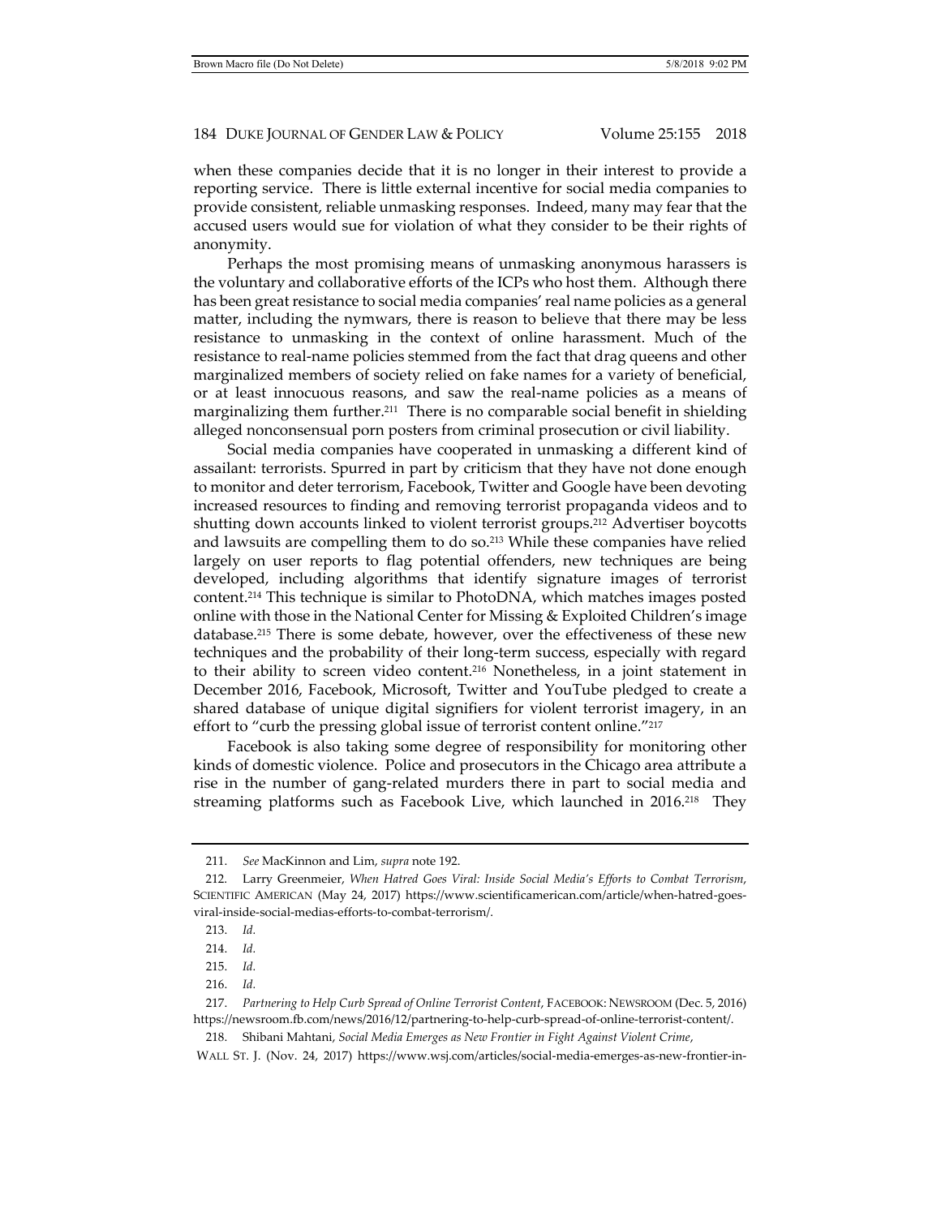when these companies decide that it is no longer in their interest to provide a reporting service. There is little external incentive for social media companies to provide consistent, reliable unmasking responses. Indeed, many may fear that the accused users would sue for violation of what they consider to be their rights of anonymity.

Perhaps the most promising means of unmasking anonymous harassers is the voluntary and collaborative efforts of the ICPs who host them. Although there has been great resistance to social media companies' real name policies as a general matter, including the nymwars, there is reason to believe that there may be less resistance to unmasking in the context of online harassment. Much of the resistance to real-name policies stemmed from the fact that drag queens and other marginalized members of society relied on fake names for a variety of beneficial, or at least innocuous reasons, and saw the real-name policies as a means of marginalizing them further.[211] There is no comparable social benefit in shielding alleged nonconsensual porn posters from criminal prosecution or civil liability.

Social media companies have cooperated in unmasking a different kind of assailant: terrorists. Spurred in part by criticism that they have not done enough to monitor and deter terrorism, Facebook, Twitter and Google have been devoting increased resources to finding and removing terrorist propaganda videos and to shutting down accounts linked to violent terrorist groups.[212] Advertiser boycotts and lawsuits are compelling them to do so.[213] While these companies have relied largely on user reports to flag potential offenders, new techniques are being developed, including algorithms that identify signature images of terrorist content.[214] This technique is similar to PhotoDNA, which matches images posted online with those in the National Center for Missing & Exploited Children's image database.[215] There is some debate, however, over the effectiveness of these new techniques and the probability of their long-term success, especially with regard to their ability to screen video content.[216] Nonetheless, in a joint statement in December 2016, Facebook, Microsoft, Twitter and YouTube pledged to create a shared database of unique digital signifiers for violent terrorist imagery, in an effort to "curb the pressing global issue of terrorist content online."[217]

Facebook is also taking some degree of responsibility for monitoring other kinds of domestic violence. Police and prosecutors in the Chicago area attribute a rise in the number of gang-related murders there in part to social media and streaming platforms such as Facebook Live, which launched in 2016.[218] They

---

211. *See* MacKinnon and Lim, *supra* note 192.

212. Larry Greenmeier, *When Hatred Goes Viral: Inside Social Media's Efforts to Combat Terrorism*, SCIENTIFIC AMERICAN (May 24, 2017) https://www.scientificamerican.com/article/when-hatred-goes-viral-inside-social-medias-efforts-to-combat-terrorism/.

213. *Id.*

214. *Id.*

215. *Id.*

216. *Id.*

217. *Partnering to Help Curb Spread of Online Terrorist Content*, FACEBOOK: NEWSROOM (Dec. 5, 2016) https://newsroom.fb.com/news/2016/12/partnering-to-help-curb-spread-of-online-terrorist-content/.

218. Shibani Mahtani, *Social Media Emerges as New Frontier in Fight Against Violent Crime*, WALL ST. J. (Nov. 24, 2017) https://www.wsj.com/articles/social-media-emerges-as-new-frontier-in-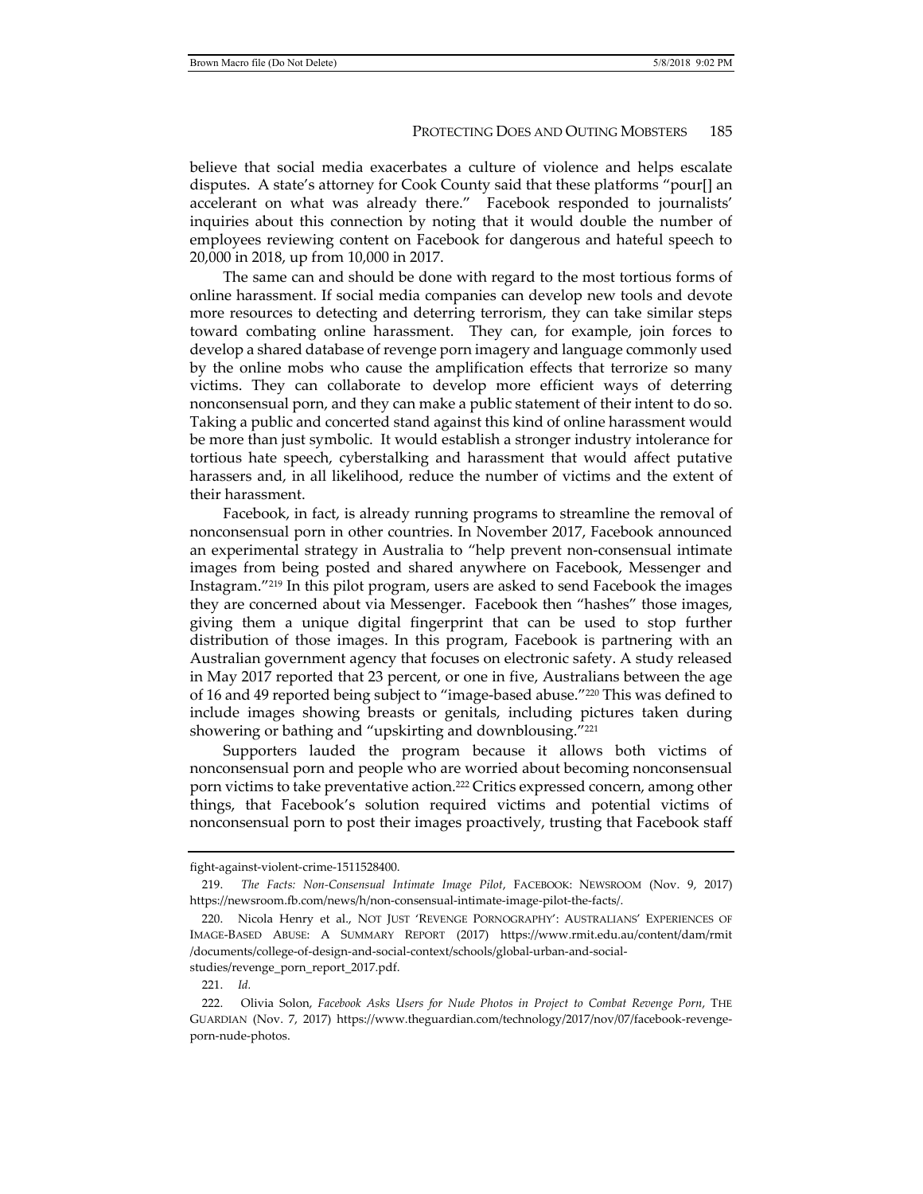believe that social media exacerbates a culture of violence and helps escalate disputes. A state's attorney for Cook County said that these platforms "pour[] an accelerant on what was already there." Facebook responded to journalists' inquiries about this connection by noting that it would double the number of employees reviewing content on Facebook for dangerous and hateful speech to 20,000 in 2018, up from 10,000 in 2017.

The same can and should be done with regard to the most tortious forms of online harassment. If social media companies can develop new tools and devote more resources to detecting and deterring terrorism, they can take similar steps toward combating online harassment. They can, for example, join forces to develop a shared database of revenge porn imagery and language commonly used by the online mobs who cause the amplification effects that terrorize so many victims. They can collaborate to develop more efficient ways of deterring nonconsensual porn, and they can make a public statement of their intent to do so. Taking a public and concerted stand against this kind of online harassment would be more than just symbolic. It would establish a stronger industry intolerance for tortious hate speech, cyberstalking and harassment that would affect putative harassers and, in all likelihood, reduce the number of victims and the extent of their harassment.

Facebook, in fact, is already running programs to streamline the removal of nonconsensual porn in other countries. In November 2017, Facebook announced an experimental strategy in Australia to "help prevent non-consensual intimate images from being posted and shared anywhere on Facebook, Messenger and Instagram."[219] In this pilot program, users are asked to send Facebook the images they are concerned about via Messenger. Facebook then "hashes" those images, giving them a unique digital fingerprint that can be used to stop further distribution of those images. In this program, Facebook is partnering with an Australian government agency that focuses on electronic safety. A study released in May 2017 reported that 23 percent, or one in five, Australians between the age of 16 and 49 reported being subject to "image-based abuse."[220] This was defined to include images showing breasts or genitals, including pictures taken during showering or bathing and "upskirting and downblousing."[221]

Supporters lauded the program because it allows both victims of nonconsensual porn and people who are worried about becoming nonconsensual porn victims to take preventative action.[222] Critics expressed concern, among other things, that Facebook's solution required victims and potential victims of nonconsensual porn to post their images proactively, trusting that Facebook staff

---

fight-against-violent-crime-1511528400.

219. *The Facts: Non-Consensual Intimate Image Pilot*, FACEBOOK: NEWSROOM (Nov. 9, 2017) https://newsroom.fb.com/news/h/non-consensual-intimate-image-pilot-the-facts/.

220. Nicola Henry et al., NOT JUST 'REVENGE PORNOGRAPHY': AUSTRALIANS' EXPERIENCES OF IMAGE-BASED ABUSE: A SUMMARY REPORT (2017) https://www.rmit.edu.au/content/dam/rmit/documents/college-of-design-and-social-context/schools/global-urban-and-social-studies/revenge_porn_report_2017.pdf.

221. *Id.*

222. Olivia Solon, *Facebook Asks Users for Nude Photos in Project to Combat Revenge Porn*, THE GUARDIAN (Nov. 7, 2017) https://www.theguardian.com/technology/2017/nov/07/facebook-revenge-porn-nude-photos.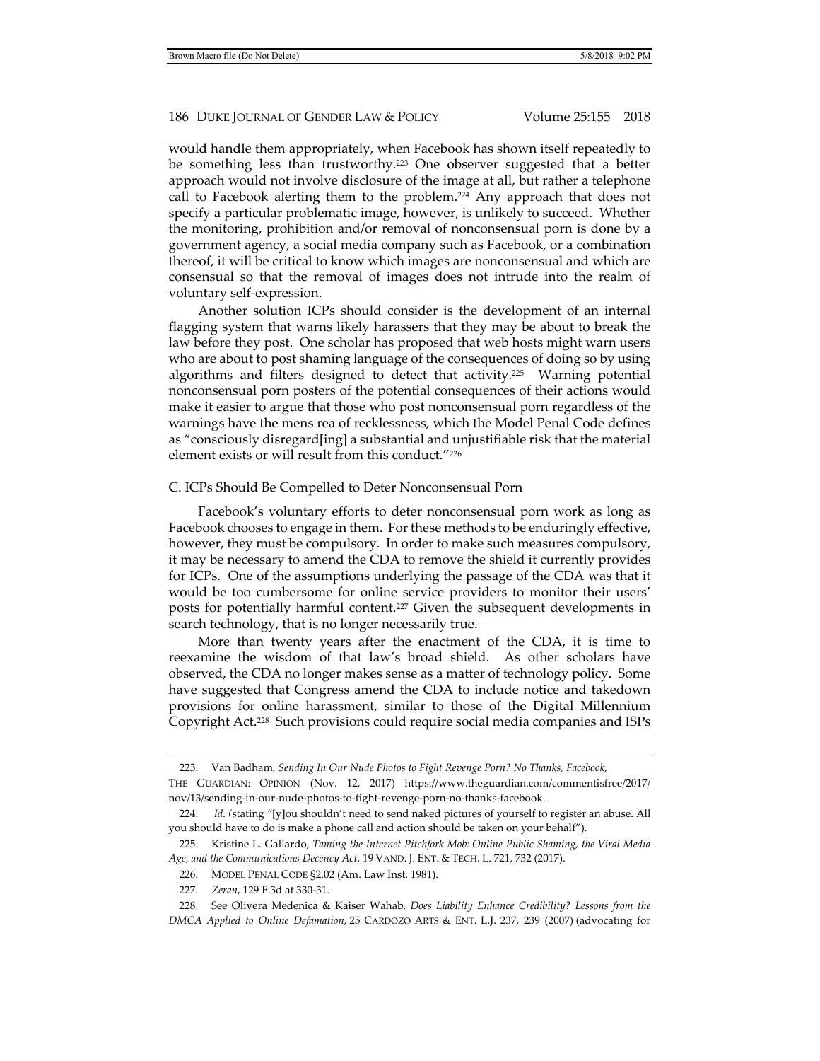would handle them appropriately, when Facebook has shown itself repeatedly to be something less than trustworthy.[223] One observer suggested that a better approach would not involve disclosure of the image at all, but rather a telephone call to Facebook alerting them to the problem.[224] Any approach that does not specify a particular problematic image, however, is unlikely to succeed. Whether the monitoring, prohibition and/or removal of nonconsensual porn is done by a government agency, a social media company such as Facebook, or a combination thereof, it will be critical to know which images are nonconsensual and which are consensual so that the removal of images does not intrude into the realm of voluntary self-expression.

Another solution ICPs should consider is the development of an internal flagging system that warns likely harassers that they may be about to break the law before they post. One scholar has proposed that web hosts might warn users who are about to post shaming language of the consequences of doing so by using algorithms and filters designed to detect that activity.[225] Warning potential nonconsensual porn posters of the potential consequences of their actions would make it easier to argue that those who post nonconsensual porn regardless of the warnings have the mens rea of recklessness, which the Model Penal Code defines as "consciously disregard[ing] a substantial and unjustifiable risk that the material element exists or will result from this conduct."[226]

### C. ICPs Should Be Compelled to Deter Nonconsensual Porn

Facebook's voluntary efforts to deter nonconsensual porn work as long as Facebook chooses to engage in them. For these methods to be enduringly effective, however, they must be compulsory. In order to make such measures compulsory, it may be necessary to amend the CDA to remove the shield it currently provides for ICPs. One of the assumptions underlying the passage of the CDA was that it would be too cumbersome for online service providers to monitor their users' posts for potentially harmful content.[227] Given the subsequent developments in search technology, that is no longer necessarily true.

More than twenty years after the enactment of the CDA, it is time to reexamine the wisdom of that law's broad shield. As other scholars have observed, the CDA no longer makes sense as a matter of technology policy. Some have suggested that Congress amend the CDA to include notice and takedown provisions for online harassment, similar to those of the Digital Millennium Copyright Act.[228] Such provisions could require social media companies and ISPs

---

223. Van Badham, *Sending In Our Nude Photos to Fight Revenge Porn? No Thanks, Facebook*, THE GUARDIAN: OPINION (Nov. 12, 2017) https://www.theguardian.com/commentisfree/2017/nov/13/sending-in-our-nude-photos-to-fight-revenge-porn-no-thanks-facebook.

224. *Id.* (stating "[y]ou shouldn't need to send naked pictures of yourself to register an abuse. All you should have to do is make a phone call and action should be taken on your behalf").

225. Kristine L. Gallardo, *Taming the Internet Pitchfork Mob: Online Public Shaming, the Viral Media Age, and the Communications Decency Act*, 19 VAND. J. ENT. & TECH. L. 721, 732 (2017).

226. MODEL PENAL CODE §2.02 (Am. Law Inst. 1981).

227. *Zeran*, 129 F.3d at 330-31.

228. See Olivera Medenica & Kaiser Wahab, *Does Liability Enhance Credibility? Lessons from the DMCA Applied to Online Defamation*, 25 CARDOZO ARTS & ENT. L.J. 237, 239 (2007) (advocating for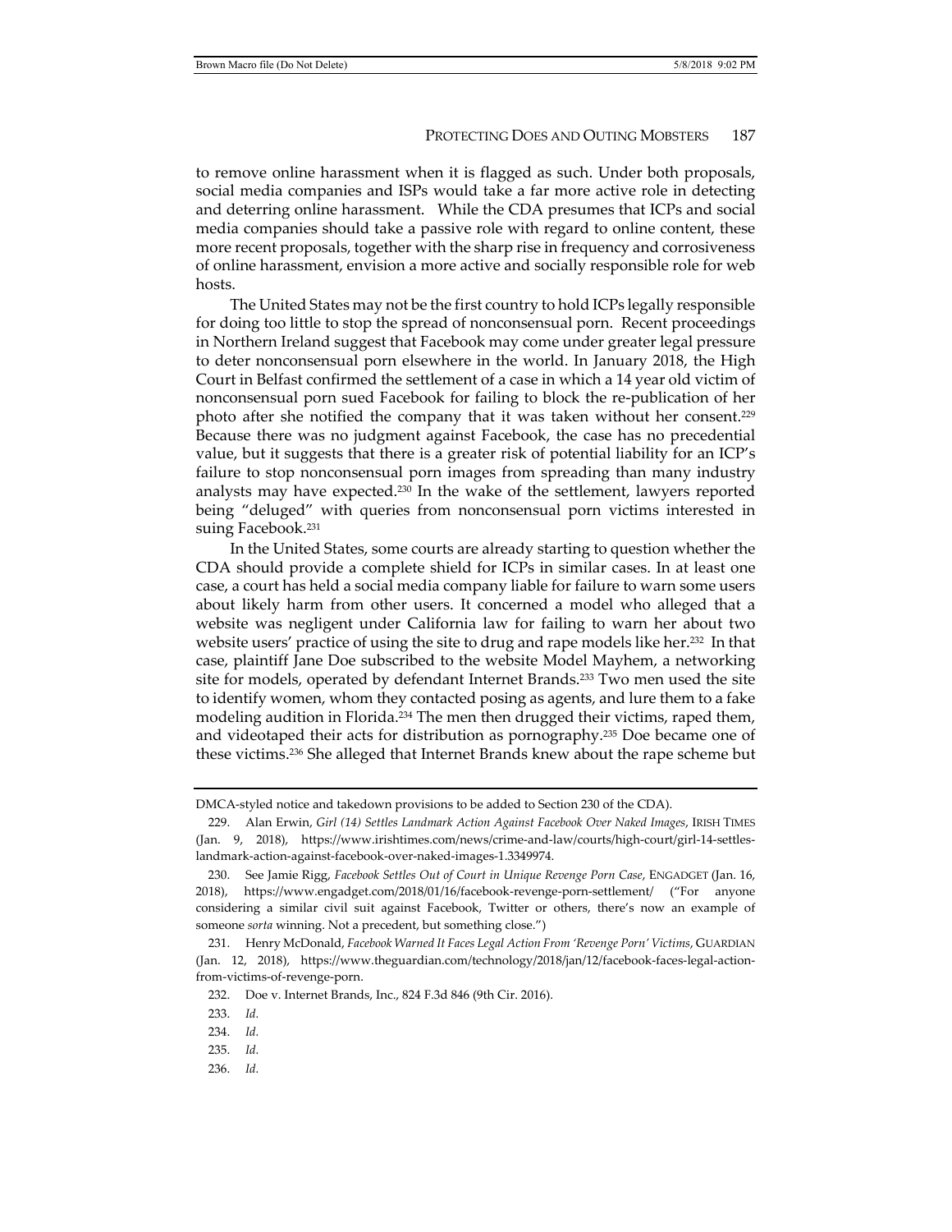to remove online harassment when it is flagged as such. Under both proposals, social media companies and ISPs would take a far more active role in detecting and deterring online harassment. While the CDA presumes that ICPs and social media companies should take a passive role with regard to online content, these more recent proposals, together with the sharp rise in frequency and corrosiveness of online harassment, envision a more active and socially responsible role for web hosts.

The United States may not be the first country to hold ICPs legally responsible for doing too little to stop the spread of nonconsensual porn. Recent proceedings in Northern Ireland suggest that Facebook may come under greater legal pressure to deter nonconsensual porn elsewhere in the world. In January 2018, the High Court in Belfast confirmed the settlement of a case in which a 14 year old victim of nonconsensual porn sued Facebook for failing to block the re-publication of her photo after she notified the company that it was taken without her consent.[229] Because there was no judgment against Facebook, the case has no precedential value, but it suggests that there is a greater risk of potential liability for an ICP's failure to stop nonconsensual porn images from spreading than many industry analysts may have expected.[230] In the wake of the settlement, lawyers reported being "deluged" with queries from nonconsensual porn victims interested in suing Facebook.[231]

In the United States, some courts are already starting to question whether the CDA should provide a complete shield for ICPs in similar cases. In at least one case, a court has held a social media company liable for failure to warn some users about likely harm from other users. It concerned a model who alleged that a website was negligent under California law for failing to warn her about two website users' practice of using the site to drug and rape models like her.[232] In that case, plaintiff Jane Doe subscribed to the website Model Mayhem, a networking site for models, operated by defendant Internet Brands.[233] Two men used the site to identify women, whom they contacted posing as agents, and lure them to a fake modeling audition in Florida.[234] The men then drugged their victims, raped them, and videotaped their acts for distribution as pornography.[235] Doe became one of these victims.[236] She alleged that Internet Brands knew about the rape scheme but

---

DMCA-styled notice and takedown provisions to be added to Section 230 of the CDA).

229. Alan Erwin, *Girl (14) Settles Landmark Action Against Facebook Over Naked Images*, IRISH TIMES (Jan. 9, 2018), https://www.irishtimes.com/news/crime-and-law/courts/high-court/girl-14-settles-landmark-action-against-facebook-over-naked-images-1.3349974.

230. See Jamie Rigg, *Facebook Settles Out of Court in Unique Revenge Porn Case*, ENGADGET (Jan. 16, 2018), https://www.engadget.com/2018/01/16/facebook-revenge-porn-settlement/ ("For anyone considering a similar civil suit against Facebook, Twitter or others, there's now an example of someone *sorta* winning. Not a precedent, but something close.")

231. Henry McDonald, *Facebook Warned It Faces Legal Action From 'Revenge Porn' Victims*, GUARDIAN (Jan. 12, 2018), https://www.theguardian.com/technology/2018/jan/12/facebook-faces-legal-action-from-victims-of-revenge-porn.

232. Doe v. Internet Brands, Inc., 824 F.3d 846 (9th Cir. 2016).

233. *Id.*

234. *Id.*

235. *Id.*

236. *Id.*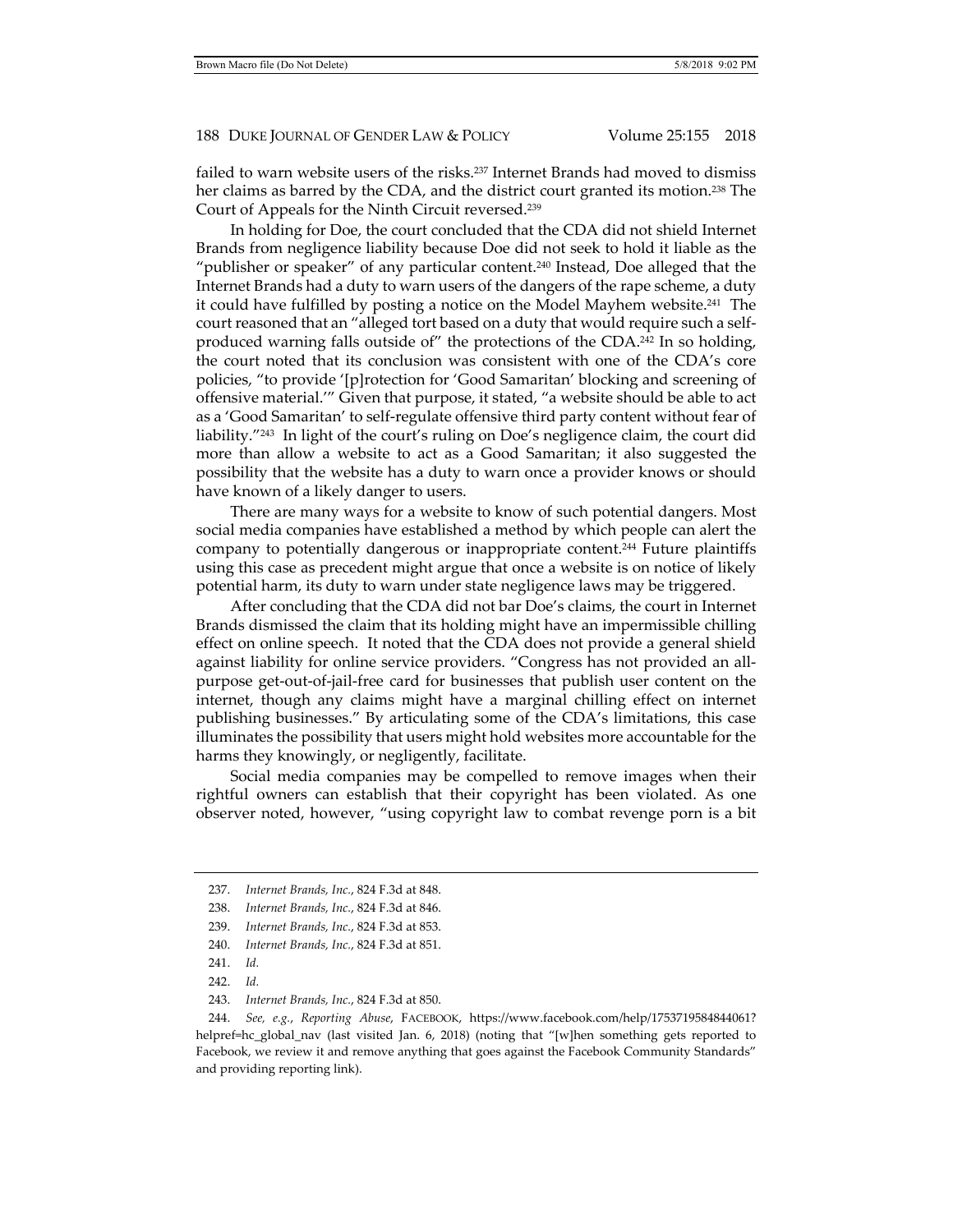failed to warn website users of the risks.[237] Internet Brands had moved to dismiss her claims as barred by the CDA, and the district court granted its motion.[238] The Court of Appeals for the Ninth Circuit reversed.[239]

In holding for Doe, the court concluded that the CDA did not shield Internet Brands from negligence liability because Doe did not seek to hold it liable as the "publisher or speaker" of any particular content.[240] Instead, Doe alleged that the Internet Brands had a duty to warn users of the dangers of the rape scheme, a duty it could have fulfilled by posting a notice on the Model Mayhem website.[241] The court reasoned that an "alleged tort based on a duty that would require such a self-produced warning falls outside of" the protections of the CDA.[242] In so holding, the court noted that its conclusion was consistent with one of the CDA's core policies, "to provide '[p]rotection for 'Good Samaritan' blocking and screening of offensive material.'" Given that purpose, it stated, "a website should be able to act as a 'Good Samaritan' to self-regulate offensive third party content without fear of liability."[243] In light of the court's ruling on Doe's negligence claim, the court did more than allow a website to act as a Good Samaritan; it also suggested the possibility that the website has a duty to warn once a provider knows or should have known of a likely danger to users.

There are many ways for a website to know of such potential dangers. Most social media companies have established a method by which people can alert the company to potentially dangerous or inappropriate content.[244] Future plaintiffs using this case as precedent might argue that once a website is on notice of likely potential harm, its duty to warn under state negligence laws may be triggered.

After concluding that the CDA did not bar Doe's claims, the court in Internet Brands dismissed the claim that its holding might have an impermissible chilling effect on online speech. It noted that the CDA does not provide a general shield against liability for online service providers. "Congress has not provided an all-purpose get-out-of-jail-free card for businesses that publish user content on the internet, though any claims might have a marginal chilling effect on internet publishing businesses." By articulating some of the CDA's limitations, this case illuminates the possibility that users might hold websites more accountable for the harms they knowingly, or negligently, facilitate.

Social media companies may be compelled to remove images when their rightful owners can establish that their copyright has been violated. As one observer noted, however, "using copyright law to combat revenge porn is a bit

---

237. *Internet Brands, Inc.*, 824 F.3d at 848.

238. *Internet Brands, Inc.*, 824 F.3d at 846.

239. *Internet Brands, Inc.*, 824 F.3d at 853.

240. *Internet Brands, Inc.*, 824 F.3d at 851.

241. *Id.*

242. *Id.*

243. *Internet Brands, Inc.*, 824 F.3d at 850.

244. *See, e.g.*, *Reporting Abuse*, FACEBOOK, https://www.facebook.com/help/1753719584844061?helpref=hc_global_nav (last visited Jan. 6, 2018) (noting that "[w]hen something gets reported to Facebook, we review it and remove anything that goes against the Facebook Community Standards" and providing reporting link).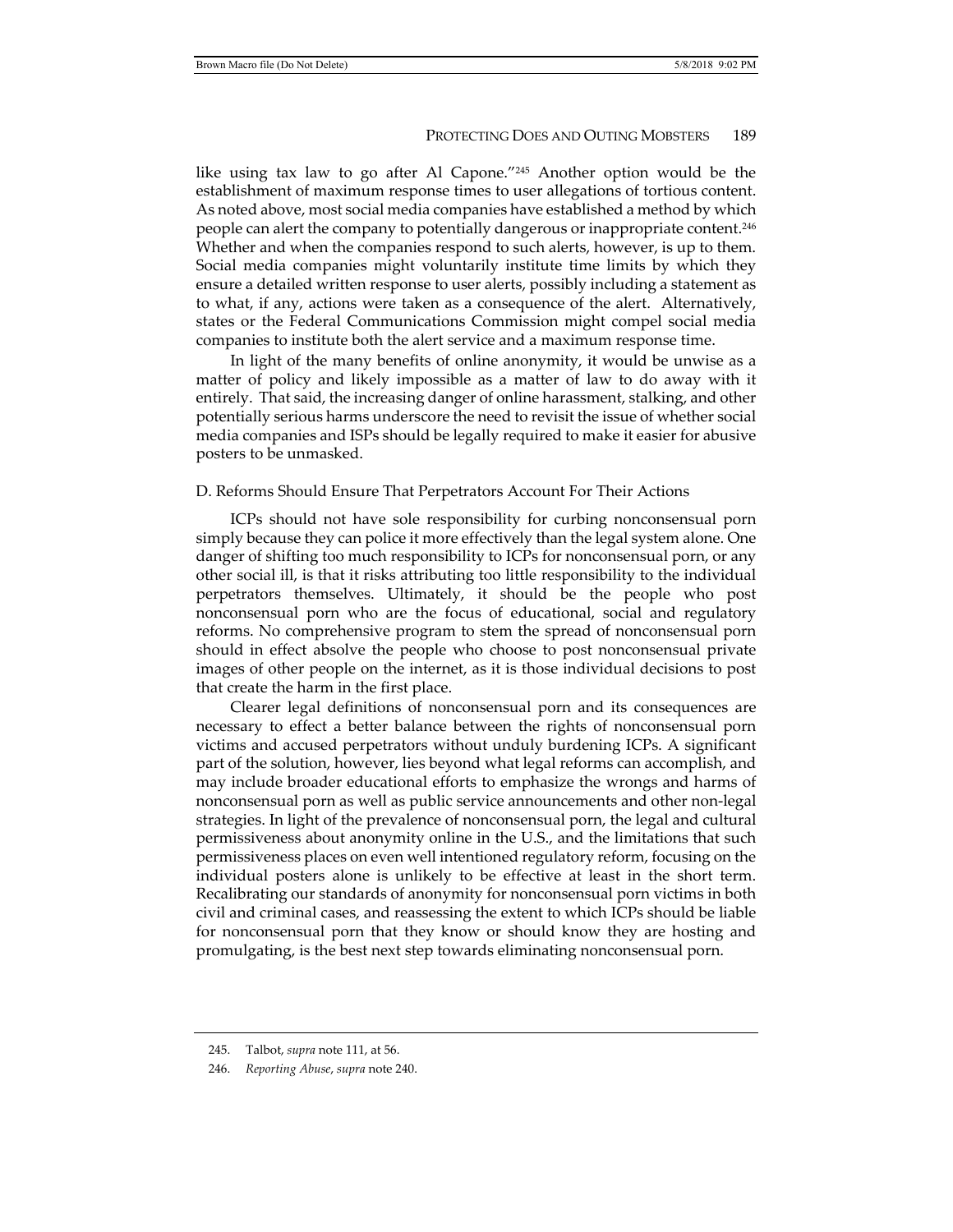like using tax law to go after Al Capone."[245] Another option would be the establishment of maximum response times to user allegations of tortious content. As noted above, most social media companies have established a method by which people can alert the company to potentially dangerous or inappropriate content.[246] Whether and when the companies respond to such alerts, however, is up to them. Social media companies might voluntarily institute time limits by which they ensure a detailed written response to user alerts, possibly including a statement as to what, if any, actions were taken as a consequence of the alert. Alternatively, states or the Federal Communications Commission might compel social media companies to institute both the alert service and a maximum response time.

In light of the many benefits of online anonymity, it would be unwise as a matter of policy and likely impossible as a matter of law to do away with it entirely. That said, the increasing danger of online harassment, stalking, and other potentially serious harms underscore the need to revisit the issue of whether social media companies and ISPs should be legally required to make it easier for abusive posters to be unmasked.

### D. Reforms Should Ensure That Perpetrators Account For Their Actions

ICPs should not have sole responsibility for curbing nonconsensual porn simply because they can police it more effectively than the legal system alone. One danger of shifting too much responsibility to ICPs for nonconsensual porn, or any other social ill, is that it risks attributing too little responsibility to the individual perpetrators themselves. Ultimately, it should be the people who post nonconsensual porn who are the focus of educational, social and regulatory reforms. No comprehensive program to stem the spread of nonconsensual porn should in effect absolve the people who choose to post nonconsensual private images of other people on the internet, as it is those individual decisions to post that create the harm in the first place.

Clearer legal definitions of nonconsensual porn and its consequences are necessary to effect a better balance between the rights of nonconsensual porn victims and accused perpetrators without unduly burdening ICPs. A significant part of the solution, however, lies beyond what legal reforms can accomplish, and may include broader educational efforts to emphasize the wrongs and harms of nonconsensual porn as well as public service announcements and other non-legal strategies. In light of the prevalence of nonconsensual porn, the legal and cultural permissiveness about anonymity online in the U.S., and the limitations that such permissiveness places on even well intentioned regulatory reform, focusing on the individual posters alone is unlikely to be effective at least in the short term. Recalibrating our standards of anonymity for nonconsensual porn victims in both civil and criminal cases, and reassessing the extent to which ICPs should be liable for nonconsensual porn that they know or should know they are hosting and promulgating, is the best next step towards eliminating nonconsensual porn.

---

245. Talbot, *supra* note 111, at 56.

246. *Reporting Abuse*, *supra* note 240.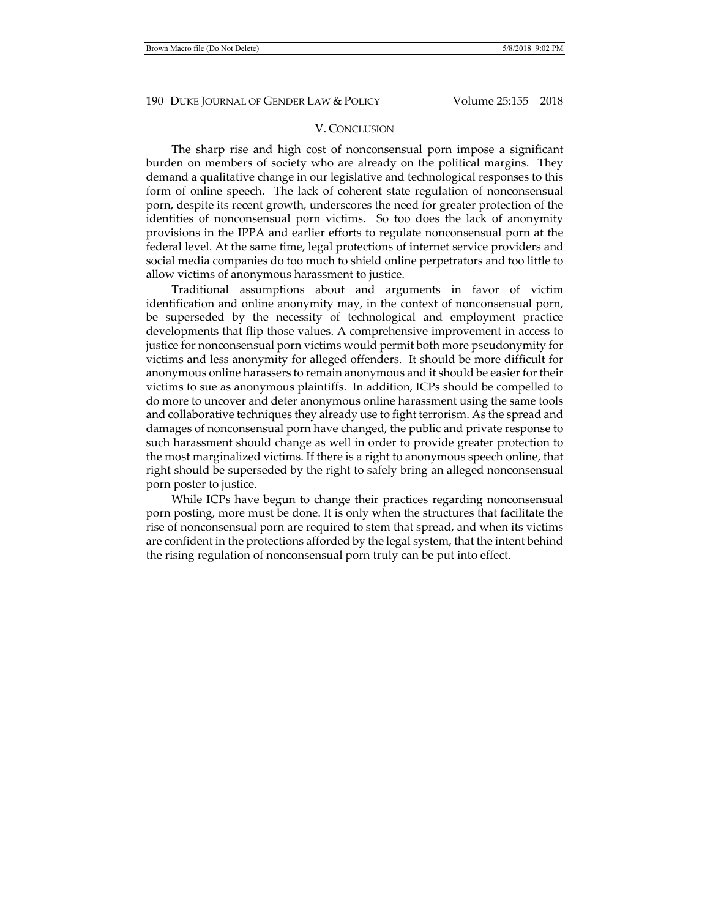## V. CONCLUSION

The sharp rise and high cost of nonconsensual porn impose a significant burden on members of society who are already on the political margins. They demand a qualitative change in our legislative and technological responses to this form of online speech. The lack of coherent state regulation of nonconsensual porn, despite its recent growth, underscores the need for greater protection of the identities of nonconsensual porn victims. So too does the lack of anonymity provisions in the IPPA and earlier efforts to regulate nonconsensual porn at the federal level. At the same time, legal protections of internet service providers and social media companies do too much to shield online perpetrators and too little to allow victims of anonymous harassment to justice.

Traditional assumptions about and arguments in favor of victim identification and online anonymity may, in the context of nonconsensual porn, be superseded by the necessity of technological and employment practice developments that flip those values. A comprehensive improvement in access to justice for nonconsensual porn victims would permit both more pseudonymity for victims and less anonymity for alleged offenders. It should be more difficult for anonymous online harassers to remain anonymous and it should be easier for their victims to sue as anonymous plaintiffs. In addition, ICPs should be compelled to do more to uncover and deter anonymous online harassment using the same tools and collaborative techniques they already use to fight terrorism. As the spread and damages of nonconsensual porn have changed, the public and private response to such harassment should change as well in order to provide greater protection to the most marginalized victims. If there is a right to anonymous speech online, that right should be superseded by the right to safely bring an alleged nonconsensual porn poster to justice.

While ICPs have begun to change their practices regarding nonconsensual porn posting, more must be done. It is only when the structures that facilitate the rise of nonconsensual porn are required to stem that spread, and when its victims are confident in the protections afforded by the legal system, that the intent behind the rising regulation of nonconsensual porn truly can be put into effect.